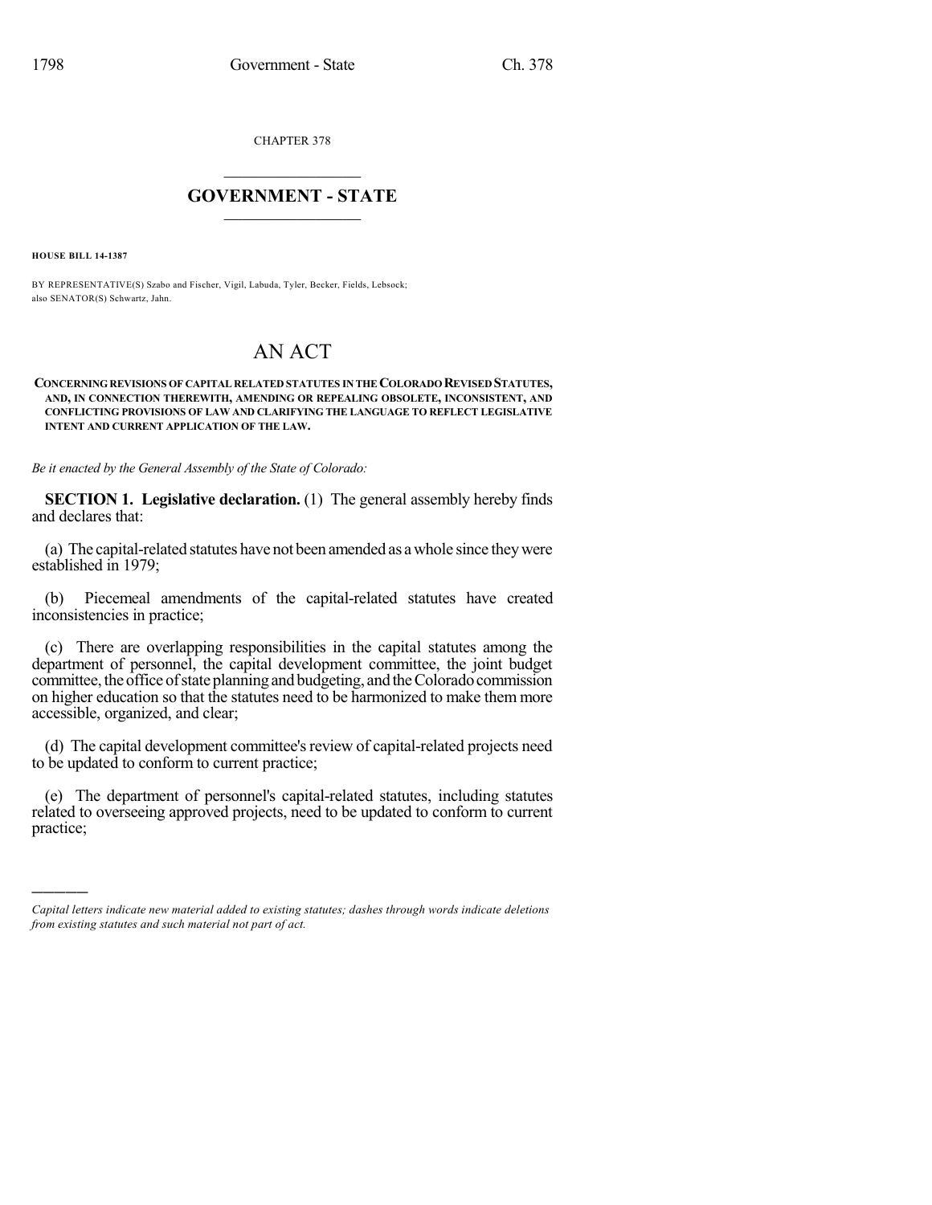CHAPTER 378

# GOVERNMENT - STATE

**HOUSE BILL 14-1387**

BY REPRESENTATIVE(S) Szabo and Fischer, Vigil, Labuda, Tyler, Becker, Fields, Lebsock; also SENATOR(S) Schwartz, Jahn.

# AN ACT

**CONCERNING REVISIONS OF CAPITAL RELATED STATUTES IN THE COLORADO REVISED STATUTES, AND, IN CONNECTION THEREWITH, AMENDING OR REPEALING OBSOLETE, INCONSISTENT, AND CONFLICTING PROVISIONS OF LAW AND CLARIFYING THE LANGUAGE TO REFLECT LEGISLATIVE INTENT AND CURRENT APPLICATION OF THE LAW.**

*Be it enacted by the General Assembly of the State of Colorado:*

**SECTION 1. Legislative declaration.** (1) The general assembly hereby finds and declares that:

(a) The capital-related statutes have not been amended as a whole since they were established in 1979;

(b) Piecemeal amendments of the capital-related statutes have created inconsistencies in practice;

(c) There are overlapping responsibilities in the capital statutes among the department of personnel, the capital development committee, the joint budget committee, the office of state planning and budgeting, and the Colorado commission on higher education so that the statutes need to be harmonized to make them more accessible, organized, and clear;

(d) The capital development committee's review of capital-related projects need to be updated to conform to current practice;

(e) The department of personnel's capital-related statutes, including statutes related to overseeing approved projects, need to be updated to conform to current practice;

*Capital letters indicate new material added to existing statutes; dashes through words indicate deletions from existing statutes and such material not part of act.*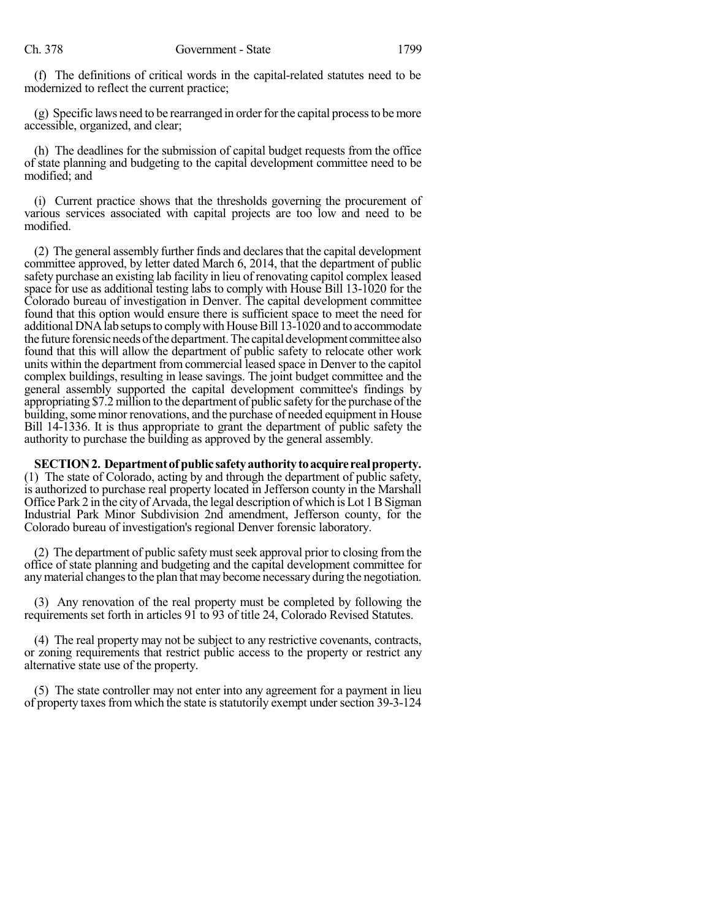(f) The definitions of critical words in the capital-related statutes need to be modernized to reflect the current practice;

(g) Specific laws need to be rearranged in order for the capital process to be more accessible, organized, and clear;

(h) The deadlines for the submission of capital budget requests from the office of state planning and budgeting to the capital development committee need to be modified; and

(i) Current practice shows that the thresholds governing the procurement of various services associated with capital projects are too low and need to be modified.

(2) The general assembly further finds and declares that the capital development committee approved, by letter dated March 6, 2014, that the department of public safety purchase an existing lab facility in lieu of renovating capitol complex leased space for use as additional testing labs to comply with House Bill 13-1020 for the Colorado bureau of investigation in Denver. The capital development committee found that this option would ensure there is sufficient space to meet the need for additional DNA lab setups to comply with House Bill 13-1020 and to accommodate the future forensic needs of the department. The capital development committee also found that this will allow the department of public safety to relocate other work units within the department from commercial leased space in Denver to the capitol complex buildings, resulting in lease savings. The joint budget committee and the general assembly supported the capital development committee's findings by appropriating $7.2 million to the department of public safety for the purchase of the building, some minor renovations, and the purchase of needed equipment in House Bill 14-1336. It is thus appropriate to grant the department of public safety the authority to purchase the building as approved by the general assembly.

**SECTION 2. Department of public safety authority to acquire real property.** (1) The state of Colorado, acting by and through the department of public safety, is authorized to purchase real property located in Jefferson county in the Marshall Office Park 2 in the city of Arvada, the legal description of which is Lot 1 B Sigman Industrial Park Minor Subdivision 2nd amendment, Jefferson county, for the Colorado bureau of investigation's regional Denver forensic laboratory.

(2) The department of public safety must seek approval prior to closing from the office of state planning and budgeting and the capital development committee for any material changes to the plan that may become necessary during the negotiation.

(3) Any renovation of the real property must be completed by following the requirements set forth in articles 91 to 93 of title 24, Colorado Revised Statutes.

(4) The real property may not be subject to any restrictive covenants, contracts, or zoning requirements that restrict public access to the property or restrict any alternative state use of the property.

(5) The state controller may not enter into any agreement for a payment in lieu of property taxes from which the state is statutorily exempt under section 39-3-124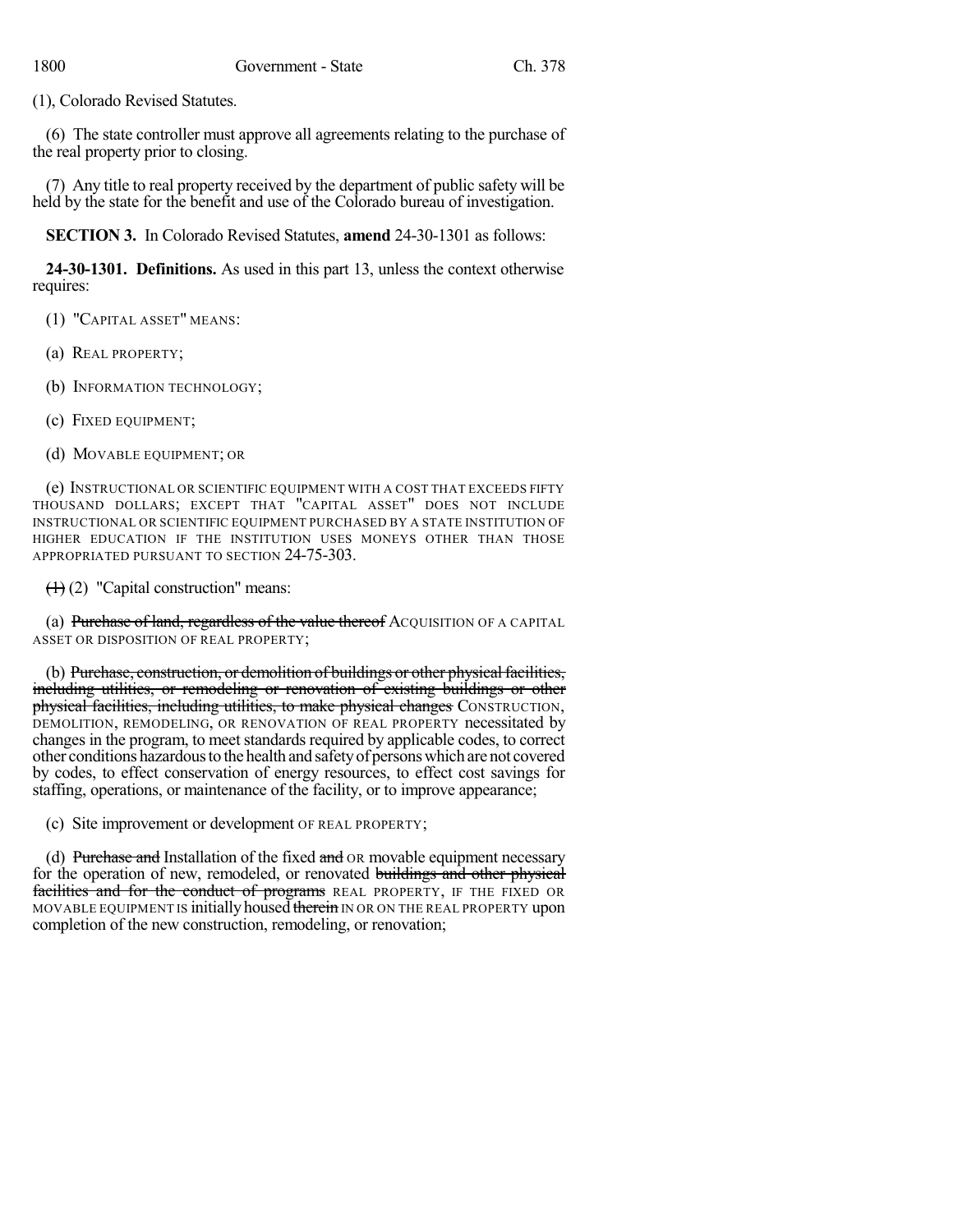(1), Colorado Revised Statutes.

(6) The state controller must approve all agreements relating to the purchase of the real property prior to closing.

(7) Any title to real property received by the department of public safety will be held by the state for the benefit and use of the Colorado bureau of investigation.

**SECTION 3.** In Colorado Revised Statutes, **amend** 24-30-1301 as follows:

**24-30-1301. Definitions.** As used in this part 13, unless the context otherwise requires:

(1) "CAPITAL ASSET" MEANS:

(a) REAL PROPERTY;

(b) INFORMATION TECHNOLOGY;

(c) FIXED EQUIPMENT;

(d) MOVABLE EQUIPMENT; OR

(e) INSTRUCTIONAL OR SCIENTIFIC EQUIPMENT WITH A COST THAT EXCEEDS FIFTY THOUSAND DOLLARS; EXCEPT THAT "CAPITAL ASSET" DOES NOT INCLUDE INSTRUCTIONAL OR SCIENTIFIC EQUIPMENT PURCHASED BY A STATE INSTITUTION OF HIGHER EDUCATION IF THE INSTITUTION USES MONEYS OTHER THAN THOSE APPROPRIATED PURSUANT TO SECTION 24-75-303.

~~(1)~~ (2) "Capital construction" means:

(a) ~~Purchase of land, regardless of the value thereof~~ ACQUISITION OF A CAPITAL ASSET OR DISPOSITION OF REAL PROPERTY;

(b) ~~Purchase, construction, or demolition of buildings or other physical facilities, including utilities, or remodeling or renovation of existing buildings or other physical facilities, including utilities, to make physical changes~~ CONSTRUCTION, DEMOLITION, REMODELING, OR RENOVATION OF REAL PROPERTY necessitated by changes in the program, to meet standards required by applicable codes, to correct other conditions hazardous to the health and safety of persons which are not covered by codes, to effect conservation of energy resources, to effect cost savings for staffing, operations, or maintenance of the facility, or to improve appearance;

(c) Site improvement or development OF REAL PROPERTY;

(d) ~~Purchase and~~ Installation of the fixed ~~and~~ OR movable equipment necessary for the operation of new, remodeled, or renovated ~~buildings and other physical facilities and for the conduct of programs~~ REAL PROPERTY, IF THE FIXED OR MOVABLE EQUIPMENT IS initially housed ~~therein~~ IN OR ON THE REAL PROPERTY upon completion of the new construction, remodeling, or renovation;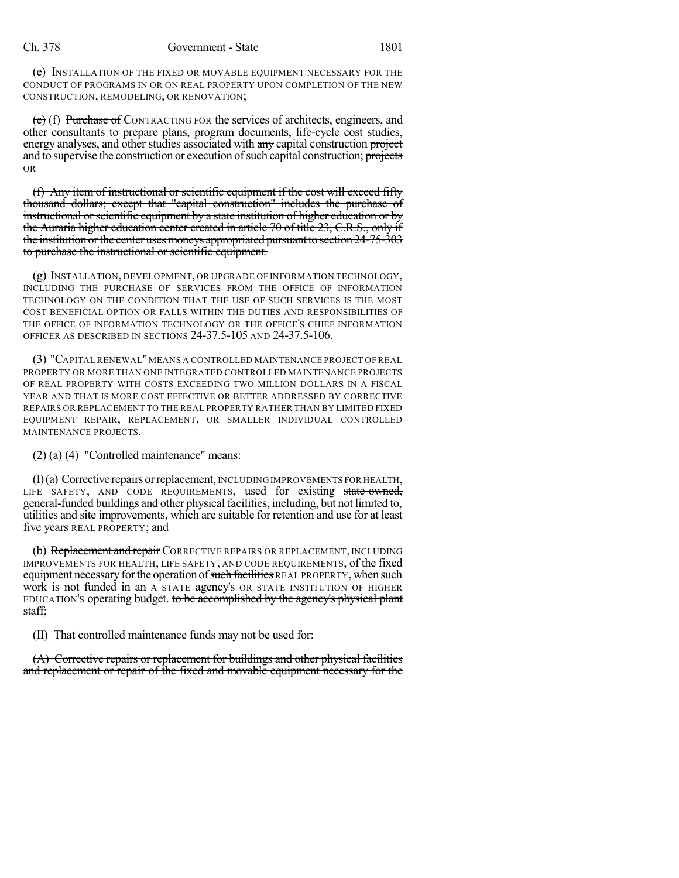(e) INSTALLATION OF THE FIXED OR MOVABLE EQUIPMENT NECESSARY FOR THE CONDUCT OF PROGRAMS IN OR ON REAL PROPERTY UPON COMPLETION OF THE NEW CONSTRUCTION, REMODELING, OR RENOVATION;

~~(e)~~ (f) ~~Purchase of~~ CONTRACTING FOR the services of architects, engineers, and other consultants to prepare plans, program documents, life-cycle cost studies, energy analyses, and other studies associated with ~~any~~ capital construction ~~project~~ and to supervise the construction or execution of such capital construction; ~~projects~~ OR

~~(f) Any item of instructional or scientific equipment if the cost will exceed fifty thousand dollars; except that "capital construction" includes the purchase of instructional or scientific equipment by a state institution of higher education or by the Auraria higher education center created in article 70 of title 23, C.R.S., only if the institution or the center uses moneys appropriated pursuant to section 24-75-303 to purchase the instructional or scientific equipment.~~

(g) INSTALLATION, DEVELOPMENT, OR UPGRADE OF INFORMATION TECHNOLOGY, INCLUDING THE PURCHASE OF SERVICES FROM THE OFFICE OF INFORMATION TECHNOLOGY ON THE CONDITION THAT THE USE OF SUCH SERVICES IS THE MOST COST BENEFICIAL OPTION OR FALLS WITHIN THE DUTIES AND RESPONSIBILITIES OF THE OFFICE OF INFORMATION TECHNOLOGY OR THE OFFICE'S CHIEF INFORMATION OFFICER AS DESCRIBED IN SECTIONS 24-37.5-105 AND 24-37.5-106.

(3) "CAPITAL RENEWAL" MEANS A CONTROLLED MAINTENANCE PROJECT OF REAL PROPERTY OR MORE THAN ONE INTEGRATED CONTROLLED MAINTENANCE PROJECTS OF REAL PROPERTY WITH COSTS EXCEEDING TWO MILLION DOLLARS IN A FISCAL YEAR AND THAT IS MORE COST EFFECTIVE OR BETTER ADDRESSED BY CORRECTIVE REPAIRS OR REPLACEMENT TO THE REAL PROPERTY RATHER THAN BY LIMITED FIXED EQUIPMENT REPAIR, REPLACEMENT, OR SMALLER INDIVIDUAL CONTROLLED MAINTENANCE PROJECTS.

~~(2) (a)~~ (4) "Controlled maintenance" means:

~~(I)~~ (a) Corrective repairs or replacement, INCLUDING IMPROVEMENTS FOR HEALTH, LIFE SAFETY, AND CODE REQUIREMENTS, used for existing ~~state-owned, general-funded buildings and other physical facilities, including, but not limited to, utilities and site improvements, which are suitable for retention and use for at least five years~~ REAL PROPERTY; and

(b) ~~Replacement and repair~~ CORRECTIVE REPAIRS OR REPLACEMENT, INCLUDING IMPROVEMENTS FOR HEALTH, LIFE SAFETY, AND CODE REQUIREMENTS, of the fixed equipment necessary for the operation of ~~such facilities~~ REAL PROPERTY, when such work is not funded in ~~an~~ A STATE agency's OR STATE INSTITUTION OF HIGHER EDUCATION'S operating budget. ~~to be accomplished by the agency's physical plant staff;~~

~~(II) That controlled maintenance funds may not be used for:~~

~~(A) Corrective repairs or replacement for buildings and other physical facilities and replacement or repair of the fixed and movable equipment necessary for the~~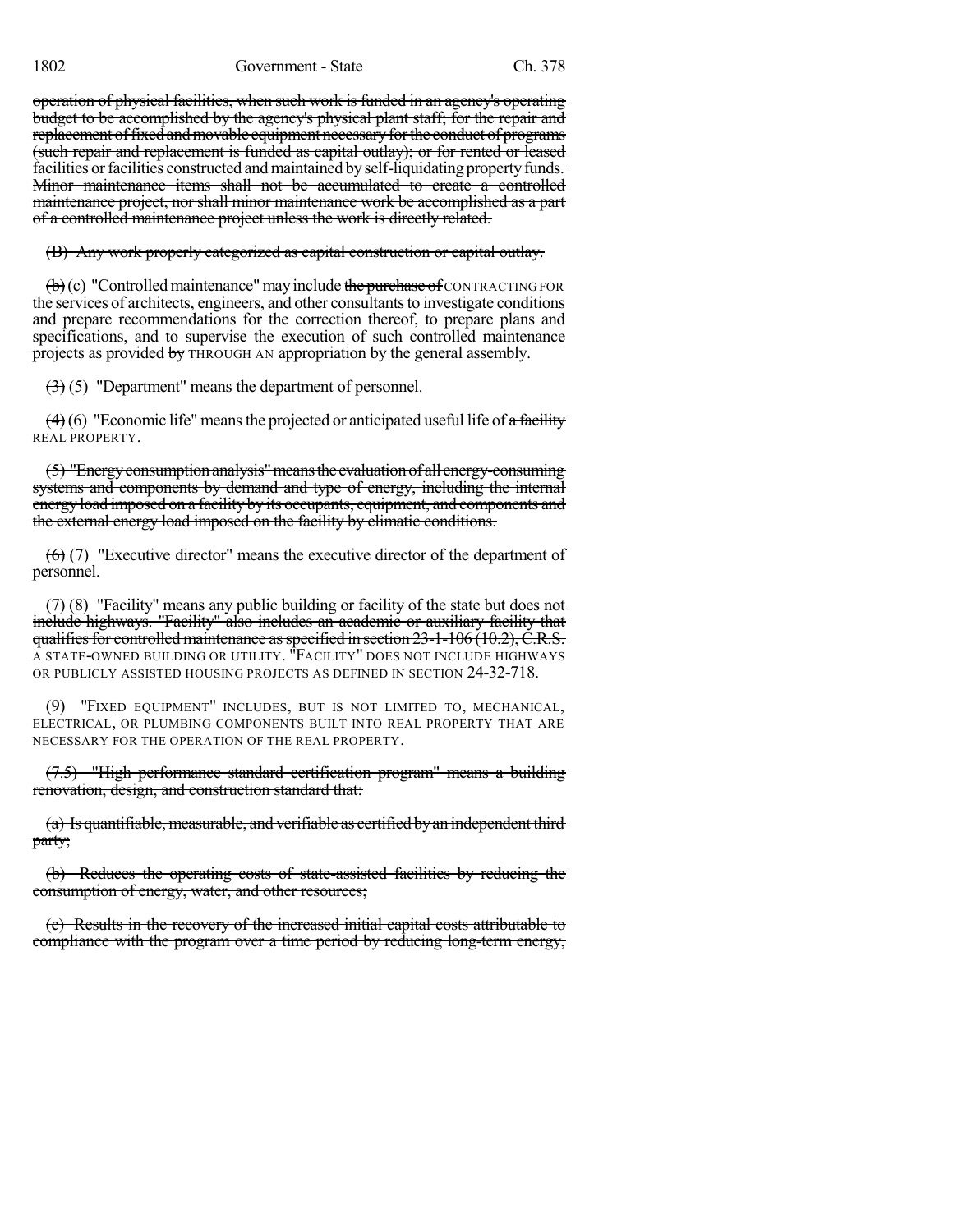~~operation of physical facilities, when such work is funded in an agency's operating budget to be accomplished by the agency's physical plant staff; for the repair and replacement of fixed and movable equipment necessary for the conduct of programs (such repair and replacement is funded as capital outlay); or for rented or leased facilities or facilities constructed and maintained by self-liquidating property funds. Minor maintenance items shall not be accumulated to create a controlled maintenance project, nor shall minor maintenance work be accomplished as a part of a controlled maintenance project unless the work is directly related.~~

~~(B) Any work properly categorized as capital construction or capital outlay.~~

~~(b)~~ (c) "Controlled maintenance" may include ~~the purchase of~~ CONTRACTING FOR the services of architects, engineers, and other consultants to investigate conditions and prepare recommendations for the correction thereof, to prepare plans and specifications, and to supervise the execution of such controlled maintenance projects as provided ~~by~~ THROUGH AN appropriation by the general assembly.

~~(3)~~ (5) "Department" means the department of personnel.

~~(4)~~ (6) "Economic life" means the projected or anticipated useful life of ~~a facility~~ REAL PROPERTY.

~~(5) "Energy consumption analysis" means the evaluation of all energy-consuming systems and components by demand and type of energy, including the internal energy load imposed on a facility by its occupants, equipment, and components and the external energy load imposed on the facility by climatic conditions.~~

~~(6)~~ (7) "Executive director" means the executive director of the department of personnel.

~~(7)~~ (8) "Facility" means ~~any public building or facility of the state but does not include highways. "Facility" also includes an academic or auxiliary facility that qualifies for controlled maintenance as specified in section 23-1-106 (10.2), C.R.S.~~ A STATE-OWNED BUILDING OR UTILITY. "FACILITY" DOES NOT INCLUDE HIGHWAYS OR PUBLICLY ASSISTED HOUSING PROJECTS AS DEFINED IN SECTION 24-32-718.

(9) "FIXED EQUIPMENT" INCLUDES, BUT IS NOT LIMITED TO, MECHANICAL, ELECTRICAL, OR PLUMBING COMPONENTS BUILT INTO REAL PROPERTY THAT ARE NECESSARY FOR THE OPERATION OF THE REAL PROPERTY.

~~(7.5) "High performance standard certification program" means a building renovation, design, and construction standard that:~~

~~(a) Is quantifiable, measurable, and verifiable as certified by an independent third party;~~

~~(b) Reduces the operating costs of state-assisted facilities by reducing the consumption of energy, water, and other resources;~~

~~(c) Results in the recovery of the increased initial capital costs attributable to compliance with the program over a time period by reducing long-term energy,~~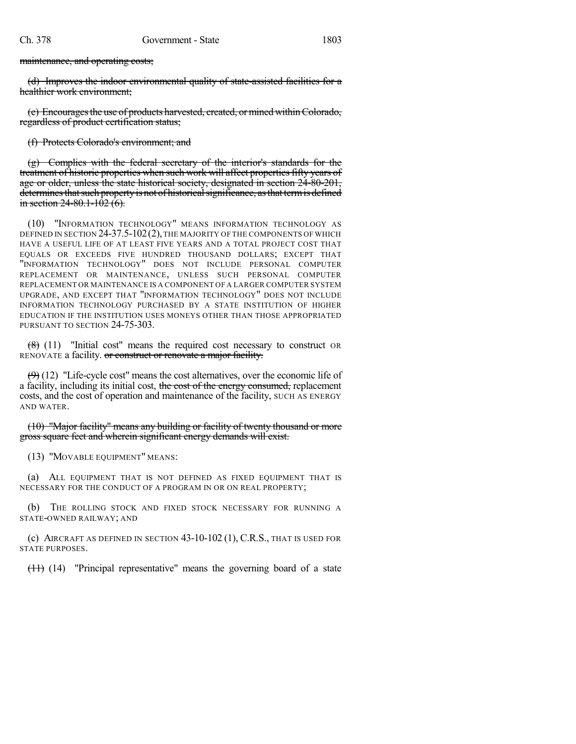~~maintenance, and operating costs;~~

~~(d) Improves the indoor environmental quality of state-assisted facilities for a healthier work environment;~~

~~(e) Encourages the use of products harvested, created, or mined within Colorado, regardless of product certification status;~~

~~(f) Protects Colorado's environment; and~~

~~(g) Complies with the federal secretary of the interior's standards for the treatment of historic properties when such work will affect properties fifty years of age or older, unless the state historical society, designated in section 24-80-201, determines that such property is not of historical significance, as that term is defined in section 24-80.1-102 (6).~~

(10) "INFORMATION TECHNOLOGY" MEANS INFORMATION TECHNOLOGY AS DEFINED IN SECTION 24-37.5-102 (2), THE MAJORITY OF THE COMPONENTS OF WHICH HAVE A USEFUL LIFE OF AT LEAST FIVE YEARS AND A TOTAL PROJECT COST THAT EQUALS OR EXCEEDS FIVE HUNDRED THOUSAND DOLLARS; EXCEPT THAT "INFORMATION TECHNOLOGY" DOES NOT INCLUDE PERSONAL COMPUTER REPLACEMENT OR MAINTENANCE, UNLESS SUCH PERSONAL COMPUTER REPLACEMENT OR MAINTENANCE IS A COMPONENT OF A LARGER COMPUTER SYSTEM UPGRADE, AND EXCEPT THAT "INFORMATION TECHNOLOGY" DOES NOT INCLUDE INFORMATION TECHNOLOGY PURCHASED BY A STATE INSTITUTION OF HIGHER EDUCATION IF THE INSTITUTION USES MONEYS OTHER THAN THOSE APPROPRIATED PURSUANT TO SECTION 24-75-303.

~~(8)~~ (11) "Initial cost" means the required cost necessary to construct OR RENOVATE a facility. ~~or construct or renovate a major facility.~~

~~(9)~~ (12) "Life-cycle cost" means the cost alternatives, over the economic life of a facility, including its initial cost, ~~the cost of the energy consumed,~~ replacement costs, and the cost of operation and maintenance of the facility, SUCH AS ENERGY AND WATER.

~~(10) "Major facility" means any building or facility of twenty thousand or more gross square feet and wherein significant energy demands will exist.~~

(13) "MOVABLE EQUIPMENT" MEANS:

(a) ALL EQUIPMENT THAT IS NOT DEFINED AS FIXED EQUIPMENT THAT IS NECESSARY FOR THE CONDUCT OF A PROGRAM IN OR ON REAL PROPERTY;

(b) THE ROLLING STOCK AND FIXED STOCK NECESSARY FOR RUNNING A STATE-OWNED RAILWAY; AND

(c) AIRCRAFT AS DEFINED IN SECTION 43-10-102 (1), C.R.S., THAT IS USED FOR STATE PURPOSES.

~~(11)~~ (14) "Principal representative" means the governing board of a state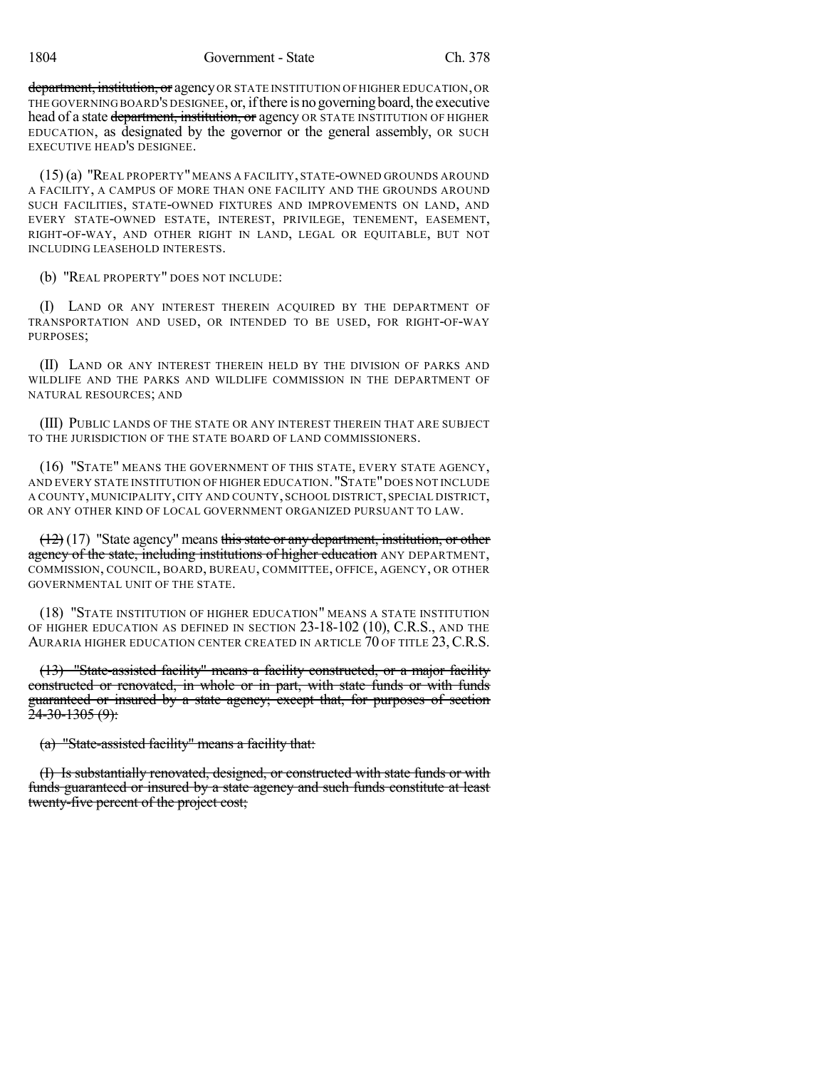~~department, institution, or~~ agency OR STATE INSTITUTION OF HIGHER EDUCATION, OR THE GOVERNING BOARD'S DESIGNEE, or, if there is no governing board, the executive head of a state ~~department, institution, or~~ agency OR STATE INSTITUTION OF HIGHER EDUCATION, as designated by the governor or the general assembly, OR SUCH EXECUTIVE HEAD'S DESIGNEE.

(15) (a) "REAL PROPERTY" MEANS A FACILITY, STATE-OWNED GROUNDS AROUND A FACILITY, A CAMPUS OF MORE THAN ONE FACILITY AND THE GROUNDS AROUND SUCH FACILITIES, STATE-OWNED FIXTURES AND IMPROVEMENTS ON LAND, AND EVERY STATE-OWNED ESTATE, INTEREST, PRIVILEGE, TENEMENT, EASEMENT, RIGHT-OF-WAY, AND OTHER RIGHT IN LAND, LEGAL OR EQUITABLE, BUT NOT INCLUDING LEASEHOLD INTERESTS.

(b) "REAL PROPERTY" DOES NOT INCLUDE:

(I) LAND OR ANY INTEREST THEREIN ACQUIRED BY THE DEPARTMENT OF TRANSPORTATION AND USED, OR INTENDED TO BE USED, FOR RIGHT-OF-WAY PURPOSES;

(II) LAND OR ANY INTEREST THEREIN HELD BY THE DIVISION OF PARKS AND WILDLIFE AND THE PARKS AND WILDLIFE COMMISSION IN THE DEPARTMENT OF NATURAL RESOURCES; AND

(III) PUBLIC LANDS OF THE STATE OR ANY INTEREST THEREIN THAT ARE SUBJECT TO THE JURISDICTION OF THE STATE BOARD OF LAND COMMISSIONERS.

(16) "STATE" MEANS THE GOVERNMENT OF THIS STATE, EVERY STATE AGENCY, AND EVERY STATE INSTITUTION OF HIGHER EDUCATION. "STATE" DOES NOT INCLUDE A COUNTY, MUNICIPALITY, CITY AND COUNTY, SCHOOL DISTRICT, SPECIAL DISTRICT, OR ANY OTHER KIND OF LOCAL GOVERNMENT ORGANIZED PURSUANT TO LAW.

~~(12)~~ (17) "State agency" means ~~this state or any department, institution, or other agency of the state, including institutions of higher education~~ ANY DEPARTMENT, COMMISSION, COUNCIL, BOARD, BUREAU, COMMITTEE, OFFICE, AGENCY, OR OTHER GOVERNMENTAL UNIT OF THE STATE.

(18) "STATE INSTITUTION OF HIGHER EDUCATION" MEANS A STATE INSTITUTION OF HIGHER EDUCATION AS DEFINED IN SECTION 23-18-102 (10), C.R.S., AND THE AURARIA HIGHER EDUCATION CENTER CREATED IN ARTICLE 70 OF TITLE 23, C.R.S.

~~(13) "State-assisted facility" means a facility constructed, or a major facility constructed or renovated, in whole or in part, with state funds or with funds guaranteed or insured by a state agency; except that, for purposes of section 24-30-1305 (9):~~

~~(a) "State-assisted facility" means a facility that:~~

~~(I) Is substantially renovated, designed, or constructed with state funds or with funds guaranteed or insured by a state agency and such funds constitute at least twenty-five percent of the project cost;~~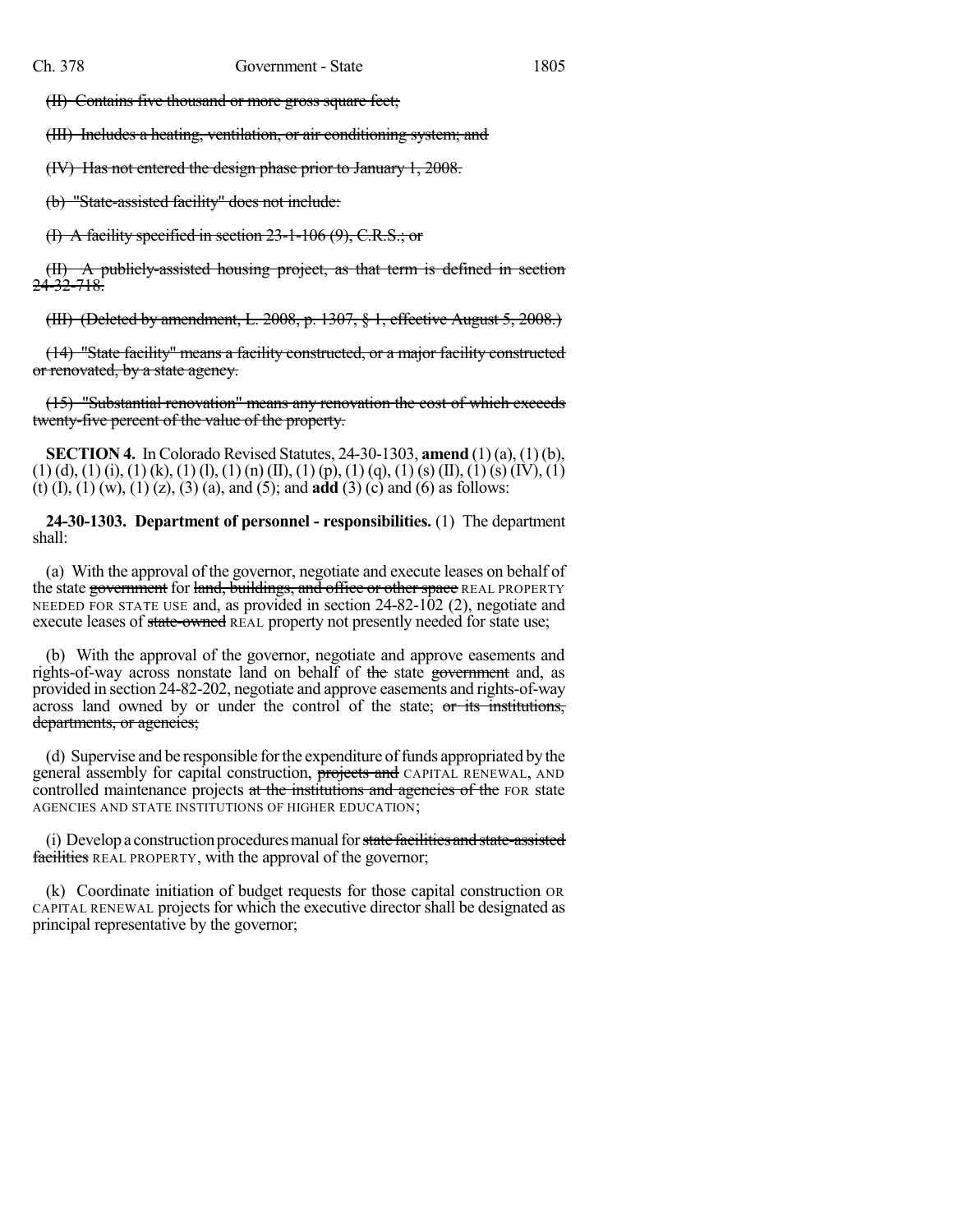~~(II) Contains five thousand or more gross square feet;~~

~~(III) Includes a heating, ventilation, or air conditioning system; and~~

~~(IV) Has not entered the design phase prior to January 1, 2008.~~

~~(b) "State-assisted facility" does not include:~~

~~(I) A facility specified in section 23-1-106 (9), C.R.S.; or~~

~~(II) A publicly-assisted housing project, as that term is defined in section 24-32-718.~~

~~(III) (Deleted by amendment, L. 2008, p. 1307, § 1, effective August 5, 2008.)~~

~~(14) "State facility" means a facility constructed, or a major facility constructed or renovated, by a state agency.~~

~~(15) "Substantial renovation" means any renovation the cost of which exceeds twenty-five percent of the value of the property.~~

**SECTION 4.** In Colorado Revised Statutes, 24-30-1303, **amend** (1) (a), (1) (b), (1) (d), (1) (i), (1) (k), (1) (l), (1) (n) (II), (1) (p), (1) (q), (1) (s) (II), (1) (s) (IV), (1) (t) (I), (1) (w), (1) (z), (3) (a), and (5); and **add** (3) (c) and (6) as follows:

**24-30-1303. Department of personnel - responsibilities.** (1) The department shall:

(a) With the approval of the governor, negotiate and execute leases on behalf of the state ~~government~~ for ~~land, buildings, and office or other space~~ REAL PROPERTY NEEDED FOR STATE USE and, as provided in section 24-82-102 (2), negotiate and execute leases of ~~state-owned~~ REAL property not presently needed for state use;

(b) With the approval of the governor, negotiate and approve easements and rights-of-way across nonstate land on behalf of ~~the~~ state ~~government~~ and, as provided in section 24-82-202, negotiate and approve easements and rights-of-way across land owned by or under the control of the state; ~~or its institutions, departments, or agencies;~~

(d) Supervise and be responsible for the expenditure of funds appropriated by the general assembly for capital construction, ~~projects and~~ CAPITAL RENEWAL, AND controlled maintenance projects ~~at the institutions and agencies of the~~ FOR state AGENCIES AND STATE INSTITUTIONS OF HIGHER EDUCATION;

(i) Develop a construction procedures manual for ~~state facilities and state-assisted facilities~~ REAL PROPERTY, with the approval of the governor;

(k) Coordinate initiation of budget requests for those capital construction OR CAPITAL RENEWAL projects for which the executive director shall be designated as principal representative by the governor;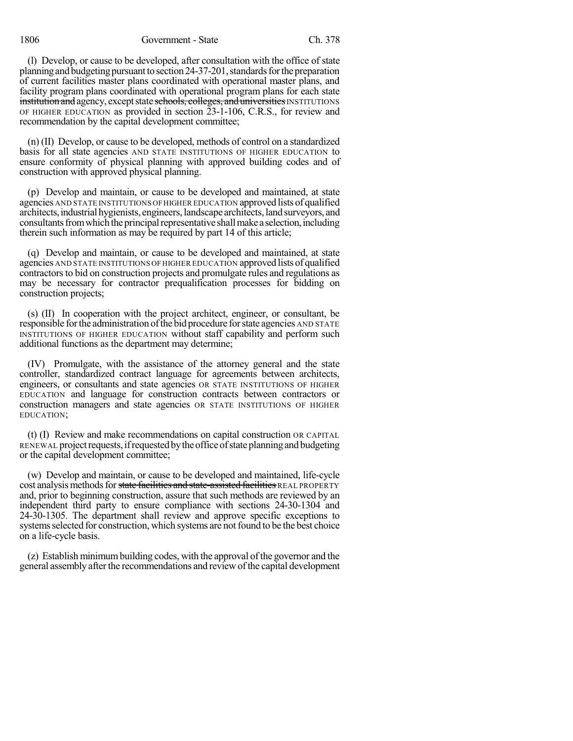(l) Develop, or cause to be developed, after consultation with the office of state planning and budgeting pursuant to section 24-37-201, standards for the preparation of current facilities master plans coordinated with operational master plans, and facility program plans coordinated with operational program plans for each state ~~institution and~~ agency, except state ~~schools, colleges, and universities~~ INSTITUTIONS OF HIGHER EDUCATION as provided in section 23-1-106, C.R.S., for review and recommendation by the capital development committee;

(n) (II) Develop, or cause to be developed, methods of control on a standardized basis for all state agencies AND STATE INSTITUTIONS OF HIGHER EDUCATION to ensure conformity of physical planning with approved building codes and of construction with approved physical planning.

(p) Develop and maintain, or cause to be developed and maintained, at state agencies AND STATE INSTITUTIONS OF HIGHER EDUCATION approved lists of qualified architects, industrial hygienists, engineers, landscape architects, land surveyors, and consultants from which the principal representative shall make a selection, including therein such information as may be required by part 14 of this article;

(q) Develop and maintain, or cause to be developed and maintained, at state agencies AND STATE INSTITUTIONS OF HIGHER EDUCATION approved lists of qualified contractors to bid on construction projects and promulgate rules and regulations as may be necessary for contractor prequalification processes for bidding on construction projects;

(s) (II) In cooperation with the project architect, engineer, or consultant, be responsible for the administration of the bid procedure for state agencies AND STATE INSTITUTIONS OF HIGHER EDUCATION without staff capability and perform such additional functions as the department may determine;

(IV) Promulgate, with the assistance of the attorney general and the state controller, standardized contract language for agreements between architects, engineers, or consultants and state agencies OR STATE INSTITUTIONS OF HIGHER EDUCATION and language for construction contracts between contractors or construction managers and state agencies OR STATE INSTITUTIONS OF HIGHER EDUCATION;

(t) (I) Review and make recommendations on capital construction OR CAPITAL RENEWAL project requests, if requested by the office of state planning and budgeting or the capital development committee;

(w) Develop and maintain, or cause to be developed and maintained, life-cycle cost analysis methods for ~~state facilities and state-assisted facilities~~ REAL PROPERTY and, prior to beginning construction, assure that such methods are reviewed by an independent third party to ensure compliance with sections 24-30-1304 and 24-30-1305. The department shall review and approve specific exceptions to systems selected for construction, which systems are not found to be the best choice on a life-cycle basis.

(z) Establish minimum building codes, with the approval of the governor and the general assembly after the recommendations and review of the capital development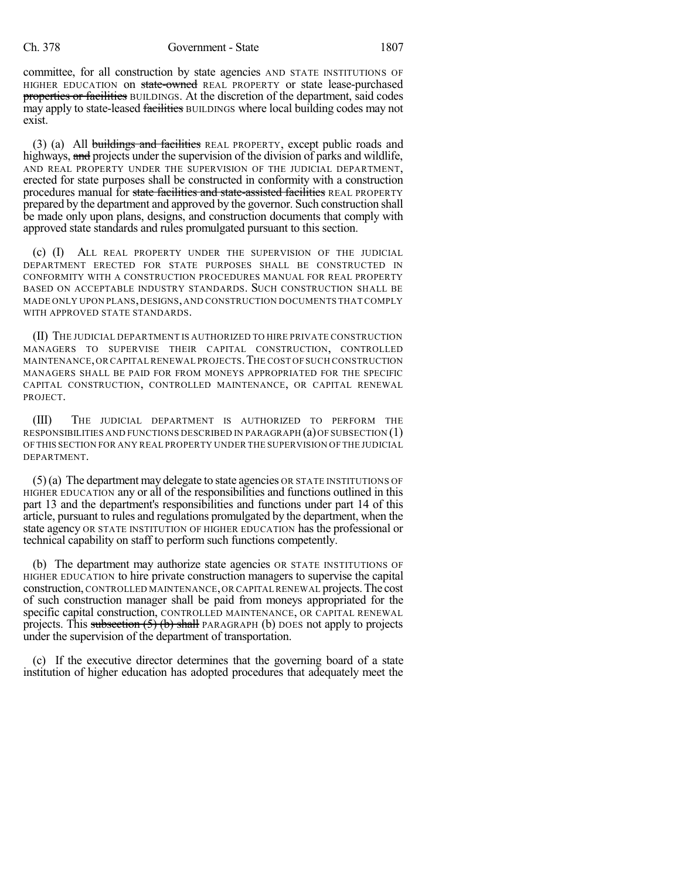committee, for all construction by state agencies AND STATE INSTITUTIONS OF HIGHER EDUCATION on ~~state-owned~~ REAL PROPERTY or state lease-purchased ~~properties or facilities~~ BUILDINGS. At the discretion of the department, said codes may apply to state-leased ~~facilities~~ BUILDINGS where local building codes may not exist.

(3) (a) All ~~buildings and facilities~~ REAL PROPERTY, except public roads and highways, ~~and~~ projects under the supervision of the division of parks and wildlife, AND REAL PROPERTY UNDER THE SUPERVISION OF THE JUDICIAL DEPARTMENT, erected for state purposes shall be constructed in conformity with a construction procedures manual for ~~state facilities and state-assisted facilities~~ REAL PROPERTY prepared by the department and approved by the governor. Such construction shall be made only upon plans, designs, and construction documents that comply with approved state standards and rules promulgated pursuant to this section.

(c) (I) ALL REAL PROPERTY UNDER THE SUPERVISION OF THE JUDICIAL DEPARTMENT ERECTED FOR STATE PURPOSES SHALL BE CONSTRUCTED IN CONFORMITY WITH A CONSTRUCTION PROCEDURES MANUAL FOR REAL PROPERTY BASED ON ACCEPTABLE INDUSTRY STANDARDS. SUCH CONSTRUCTION SHALL BE MADE ONLY UPON PLANS, DESIGNS, AND CONSTRUCTION DOCUMENTS THAT COMPLY WITH APPROVED STATE STANDARDS.

(II) THE JUDICIAL DEPARTMENT IS AUTHORIZED TO HIRE PRIVATE CONSTRUCTION MANAGERS TO SUPERVISE THEIR CAPITAL CONSTRUCTION, CONTROLLED MAINTENANCE, OR CAPITAL RENEWAL PROJECTS. THE COST OF SUCH CONSTRUCTION MANAGERS SHALL BE PAID FOR FROM MONEYS APPROPRIATED FOR THE SPECIFIC CAPITAL CONSTRUCTION, CONTROLLED MAINTENANCE, OR CAPITAL RENEWAL PROJECT.

(III) THE JUDICIAL DEPARTMENT IS AUTHORIZED TO PERFORM THE RESPONSIBILITIES AND FUNCTIONS DESCRIBED IN PARAGRAPH (a) OF SUBSECTION (1) OF THIS SECTION FOR ANY REAL PROPERTY UNDER THE SUPERVISION OF THE JUDICIAL DEPARTMENT.

(5) (a) The department may delegate to state agencies OR STATE INSTITUTIONS OF HIGHER EDUCATION any or all of the responsibilities and functions outlined in this part 13 and the department's responsibilities and functions under part 14 of this article, pursuant to rules and regulations promulgated by the department, when the state agency OR STATE INSTITUTION OF HIGHER EDUCATION has the professional or technical capability on staff to perform such functions competently.

(b) The department may authorize state agencies OR STATE INSTITUTIONS OF HIGHER EDUCATION to hire private construction managers to supervise the capital construction, CONTROLLED MAINTENANCE, OR CAPITAL RENEWAL projects. The cost of such construction manager shall be paid from moneys appropriated for the specific capital construction, CONTROLLED MAINTENANCE, OR CAPITAL RENEWAL projects. This ~~subsection (5) (b) shall~~ PARAGRAPH (b) DOES not apply to projects under the supervision of the department of transportation.

(c) If the executive director determines that the governing board of a state institution of higher education has adopted procedures that adequately meet the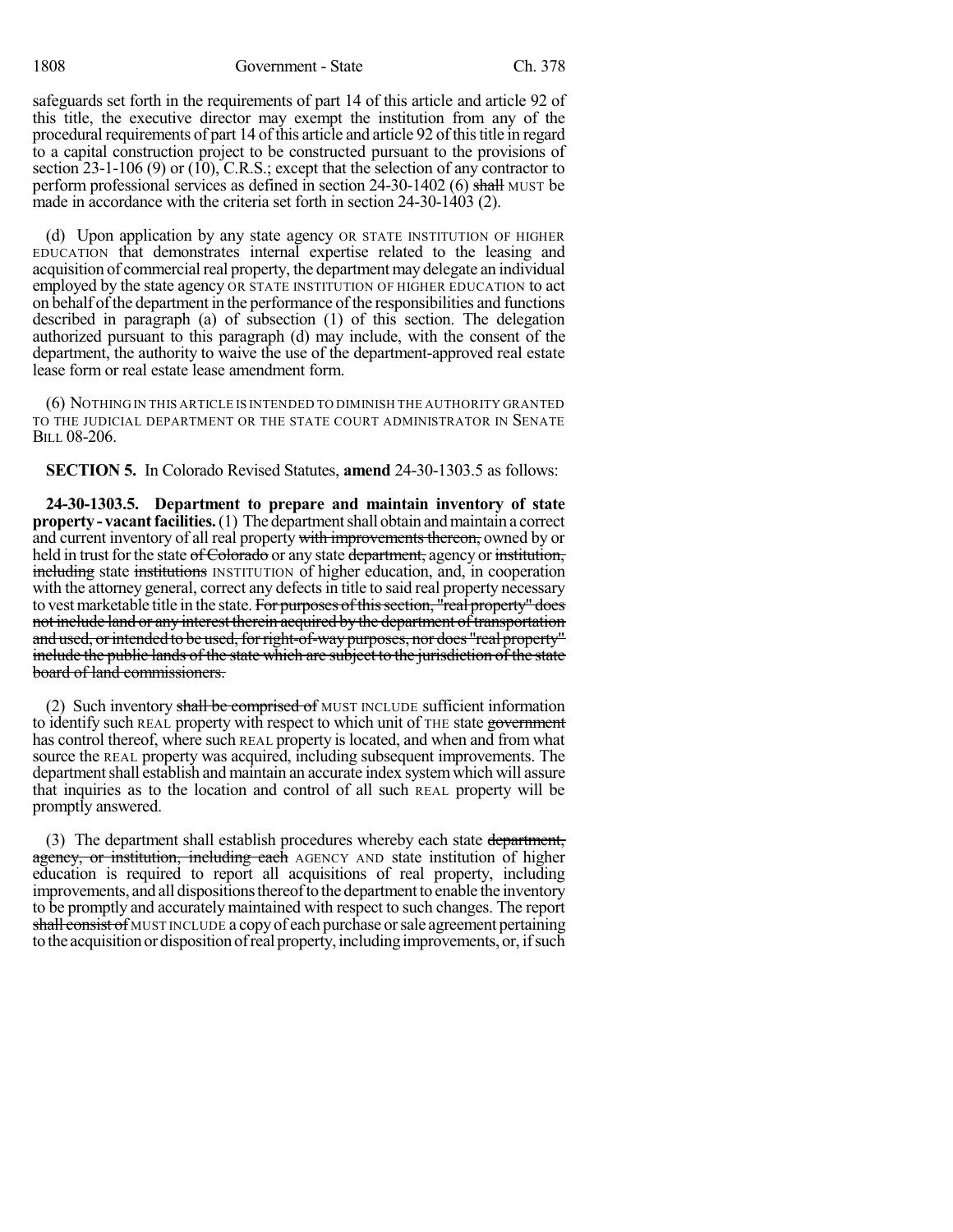safeguards set forth in the requirements of part 14 of this article and article 92 of this title, the executive director may exempt the institution from any of the procedural requirements of part 14 of this article and article 92 of this title in regard to a capital construction project to be constructed pursuant to the provisions of section 23-1-106 (9) or (10), C.R.S.; except that the selection of any contractor to perform professional services as defined in section 24-30-1402 (6) ~~shall~~ MUST be made in accordance with the criteria set forth in section 24-30-1403 (2).

(d) Upon application by any state agency OR STATE INSTITUTION OF HIGHER EDUCATION that demonstrates internal expertise related to the leasing and acquisition of commercial real property, the department may delegate an individual employed by the state agency OR STATE INSTITUTION OF HIGHER EDUCATION to act on behalf of the department in the performance of the responsibilities and functions described in paragraph (a) of subsection (1) of this section. The delegation authorized pursuant to this paragraph (d) may include, with the consent of the department, the authority to waive the use of the department-approved real estate lease form or real estate lease amendment form.

(6) NOTHING IN THIS ARTICLE IS INTENDED TO DIMINISH THE AUTHORITY GRANTED TO THE JUDICIAL DEPARTMENT OR THE STATE COURT ADMINISTRATOR IN SENATE BILL 08-206.

**SECTION 5.** In Colorado Revised Statutes, **amend** 24-30-1303.5 as follows:

**24-30-1303.5. Department to prepare and maintain inventory of state property - vacant facilities.** (1) The department shall obtain and maintain a correct and current inventory of all real property ~~with improvements thereon,~~ owned by or held in trust for the state ~~of Colorado~~ or any state ~~department,~~ agency or ~~institution, including~~ state ~~institutions~~ INSTITUTION of higher education, and, in cooperation with the attorney general, correct any defects in title to said real property necessary to vest marketable title in the state. ~~For purposes of this section, "real property" does not include land or any interest therein acquired by the department of transportation and used, or intended to be used, for right-of-way purposes, nor does "real property" include the public lands of the state which are subject to the jurisdiction of the state board of land commissioners.~~

(2) Such inventory ~~shall be comprised of~~ MUST INCLUDE sufficient information to identify such REAL property with respect to which unit of THE state ~~government~~ has control thereof, where such REAL property is located, and when and from what source the REAL property was acquired, including subsequent improvements. The department shall establish and maintain an accurate index system which will assure that inquiries as to the location and control of all such REAL property will be promptly answered.

(3) The department shall establish procedures whereby each state ~~department, agency, or institution, including each~~ AGENCY AND state institution of higher education is required to report all acquisitions of real property, including improvements, and all dispositions thereof to the department to enable the inventory to be promptly and accurately maintained with respect to such changes. The report ~~shall consist of~~ MUST INCLUDE a copy of each purchase or sale agreement pertaining to the acquisition or disposition of real property, including improvements, or, if such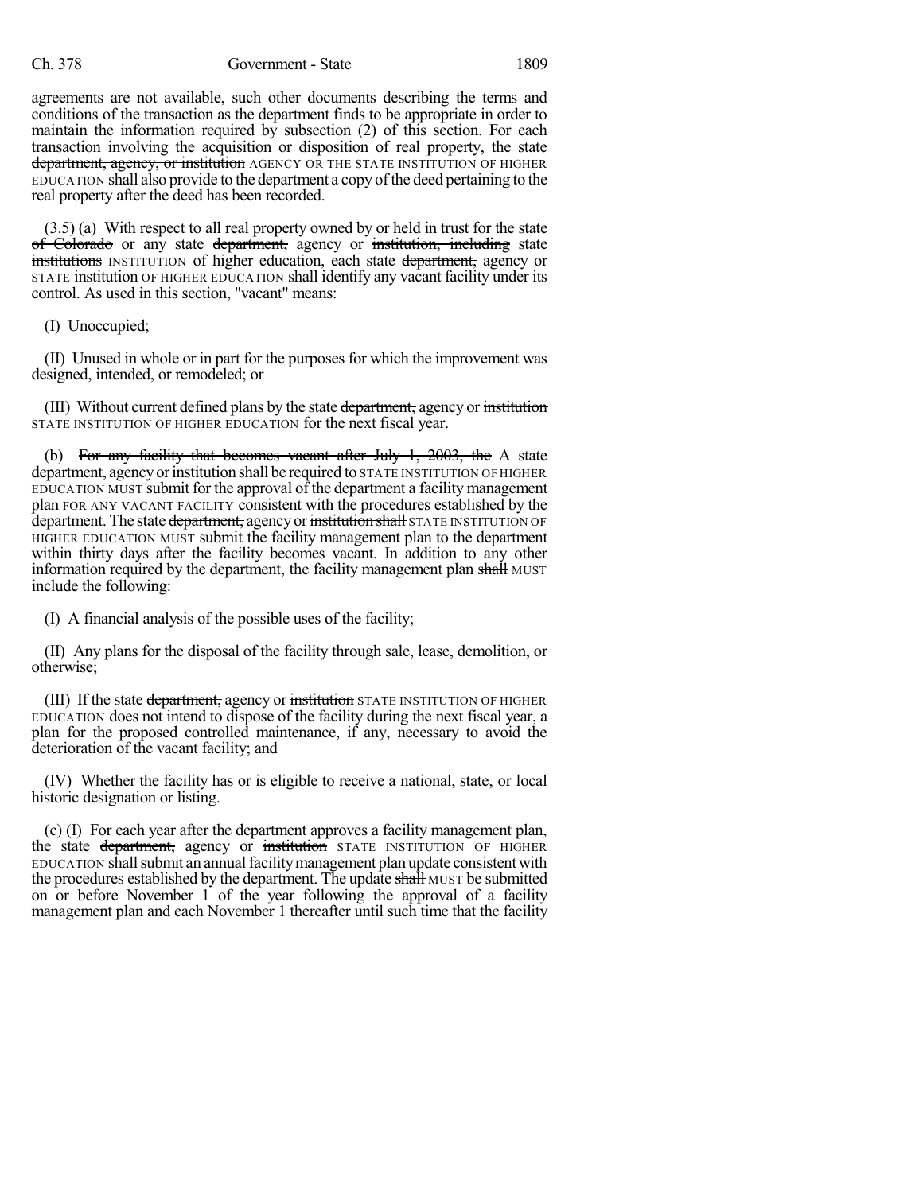agreements are not available, such other documents describing the terms and conditions of the transaction as the department finds to be appropriate in order to maintain the information required by subsection (2) of this section. For each transaction involving the acquisition or disposition of real property, the state ~~department, agency, or institution~~ AGENCY OR THE STATE INSTITUTION OF HIGHER EDUCATION shall also provide to the department a copy of the deed pertaining to the real property after the deed has been recorded.

(3.5) (a) With respect to all real property owned by or held in trust for the state ~~of Colorado~~ or any state ~~department,~~ agency or ~~institution, including~~ state ~~institutions~~ INSTITUTION of higher education, each state ~~department,~~ agency or STATE institution OF HIGHER EDUCATION shall identify any vacant facility under its control. As used in this section, "vacant" means:

(I) Unoccupied;

(II) Unused in whole or in part for the purposes for which the improvement was designed, intended, or remodeled; or

(III) Without current defined plans by the state ~~department,~~ agency or ~~institution~~ STATE INSTITUTION OF HIGHER EDUCATION for the next fiscal year.

(b) ~~For any facility that becomes vacant after July 1, 2003, the~~ A state ~~department,~~ agency or ~~institution shall be required to~~ STATE INSTITUTION OF HIGHER EDUCATION MUST submit for the approval of the department a facility management plan FOR ANY VACANT FACILITY consistent with the procedures established by the department. The state ~~department,~~ agency or ~~institution shall~~ STATE INSTITUTION OF HIGHER EDUCATION MUST submit the facility management plan to the department within thirty days after the facility becomes vacant. In addition to any other information required by the department, the facility management plan ~~shall~~ MUST include the following:

(I) A financial analysis of the possible uses of the facility;

(II) Any plans for the disposal of the facility through sale, lease, demolition, or otherwise;

(III) If the state ~~department,~~ agency or ~~institution~~ STATE INSTITUTION OF HIGHER EDUCATION does not intend to dispose of the facility during the next fiscal year, a plan for the proposed controlled maintenance, if any, necessary to avoid the deterioration of the vacant facility; and

(IV) Whether the facility has or is eligible to receive a national, state, or local historic designation or listing.

(c) (I) For each year after the department approves a facility management plan, the state ~~department,~~ agency or ~~institution~~ STATE INSTITUTION OF HIGHER EDUCATION shall submit an annual facility management plan update consistent with the procedures established by the department. The update ~~shall~~ MUST be submitted on or before November 1 of the year following the approval of a facility management plan and each November 1 thereafter until such time that the facility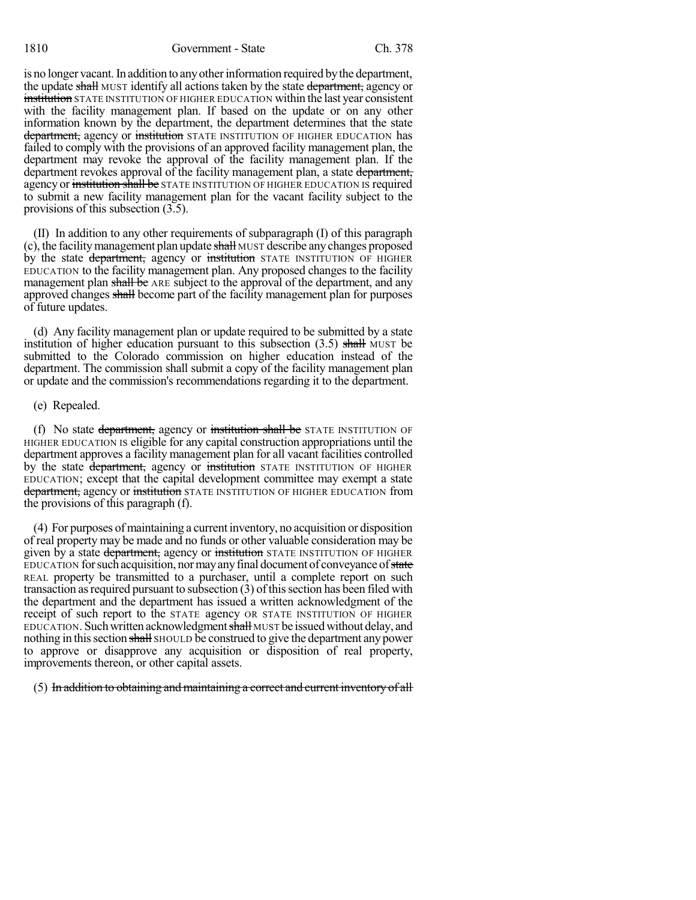is no longer vacant. In addition to any other information required by the department, the update ~~shall~~ MUST identify all actions taken by the state ~~department,~~ agency or ~~institution~~ STATE INSTITUTION OF HIGHER EDUCATION within the last year consistent with the facility management plan. If based on the update or on any other information known by the department, the department determines that the state ~~department,~~ agency or ~~institution~~ STATE INSTITUTION OF HIGHER EDUCATION has failed to comply with the provisions of an approved facility management plan, the department may revoke the approval of the facility management plan. If the department revokes approval of the facility management plan, a state ~~department,~~ agency or ~~institution shall be~~ STATE INSTITUTION OF HIGHER EDUCATION IS required to submit a new facility management plan for the vacant facility subject to the provisions of this subsection (3.5).

(II) In addition to any other requirements of subparagraph (I) of this paragraph (c), the facility management plan update ~~shall~~ MUST describe any changes proposed by the state ~~department,~~ agency or ~~institution~~ STATE INSTITUTION OF HIGHER EDUCATION to the facility management plan. Any proposed changes to the facility management plan ~~shall be~~ ARE subject to the approval of the department, and any approved changes ~~shall~~ become part of the facility management plan for purposes of future updates.

(d) Any facility management plan or update required to be submitted by a state institution of higher education pursuant to this subsection (3.5) ~~shall~~ MUST be submitted to the Colorado commission on higher education instead of the department. The commission shall submit a copy of the facility management plan or update and the commission's recommendations regarding it to the department.

(e) Repealed.

(f) No state ~~department,~~ agency or ~~institution shall be~~ STATE INSTITUTION OF HIGHER EDUCATION IS eligible for any capital construction appropriations until the department approves a facility management plan for all vacant facilities controlled by the state ~~department,~~ agency or ~~institution~~ STATE INSTITUTION OF HIGHER EDUCATION; except that the capital development committee may exempt a state ~~department,~~ agency or ~~institution~~ STATE INSTITUTION OF HIGHER EDUCATION from the provisions of this paragraph (f).

(4) For purposes of maintaining a current inventory, no acquisition or disposition of real property may be made and no funds or other valuable consideration may be given by a state ~~department,~~ agency or ~~institution~~ STATE INSTITUTION OF HIGHER EDUCATION for such acquisition, nor may any final document of conveyance of ~~state~~ REAL property be transmitted to a purchaser, until a complete report on such transaction as required pursuant to subsection (3) of this section has been filed with the department and the department has issued a written acknowledgment of the receipt of such report to the STATE agency OR STATE INSTITUTION OF HIGHER EDUCATION. Such written acknowledgment ~~shall~~ MUST be issued without delay, and nothing in this section ~~shall~~ SHOULD be construed to give the department any power to approve or disapprove any acquisition or disposition of real property, improvements thereon, or other capital assets.

(5) ~~In addition to obtaining and maintaining a correct and current inventory of all~~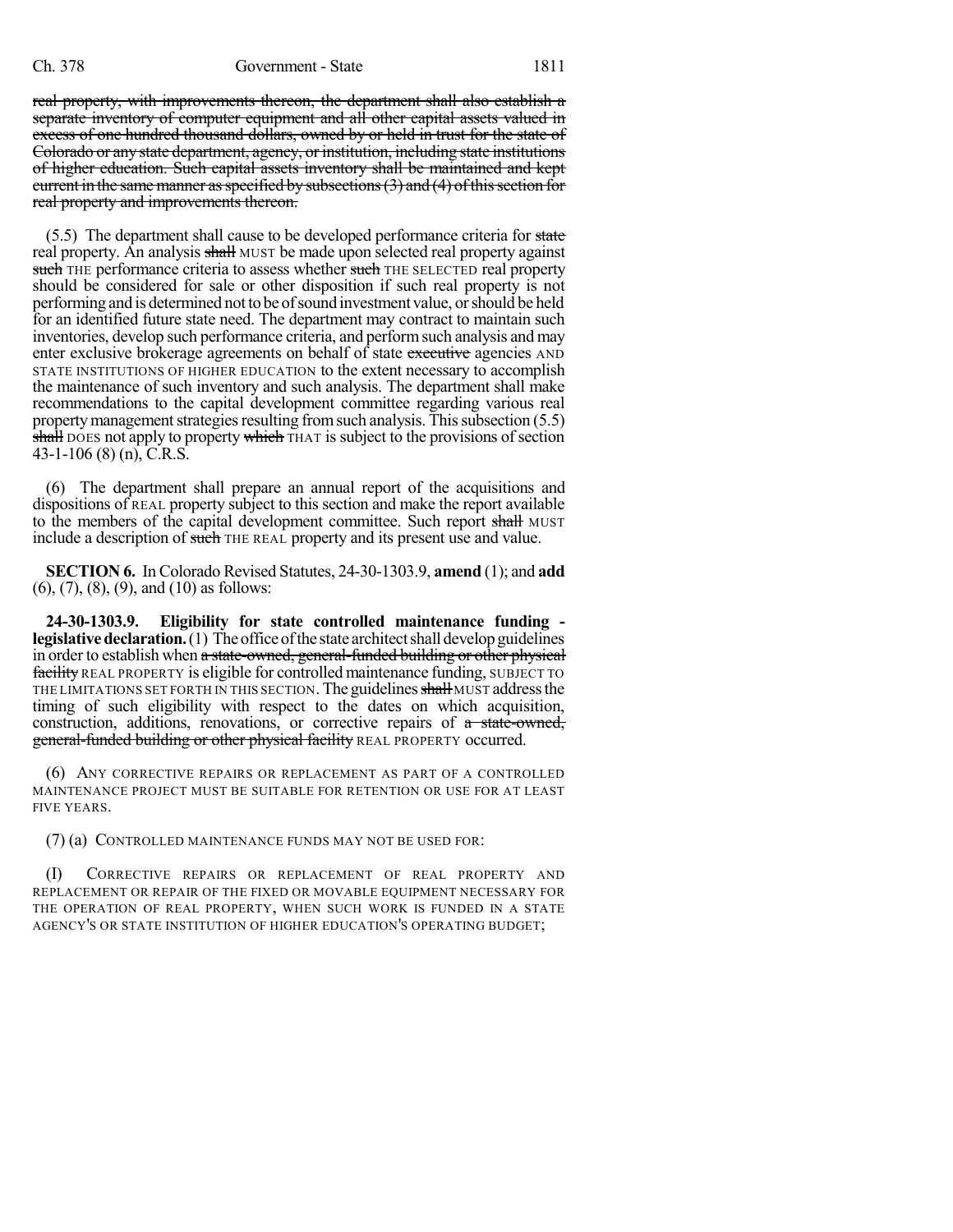~~real property, with improvements thereon, the department shall also establish a separate inventory of computer equipment and all other capital assets valued in excess of one hundred thousand dollars, owned by or held in trust for the state of Colorado or any state department, agency, or institution, including state institutions of higher education. Such capital assets inventory shall be maintained and kept current in the same manner as specified by subsections (3) and (4) of this section for real property and improvements thereon.~~

(5.5) The department shall cause to be developed performance criteria for ~~state~~ real property. An analysis ~~shall~~ MUST be made upon selected real property against ~~such~~ THE performance criteria to assess whether ~~such~~ THE SELECTED real property should be considered for sale or other disposition if such real property is not performing and is determined not to be of sound investment value, or should be held for an identified future state need. The department may contract to maintain such inventories, develop such performance criteria, and perform such analysis and may enter exclusive brokerage agreements on behalf of state ~~executive~~ agencies AND STATE INSTITUTIONS OF HIGHER EDUCATION to the extent necessary to accomplish the maintenance of such inventory and such analysis. The department shall make recommendations to the capital development committee regarding various real property management strategies resulting from such analysis. This subsection (5.5) ~~shall~~ DOES not apply to property ~~which~~ THAT is subject to the provisions of section 43-1-106 (8) (n), C.R.S.

(6) The department shall prepare an annual report of the acquisitions and dispositions of REAL property subject to this section and make the report available to the members of the capital development committee. Such report ~~shall~~ MUST include a description of ~~such~~ THE REAL property and its present use and value.

**SECTION 6.** In Colorado Revised Statutes, 24-30-1303.9, **amend** (1); and **add** (6), (7), (8), (9), and (10) as follows:

**24-30-1303.9. Eligibility for state controlled maintenance funding - legislative declaration.** (1) The office of the state architect shall develop guidelines in order to establish when ~~a state-owned, general-funded building or other physical facility~~ REAL PROPERTY is eligible for controlled maintenance funding, SUBJECT TO THE LIMITATIONS SET FORTH IN THIS SECTION. The guidelines ~~shall~~ MUST address the timing of such eligibility with respect to the dates on which acquisition, construction, additions, renovations, or corrective repairs of ~~a state-owned, general-funded building or other physical facility~~ REAL PROPERTY occurred.

(6) ANY CORRECTIVE REPAIRS OR REPLACEMENT AS PART OF A CONTROLLED MAINTENANCE PROJECT MUST BE SUITABLE FOR RETENTION OR USE FOR AT LEAST FIVE YEARS.

(7) (a) CONTROLLED MAINTENANCE FUNDS MAY NOT BE USED FOR:

(I) CORRECTIVE REPAIRS OR REPLACEMENT OF REAL PROPERTY AND REPLACEMENT OR REPAIR OF THE FIXED OR MOVABLE EQUIPMENT NECESSARY FOR THE OPERATION OF REAL PROPERTY, WHEN SUCH WORK IS FUNDED IN A STATE AGENCY'S OR STATE INSTITUTION OF HIGHER EDUCATION'S OPERATING BUDGET;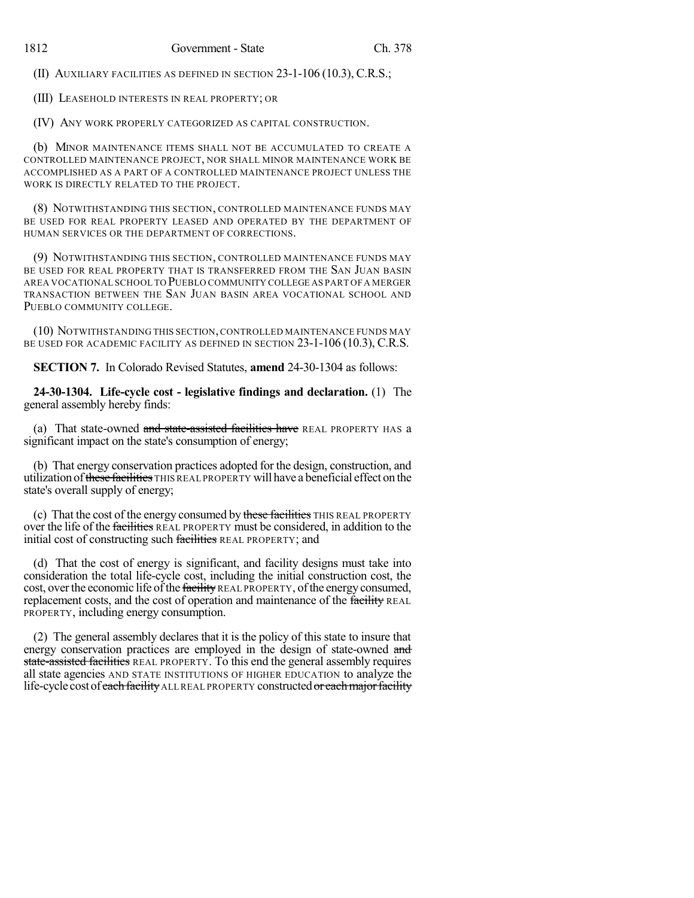(II) AUXILIARY FACILITIES AS DEFINED IN SECTION 23-1-106 (10.3), C.R.S.;

(III) LEASEHOLD INTERESTS IN REAL PROPERTY; OR

(IV) ANY WORK PROPERLY CATEGORIZED AS CAPITAL CONSTRUCTION.

(b) MINOR MAINTENANCE ITEMS SHALL NOT BE ACCUMULATED TO CREATE A CONTROLLED MAINTENANCE PROJECT, NOR SHALL MINOR MAINTENANCE WORK BE ACCOMPLISHED AS A PART OF A CONTROLLED MAINTENANCE PROJECT UNLESS THE WORK IS DIRECTLY RELATED TO THE PROJECT.

(8) NOTWITHSTANDING THIS SECTION, CONTROLLED MAINTENANCE FUNDS MAY BE USED FOR REAL PROPERTY LEASED AND OPERATED BY THE DEPARTMENT OF HUMAN SERVICES OR THE DEPARTMENT OF CORRECTIONS.

(9) NOTWITHSTANDING THIS SECTION, CONTROLLED MAINTENANCE FUNDS MAY BE USED FOR REAL PROPERTY THAT IS TRANSFERRED FROM THE SAN JUAN BASIN AREA VOCATIONAL SCHOOL TO PUEBLO COMMUNITY COLLEGE AS PART OF A MERGER TRANSACTION BETWEEN THE SAN JUAN BASIN AREA VOCATIONAL SCHOOL AND PUEBLO COMMUNITY COLLEGE.

(10) NOTWITHSTANDING THIS SECTION, CONTROLLED MAINTENANCE FUNDS MAY BE USED FOR ACADEMIC FACILITY AS DEFINED IN SECTION 23-1-106 (10.3), C.R.S.

**SECTION 7.** In Colorado Revised Statutes, **amend** 24-30-1304 as follows:

**24-30-1304. Life-cycle cost - legislative findings and declaration.** (1) The general assembly hereby finds:

(a) That state-owned ~~and state-assisted facilities have~~ REAL PROPERTY HAS a significant impact on the state's consumption of energy;

(b) That energy conservation practices adopted for the design, construction, and utilization of ~~these facilities~~ THIS REAL PROPERTY will have a beneficial effect on the state's overall supply of energy;

(c) That the cost of the energy consumed by ~~these facilities~~ THIS REAL PROPERTY over the life of the ~~facilities~~ REAL PROPERTY must be considered, in addition to the initial cost of constructing such ~~facilities~~ REAL PROPERTY; and

(d) That the cost of energy is significant, and facility designs must take into consideration the total life-cycle cost, including the initial construction cost, the cost, over the economic life of the ~~facility~~ REAL PROPERTY, of the energy consumed, replacement costs, and the cost of operation and maintenance of the ~~facility~~ REAL PROPERTY, including energy consumption.

(2) The general assembly declares that it is the policy of this state to insure that energy conservation practices are employed in the design of state-owned ~~and state-assisted facilities~~ REAL PROPERTY. To this end the general assembly requires all state agencies AND STATE INSTITUTIONS OF HIGHER EDUCATION to analyze the life-cycle cost of ~~each facility~~ ALL REAL PROPERTY constructed ~~or each major facility~~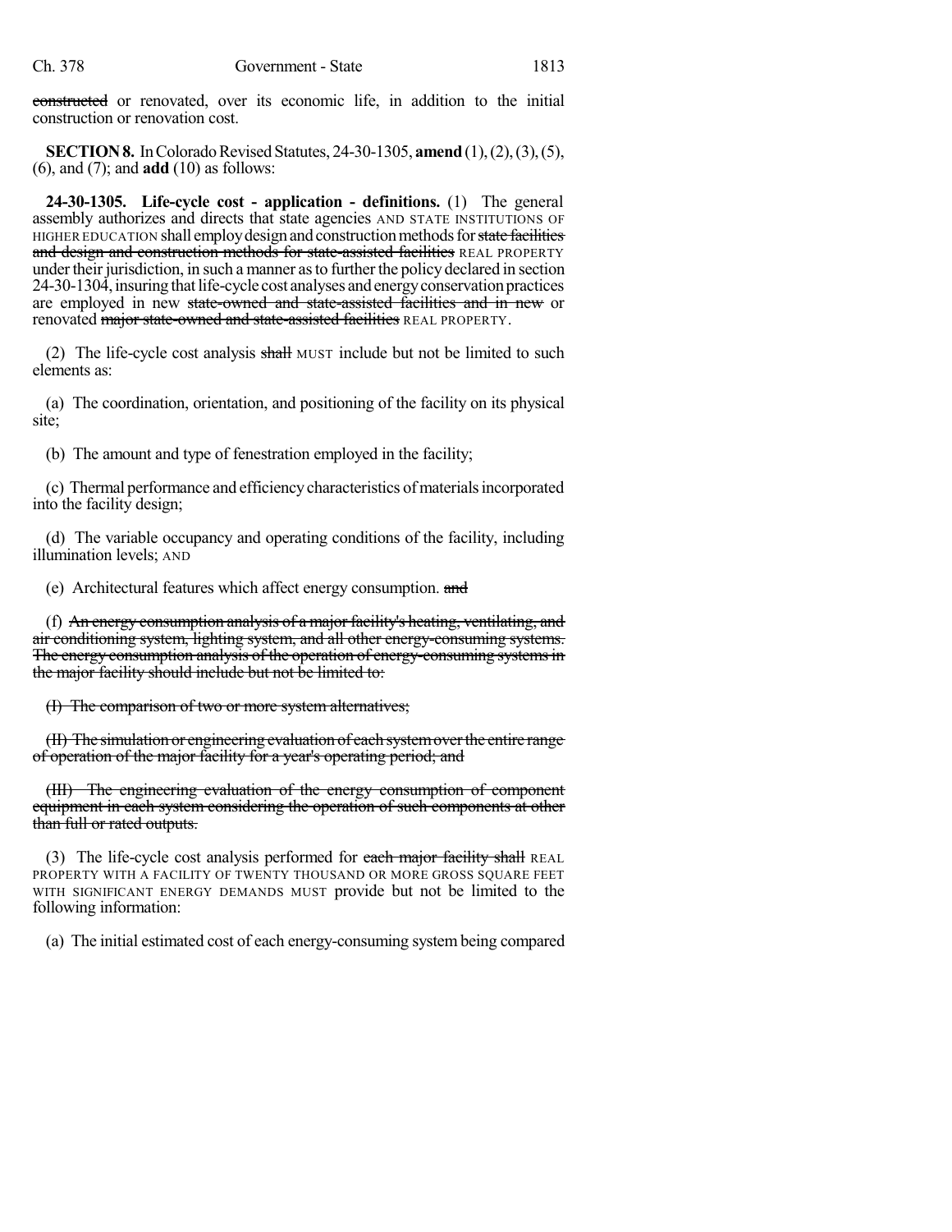~~constructed~~ or renovated, over its economic life, in addition to the initial construction or renovation cost.

**SECTION 8.** In Colorado Revised Statutes, 24-30-1305, **amend** (1), (2), (3), (5), (6), and (7); and **add** (10) as follows:

**24-30-1305. Life-cycle cost - application - definitions.** (1) The general assembly authorizes and directs that state agencies AND STATE INSTITUTIONS OF HIGHER EDUCATION shall employ design and construction methods for ~~state facilities and design and construction methods for state-assisted facilities~~ REAL PROPERTY under their jurisdiction, in such a manner as to further the policy declared in section 24-30-1304, insuring that life-cycle cost analyses and energy conservation practices are employed in new ~~state-owned and state-assisted facilities and in new~~ or renovated ~~major state-owned and state-assisted facilities~~ REAL PROPERTY.

(2) The life-cycle cost analysis ~~shall~~ MUST include but not be limited to such elements as:

(a) The coordination, orientation, and positioning of the facility on its physical site;

(b) The amount and type of fenestration employed in the facility;

(c) Thermal performance and efficiency characteristics of materials incorporated into the facility design;

(d) The variable occupancy and operating conditions of the facility, including illumination levels; AND

(e) Architectural features which affect energy consumption. ~~and~~

(f) ~~An energy consumption analysis of a major facility's heating, ventilating, and air conditioning system, lighting system, and all other energy-consuming systems. The energy consumption analysis of the operation of energy-consuming systems in the major facility should include but not be limited to:~~

~~(I) The comparison of two or more system alternatives;~~

~~(II) The simulation or engineering evaluation of each system over the entire range of operation of the major facility for a year's operating period; and~~

~~(III) The engineering evaluation of the energy consumption of component equipment in each system considering the operation of such components at other than full or rated outputs.~~

(3) The life-cycle cost analysis performed for ~~each major facility shall~~ REAL PROPERTY WITH A FACILITY OF TWENTY THOUSAND OR MORE GROSS SQUARE FEET WITH SIGNIFICANT ENERGY DEMANDS MUST provide but not be limited to the following information:

(a) The initial estimated cost of each energy-consuming system being compared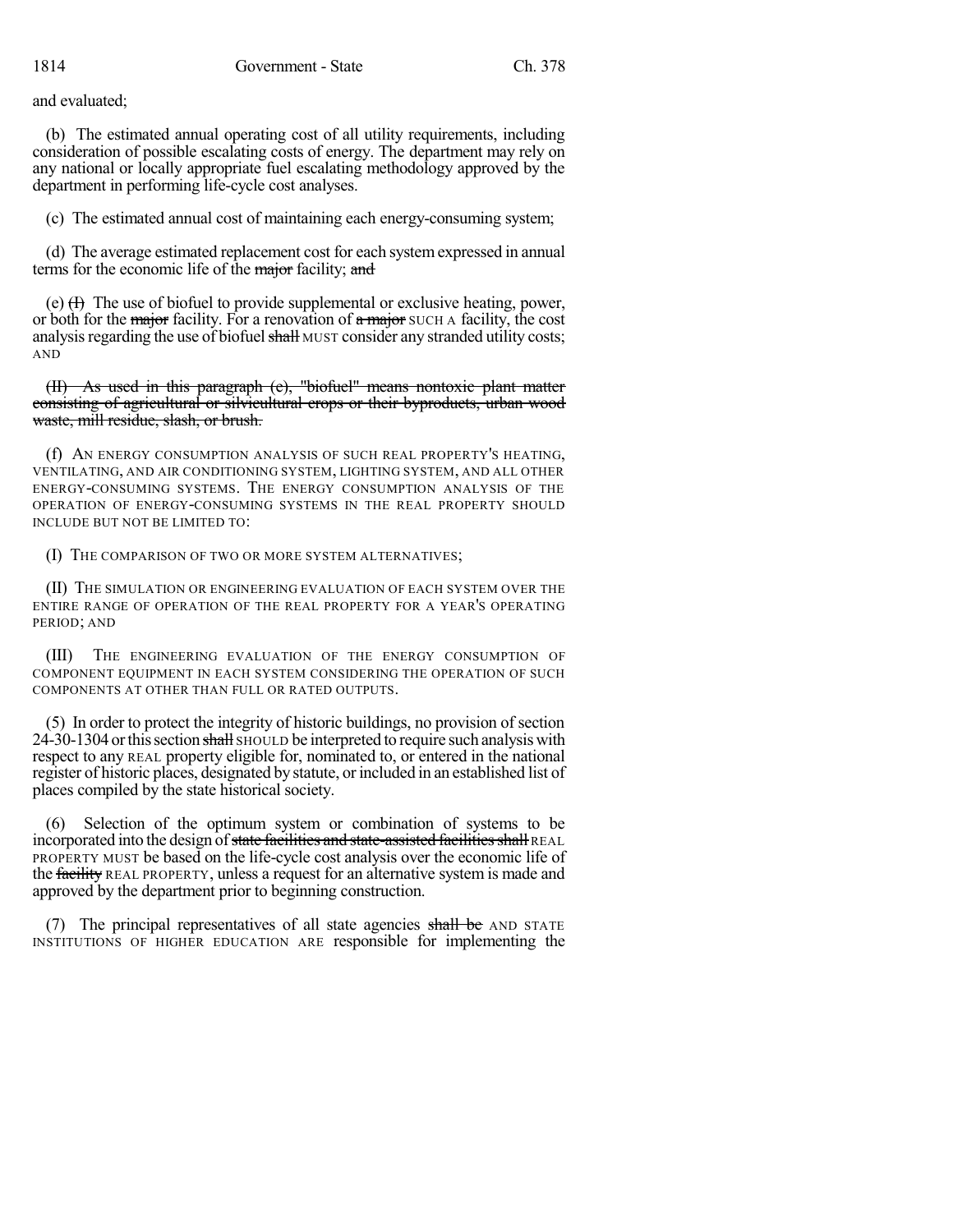and evaluated;

(b) The estimated annual operating cost of all utility requirements, including consideration of possible escalating costs of energy. The department may rely on any national or locally appropriate fuel escalating methodology approved by the department in performing life-cycle cost analyses.

(c) The estimated annual cost of maintaining each energy-consuming system;

(d) The average estimated replacement cost for each system expressed in annual terms for the economic life of the ~~major~~ facility; ~~and~~

(e) ~~(I)~~ The use of biofuel to provide supplemental or exclusive heating, power, or both for the ~~major~~ facility. For a renovation of ~~a major~~ SUCH A facility, the cost analysis regarding the use of biofuel ~~shall~~ MUST consider any stranded utility costs; AND

~~(II) As used in this paragraph (e), "biofuel" means nontoxic plant matter consisting of agricultural or silvicultural crops or their byproducts, urban wood waste, mill residue, slash, or brush.~~

(f) AN ENERGY CONSUMPTION ANALYSIS OF SUCH REAL PROPERTY'S HEATING, VENTILATING, AND AIR CONDITIONING SYSTEM, LIGHTING SYSTEM, AND ALL OTHER ENERGY-CONSUMING SYSTEMS. THE ENERGY CONSUMPTION ANALYSIS OF THE OPERATION OF ENERGY-CONSUMING SYSTEMS IN THE REAL PROPERTY SHOULD INCLUDE BUT NOT BE LIMITED TO:

(I) THE COMPARISON OF TWO OR MORE SYSTEM ALTERNATIVES;

(II) THE SIMULATION OR ENGINEERING EVALUATION OF EACH SYSTEM OVER THE ENTIRE RANGE OF OPERATION OF THE REAL PROPERTY FOR A YEAR'S OPERATING PERIOD; AND

(III) THE ENGINEERING EVALUATION OF THE ENERGY CONSUMPTION OF COMPONENT EQUIPMENT IN EACH SYSTEM CONSIDERING THE OPERATION OF SUCH COMPONENTS AT OTHER THAN FULL OR RATED OUTPUTS.

(5) In order to protect the integrity of historic buildings, no provision of section 24-30-1304 or this section ~~shall~~ SHOULD be interpreted to require such analysis with respect to any REAL property eligible for, nominated to, or entered in the national register of historic places, designated by statute, or included in an established list of places compiled by the state historical society.

(6) Selection of the optimum system or combination of systems to be incorporated into the design of ~~state facilities and state-assisted facilities shall~~ REAL PROPERTY MUST be based on the life-cycle cost analysis over the economic life of the ~~facility~~ REAL PROPERTY, unless a request for an alternative system is made and approved by the department prior to beginning construction.

(7) The principal representatives of all state agencies ~~shall be~~ AND STATE INSTITUTIONS OF HIGHER EDUCATION ARE responsible for implementing the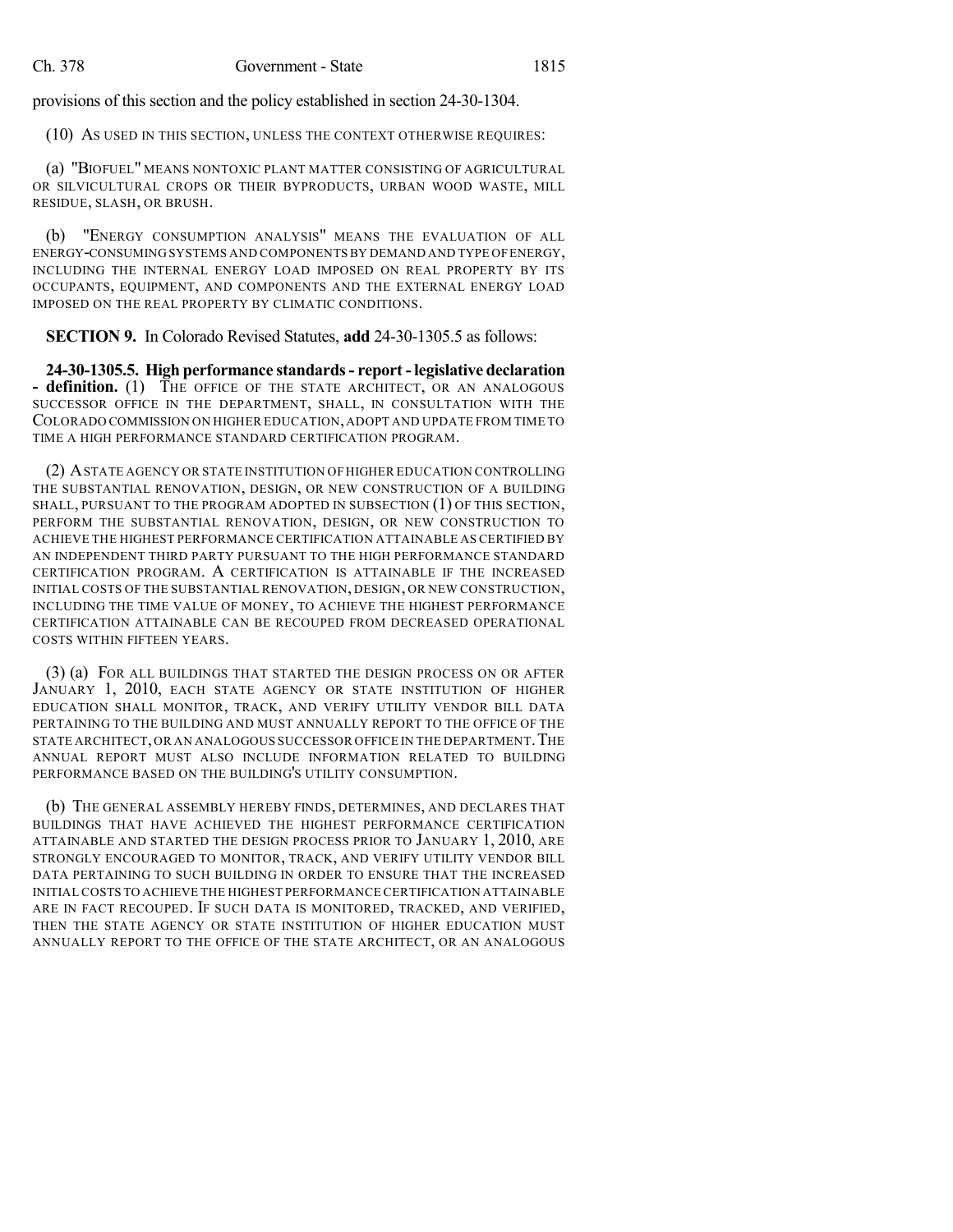provisions of this section and the policy established in section 24-30-1304.

(10) AS USED IN THIS SECTION, UNLESS THE CONTEXT OTHERWISE REQUIRES:

(a) "BIOFUEL" MEANS NONTOXIC PLANT MATTER CONSISTING OF AGRICULTURAL OR SILVICULTURAL CROPS OR THEIR BYPRODUCTS, URBAN WOOD WASTE, MILL RESIDUE, SLASH, OR BRUSH.

(b) "ENERGY CONSUMPTION ANALYSIS" MEANS THE EVALUATION OF ALL ENERGY-CONSUMING SYSTEMS AND COMPONENTS BY DEMAND AND TYPE OF ENERGY, INCLUDING THE INTERNAL ENERGY LOAD IMPOSED ON REAL PROPERTY BY ITS OCCUPANTS, EQUIPMENT, AND COMPONENTS AND THE EXTERNAL ENERGY LOAD IMPOSED ON THE REAL PROPERTY BY CLIMATIC CONDITIONS.

**SECTION 9.** In Colorado Revised Statutes, **add** 24-30-1305.5 as follows:

**24-30-1305.5. High performance standards - report - legislative declaration - definition.** (1) THE OFFICE OF THE STATE ARCHITECT, OR AN ANALOGOUS SUCCESSOR OFFICE IN THE DEPARTMENT, SHALL, IN CONSULTATION WITH THE COLORADO COMMISSION ON HIGHER EDUCATION, ADOPT AND UPDATE FROM TIME TO TIME A HIGH PERFORMANCE STANDARD CERTIFICATION PROGRAM.

(2) A STATE AGENCY OR STATE INSTITUTION OF HIGHER EDUCATION CONTROLLING THE SUBSTANTIAL RENOVATION, DESIGN, OR NEW CONSTRUCTION OF A BUILDING SHALL, PURSUANT TO THE PROGRAM ADOPTED IN SUBSECTION (1) OF THIS SECTION, PERFORM THE SUBSTANTIAL RENOVATION, DESIGN, OR NEW CONSTRUCTION TO ACHIEVE THE HIGHEST PERFORMANCE CERTIFICATION ATTAINABLE AS CERTIFIED BY AN INDEPENDENT THIRD PARTY PURSUANT TO THE HIGH PERFORMANCE STANDARD CERTIFICATION PROGRAM. A CERTIFICATION IS ATTAINABLE IF THE INCREASED INITIAL COSTS OF THE SUBSTANTIAL RENOVATION, DESIGN, OR NEW CONSTRUCTION, INCLUDING THE TIME VALUE OF MONEY, TO ACHIEVE THE HIGHEST PERFORMANCE CERTIFICATION ATTAINABLE CAN BE RECOUPED FROM DECREASED OPERATIONAL COSTS WITHIN FIFTEEN YEARS.

(3) (a) FOR ALL BUILDINGS THAT STARTED THE DESIGN PROCESS ON OR AFTER JANUARY 1, 2010, EACH STATE AGENCY OR STATE INSTITUTION OF HIGHER EDUCATION SHALL MONITOR, TRACK, AND VERIFY UTILITY VENDOR BILL DATA PERTAINING TO THE BUILDING AND MUST ANNUALLY REPORT TO THE OFFICE OF THE STATE ARCHITECT, OR AN ANALOGOUS SUCCESSOR OFFICE IN THE DEPARTMENT. THE ANNUAL REPORT MUST ALSO INCLUDE INFORMATION RELATED TO BUILDING PERFORMANCE BASED ON THE BUILDING'S UTILITY CONSUMPTION.

(b) THE GENERAL ASSEMBLY HEREBY FINDS, DETERMINES, AND DECLARES THAT BUILDINGS THAT HAVE ACHIEVED THE HIGHEST PERFORMANCE CERTIFICATION ATTAINABLE AND STARTED THE DESIGN PROCESS PRIOR TO JANUARY 1, 2010, ARE STRONGLY ENCOURAGED TO MONITOR, TRACK, AND VERIFY UTILITY VENDOR BILL DATA PERTAINING TO SUCH BUILDING IN ORDER TO ENSURE THAT THE INCREASED INITIAL COSTS TO ACHIEVE THE HIGHEST PERFORMANCE CERTIFICATION ATTAINABLE ARE IN FACT RECOUPED. IF SUCH DATA IS MONITORED, TRACKED, AND VERIFIED, THEN THE STATE AGENCY OR STATE INSTITUTION OF HIGHER EDUCATION MUST ANNUALLY REPORT TO THE OFFICE OF THE STATE ARCHITECT, OR AN ANALOGOUS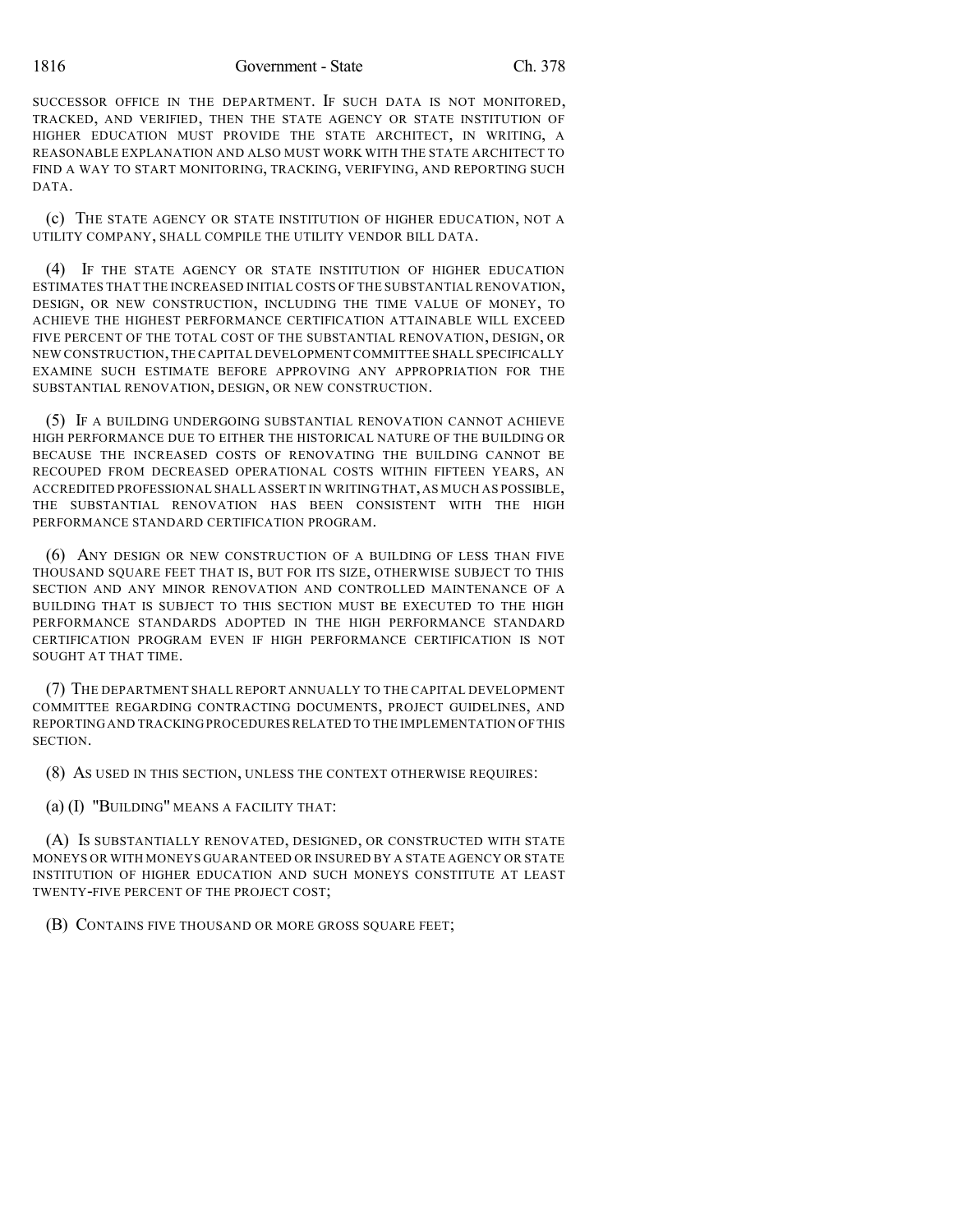SUCCESSOR OFFICE IN THE DEPARTMENT. IF SUCH DATA IS NOT MONITORED, TRACKED, AND VERIFIED, THEN THE STATE AGENCY OR STATE INSTITUTION OF HIGHER EDUCATION MUST PROVIDE THE STATE ARCHITECT, IN WRITING, A REASONABLE EXPLANATION AND ALSO MUST WORK WITH THE STATE ARCHITECT TO FIND A WAY TO START MONITORING, TRACKING, VERIFYING, AND REPORTING SUCH DATA.

(c) THE STATE AGENCY OR STATE INSTITUTION OF HIGHER EDUCATION, NOT A UTILITY COMPANY, SHALL COMPILE THE UTILITY VENDOR BILL DATA.

(4) IF THE STATE AGENCY OR STATE INSTITUTION OF HIGHER EDUCATION ESTIMATES THAT THE INCREASED INITIAL COSTS OF THE SUBSTANTIAL RENOVATION, DESIGN, OR NEW CONSTRUCTION, INCLUDING THE TIME VALUE OF MONEY, TO ACHIEVE THE HIGHEST PERFORMANCE CERTIFICATION ATTAINABLE WILL EXCEED FIVE PERCENT OF THE TOTAL COST OF THE SUBSTANTIAL RENOVATION, DESIGN, OR NEW CONSTRUCTION, THE CAPITAL DEVELOPMENT COMMITTEE SHALL SPECIFICALLY EXAMINE SUCH ESTIMATE BEFORE APPROVING ANY APPROPRIATION FOR THE SUBSTANTIAL RENOVATION, DESIGN, OR NEW CONSTRUCTION.

(5) IF A BUILDING UNDERGOING SUBSTANTIAL RENOVATION CANNOT ACHIEVE HIGH PERFORMANCE DUE TO EITHER THE HISTORICAL NATURE OF THE BUILDING OR BECAUSE THE INCREASED COSTS OF RENOVATING THE BUILDING CANNOT BE RECOUPED FROM DECREASED OPERATIONAL COSTS WITHIN FIFTEEN YEARS, AN ACCREDITED PROFESSIONAL SHALL ASSERT IN WRITING THAT, AS MUCH AS POSSIBLE, THE SUBSTANTIAL RENOVATION HAS BEEN CONSISTENT WITH THE HIGH PERFORMANCE STANDARD CERTIFICATION PROGRAM.

(6) ANY DESIGN OR NEW CONSTRUCTION OF A BUILDING OF LESS THAN FIVE THOUSAND SQUARE FEET THAT IS, BUT FOR ITS SIZE, OTHERWISE SUBJECT TO THIS SECTION AND ANY MINOR RENOVATION AND CONTROLLED MAINTENANCE OF A BUILDING THAT IS SUBJECT TO THIS SECTION MUST BE EXECUTED TO THE HIGH PERFORMANCE STANDARDS ADOPTED IN THE HIGH PERFORMANCE STANDARD CERTIFICATION PROGRAM EVEN IF HIGH PERFORMANCE CERTIFICATION IS NOT SOUGHT AT THAT TIME.

(7) THE DEPARTMENT SHALL REPORT ANNUALLY TO THE CAPITAL DEVELOPMENT COMMITTEE REGARDING CONTRACTING DOCUMENTS, PROJECT GUIDELINES, AND REPORTING AND TRACKING PROCEDURES RELATED TO THE IMPLEMENTATION OF THIS SECTION.

(8) AS USED IN THIS SECTION, UNLESS THE CONTEXT OTHERWISE REQUIRES:

(a) (I) "BUILDING" MEANS A FACILITY THAT:

(A) IS SUBSTANTIALLY RENOVATED, DESIGNED, OR CONSTRUCTED WITH STATE MONEYS OR WITH MONEYS GUARANTEED OR INSURED BY A STATE AGENCY OR STATE INSTITUTION OF HIGHER EDUCATION AND SUCH MONEYS CONSTITUTE AT LEAST TWENTY-FIVE PERCENT OF THE PROJECT COST;

(B) CONTAINS FIVE THOUSAND OR MORE GROSS SQUARE FEET;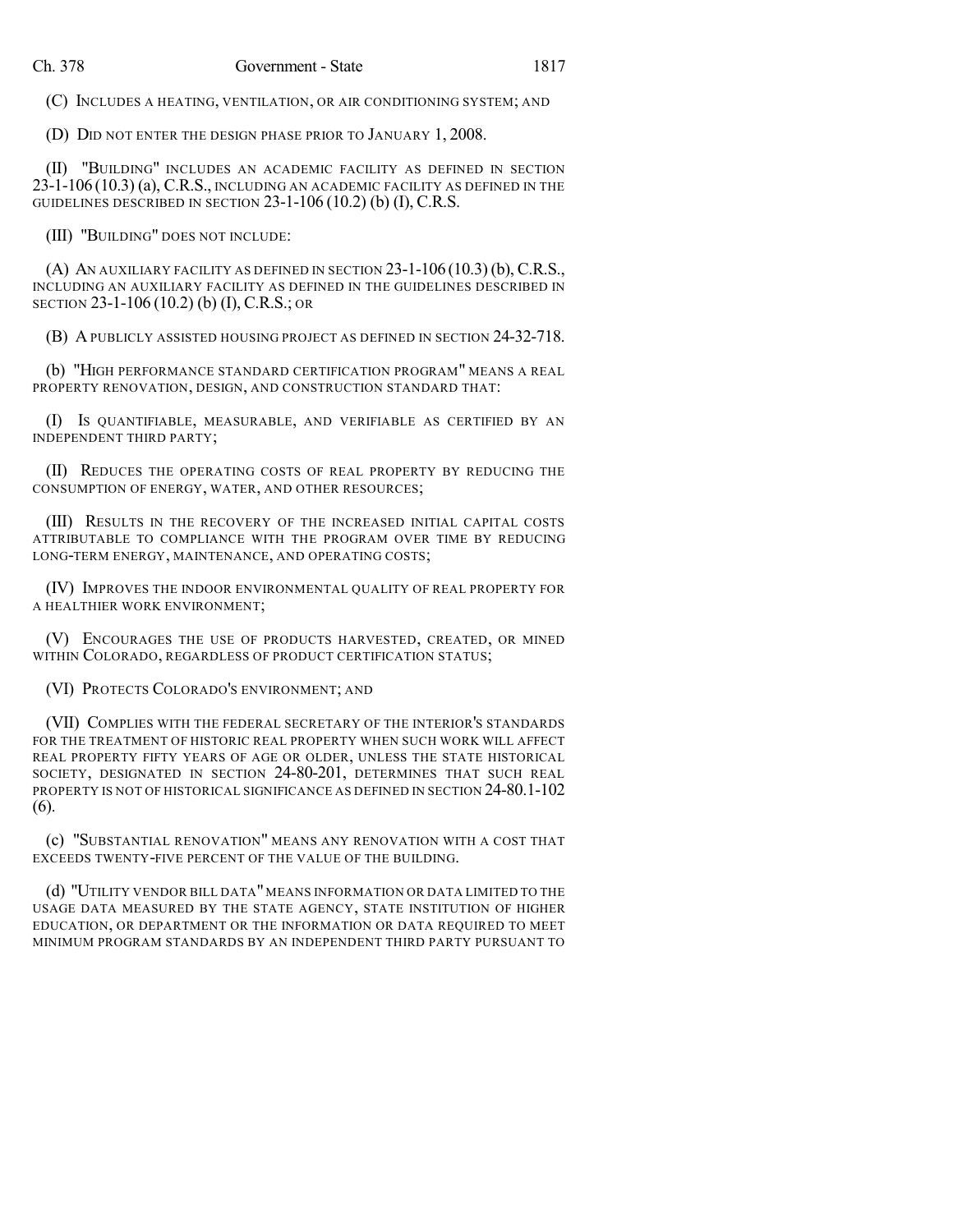(C) INCLUDES A HEATING, VENTILATION, OR AIR CONDITIONING SYSTEM; AND

(D) DID NOT ENTER THE DESIGN PHASE PRIOR TO JANUARY 1, 2008.

(II) "BUILDING" INCLUDES AN ACADEMIC FACILITY AS DEFINED IN SECTION 23-1-106 (10.3) (a), C.R.S., INCLUDING AN ACADEMIC FACILITY AS DEFINED IN THE GUIDELINES DESCRIBED IN SECTION 23-1-106 (10.2) (b) (I), C.R.S.

(III) "BUILDING" DOES NOT INCLUDE:

(A) AN AUXILIARY FACILITY AS DEFINED IN SECTION 23-1-106 (10.3) (b), C.R.S., INCLUDING AN AUXILIARY FACILITY AS DEFINED IN THE GUIDELINES DESCRIBED IN SECTION 23-1-106 (10.2) (b) (I), C.R.S.; OR

(B) A PUBLICLY ASSISTED HOUSING PROJECT AS DEFINED IN SECTION 24-32-718.

(b) "HIGH PERFORMANCE STANDARD CERTIFICATION PROGRAM" MEANS A REAL PROPERTY RENOVATION, DESIGN, AND CONSTRUCTION STANDARD THAT:

(I) IS QUANTIFIABLE, MEASURABLE, AND VERIFIABLE AS CERTIFIED BY AN INDEPENDENT THIRD PARTY;

(II) REDUCES THE OPERATING COSTS OF REAL PROPERTY BY REDUCING THE CONSUMPTION OF ENERGY, WATER, AND OTHER RESOURCES;

(III) RESULTS IN THE RECOVERY OF THE INCREASED INITIAL CAPITAL COSTS ATTRIBUTABLE TO COMPLIANCE WITH THE PROGRAM OVER TIME BY REDUCING LONG-TERM ENERGY, MAINTENANCE, AND OPERATING COSTS;

(IV) IMPROVES THE INDOOR ENVIRONMENTAL QUALITY OF REAL PROPERTY FOR A HEALTHIER WORK ENVIRONMENT;

(V) ENCOURAGES THE USE OF PRODUCTS HARVESTED, CREATED, OR MINED WITHIN COLORADO, REGARDLESS OF PRODUCT CERTIFICATION STATUS;

(VI) PROTECTS COLORADO'S ENVIRONMENT; AND

(VII) COMPLIES WITH THE FEDERAL SECRETARY OF THE INTERIOR'S STANDARDS FOR THE TREATMENT OF HISTORIC REAL PROPERTY WHEN SUCH WORK WILL AFFECT REAL PROPERTY FIFTY YEARS OF AGE OR OLDER, UNLESS THE STATE HISTORICAL SOCIETY, DESIGNATED IN SECTION 24-80-201, DETERMINES THAT SUCH REAL PROPERTY IS NOT OF HISTORICAL SIGNIFICANCE AS DEFINED IN SECTION 24-80.1-102 (6).

(c) "SUBSTANTIAL RENOVATION" MEANS ANY RENOVATION WITH A COST THAT EXCEEDS TWENTY-FIVE PERCENT OF THE VALUE OF THE BUILDING.

(d) "UTILITY VENDOR BILL DATA" MEANS INFORMATION OR DATA LIMITED TO THE USAGE DATA MEASURED BY THE STATE AGENCY, STATE INSTITUTION OF HIGHER EDUCATION, OR DEPARTMENT OR THE INFORMATION OR DATA REQUIRED TO MEET MINIMUM PROGRAM STANDARDS BY AN INDEPENDENT THIRD PARTY PURSUANT TO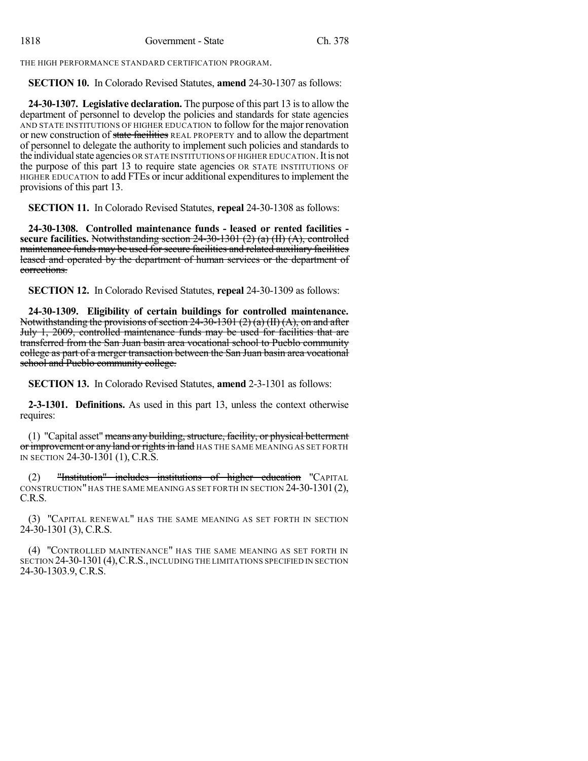THE HIGH PERFORMANCE STANDARD CERTIFICATION PROGRAM.

**SECTION 10.** In Colorado Revised Statutes, **amend** 24-30-1307 as follows:

**24-30-1307. Legislative declaration.** The purpose of this part 13 is to allow the department of personnel to develop the policies and standards for state agencies AND STATE INSTITUTIONS OF HIGHER EDUCATION to follow for the major renovation or new construction of ~~state facilities~~ REAL PROPERTY and to allow the department of personnel to delegate the authority to implement such policies and standards to the individual state agencies OR STATE INSTITUTIONS OF HIGHER EDUCATION. It is not the purpose of this part 13 to require state agencies OR STATE INSTITUTIONS OF HIGHER EDUCATION to add FTEs or incur additional expenditures to implement the provisions of this part 13.

**SECTION 11.** In Colorado Revised Statutes, **repeal** 24-30-1308 as follows:

**24-30-1308. Controlled maintenance funds - leased or rented facilities - secure facilities.** ~~Notwithstanding section 24-30-1301 (2) (a) (II) (A), controlled maintenance funds may be used for secure facilities and related auxiliary facilities leased and operated by the department of human services or the department of corrections.~~

**SECTION 12.** In Colorado Revised Statutes, **repeal** 24-30-1309 as follows:

**24-30-1309. Eligibility of certain buildings for controlled maintenance.** ~~Notwithstanding the provisions of section 24-30-1301 (2) (a) (II) (A), on and after July 1, 2009, controlled maintenance funds may be used for facilities that are transferred from the San Juan basin area vocational school to Pueblo community college as part of a merger transaction between the San Juan basin area vocational school and Pueblo community college.~~

**SECTION 13.** In Colorado Revised Statutes, **amend** 2-3-1301 as follows:

**2-3-1301. Definitions.** As used in this part 13, unless the context otherwise requires:

(1) "Capital asset" ~~means any building, structure, facility, or physical betterment or improvement or any land or rights in land~~ HAS THE SAME MEANING AS SET FORTH IN SECTION 24-30-1301 (1), C.R.S.

(2) ~~"Institution" includes institutions of higher education~~ "CAPITAL CONSTRUCTION" HAS THE SAME MEANING AS SET FORTH IN SECTION 24-30-1301 (2), C.R.S.

(3) "CAPITAL RENEWAL" HAS THE SAME MEANING AS SET FORTH IN SECTION 24-30-1301 (3), C.R.S.

(4) "CONTROLLED MAINTENANCE" HAS THE SAME MEANING AS SET FORTH IN SECTION 24-30-1301 (4), C.R.S., INCLUDING THE LIMITATIONS SPECIFIED IN SECTION 24-30-1303.9, C.R.S.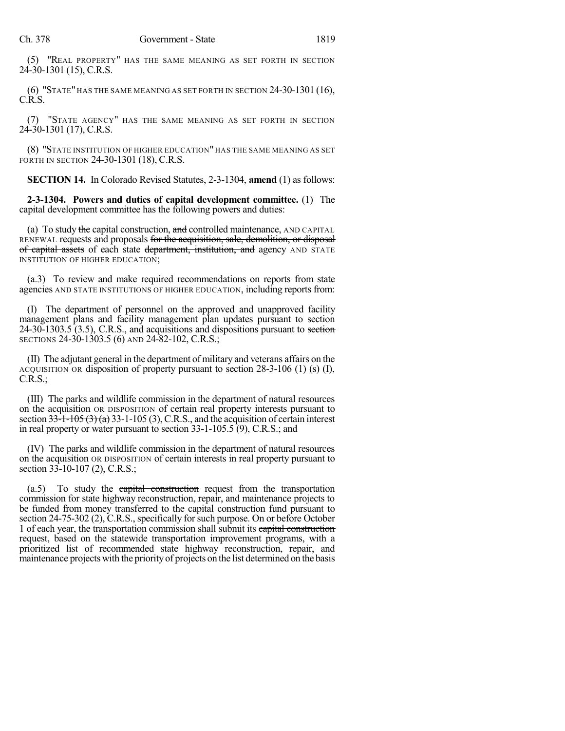(5) "REAL PROPERTY" HAS THE SAME MEANING AS SET FORTH IN SECTION 24-30-1301 (15), C.R.S.

(6) "STATE" HAS THE SAME MEANING AS SET FORTH IN SECTION 24-30-1301 (16), C.R.S.

(7) "STATE AGENCY" HAS THE SAME MEANING AS SET FORTH IN SECTION 24-30-1301 (17), C.R.S.

(8) "STATE INSTITUTION OF HIGHER EDUCATION" HAS THE SAME MEANING AS SET FORTH IN SECTION 24-30-1301 (18), C.R.S.

**SECTION 14.** In Colorado Revised Statutes, 2-3-1304, **amend** (1) as follows:

**2-3-1304. Powers and duties of capital development committee.** (1) The capital development committee has the following powers and duties:

(a) To study ~~the~~ capital construction, ~~and~~ controlled maintenance, AND CAPITAL RENEWAL requests and proposals ~~for the acquisition, sale, demolition, or disposal of capital assets~~ of each state ~~department, institution, and~~ agency AND STATE INSTITUTION OF HIGHER EDUCATION;

(a.3) To review and make required recommendations on reports from state agencies AND STATE INSTITUTIONS OF HIGHER EDUCATION, including reports from:

(I) The department of personnel on the approved and unapproved facility management plans and facility management plan updates pursuant to section 24-30-1303.5 (3.5), C.R.S., and acquisitions and dispositions pursuant to ~~section~~ SECTIONS 24-30-1303.5 (6) AND 24-82-102, C.R.S.;

(II) The adjutant general in the department of military and veterans affairs on the ACQUISITION OR disposition of property pursuant to section 28-3-106 (1) (s) (I), C.R.S.;

(III) The parks and wildlife commission in the department of natural resources on the acquisition OR DISPOSITION of certain real property interests pursuant to section ~~33-1-105 (3) (a)~~ 33-1-105 (3), C.R.S., and the acquisition of certain interest in real property or water pursuant to section 33-1-105.5 (9), C.R.S.; and

(IV) The parks and wildlife commission in the department of natural resources on the acquisition OR DISPOSITION of certain interests in real property pursuant to section 33-10-107 (2), C.R.S.;

(a.5) To study the ~~capital construction~~ request from the transportation commission for state highway reconstruction, repair, and maintenance projects to be funded from money transferred to the capital construction fund pursuant to section 24-75-302 (2), C.R.S., specifically for such purpose. On or before October 1 of each year, the transportation commission shall submit its ~~capital construction~~ request, based on the statewide transportation improvement programs, with a prioritized list of recommended state highway reconstruction, repair, and maintenance projects with the priority of projects on the list determined on the basis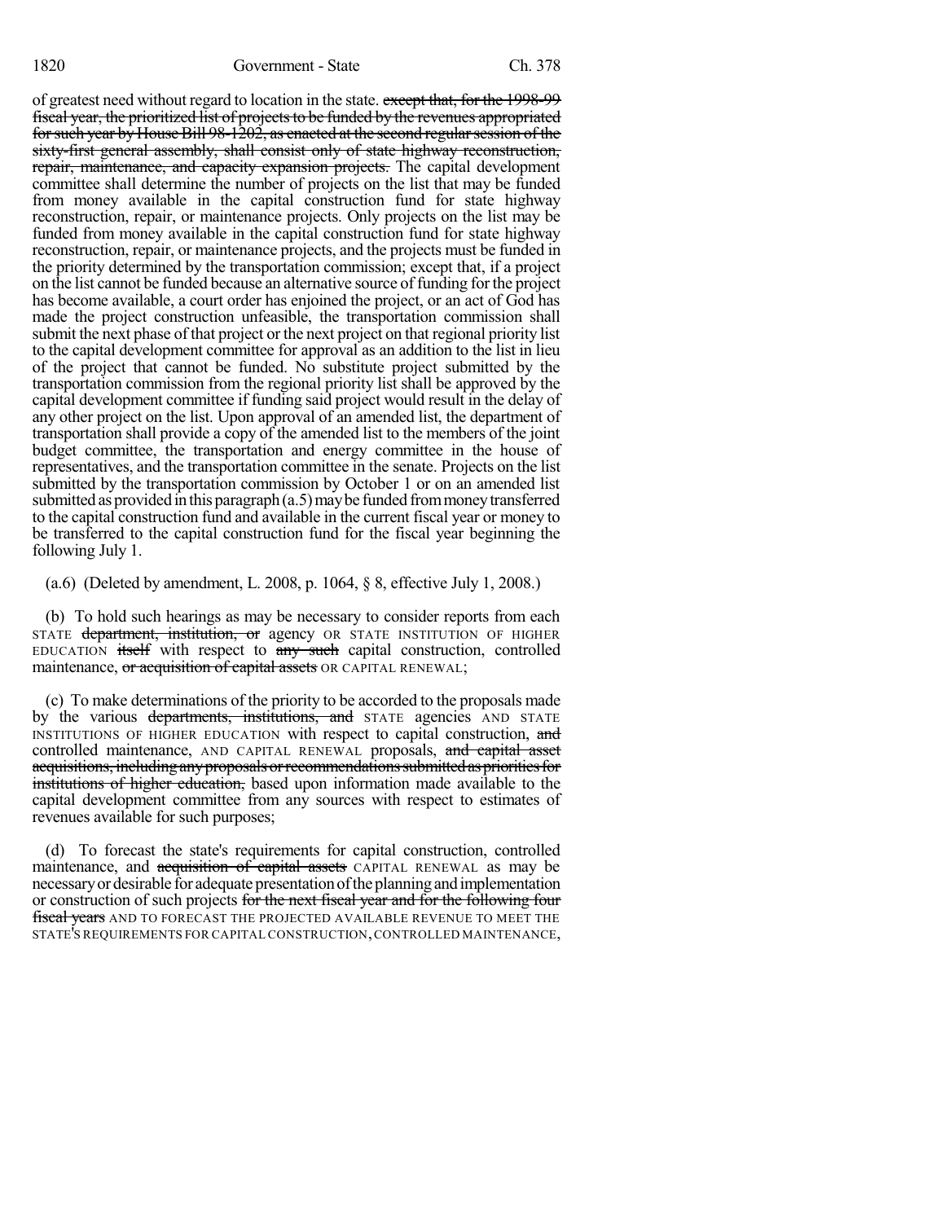of greatest need without regard to location in the state. ~~except that, for the 1998-99 fiscal year, the prioritized list of projects to be funded by the revenues appropriated for such year by House Bill 98-1202, as enacted at the second regular session of the sixty-first general assembly, shall consist only of state highway reconstruction, repair, maintenance, and capacity expansion projects.~~ The capital development committee shall determine the number of projects on the list that may be funded from money available in the capital construction fund for state highway reconstruction, repair, or maintenance projects. Only projects on the list may be funded from money available in the capital construction fund for state highway reconstruction, repair, or maintenance projects, and the projects must be funded in the priority determined by the transportation commission; except that, if a project on the list cannot be funded because an alternative source of funding for the project has become available, a court order has enjoined the project, or an act of God has made the project construction unfeasible, the transportation commission shall submit the next phase of that project or the next project on that regional priority list to the capital development committee for approval as an addition to the list in lieu of the project that cannot be funded. No substitute project submitted by the transportation commission from the regional priority list shall be approved by the capital development committee if funding said project would result in the delay of any other project on the list. Upon approval of an amended list, the department of transportation shall provide a copy of the amended list to the members of the joint budget committee, the transportation and energy committee in the house of representatives, and the transportation committee in the senate. Projects on the list submitted by the transportation commission by October 1 or on an amended list submitted as provided in this paragraph (a.5) may be funded from money transferred to the capital construction fund and available in the current fiscal year or money to be transferred to the capital construction fund for the fiscal year beginning the following July 1.

(a.6) (Deleted by amendment, L. 2008, p. 1064, § 8, effective July 1, 2008.)

(b) To hold such hearings as may be necessary to consider reports from each STATE ~~department, institution, or~~ agency OR STATE INSTITUTION OF HIGHER EDUCATION ~~itself~~ with respect to ~~any such~~ capital construction, controlled maintenance, ~~or acquisition of capital assets~~ OR CAPITAL RENEWAL;

(c) To make determinations of the priority to be accorded to the proposals made by the various ~~departments, institutions, and~~ STATE agencies AND STATE INSTITUTIONS OF HIGHER EDUCATION with respect to capital construction, ~~and~~ controlled maintenance, AND CAPITAL RENEWAL proposals, ~~and capital asset acquisitions, including any proposals or recommendations submitted as priorities for institutions of higher education,~~ based upon information made available to the capital development committee from any sources with respect to estimates of revenues available for such purposes;

(d) To forecast the state's requirements for capital construction, controlled maintenance, and ~~acquisition of capital assets~~ CAPITAL RENEWAL as may be necessary or desirable for adequate presentation of the planning and implementation or construction of such projects ~~for the next fiscal year and for the following four fiscal years~~ AND TO FORECAST THE PROJECTED AVAILABLE REVENUE TO MEET THE STATE'S REQUIREMENTS FOR CAPITAL CONSTRUCTION, CONTROLLED MAINTENANCE,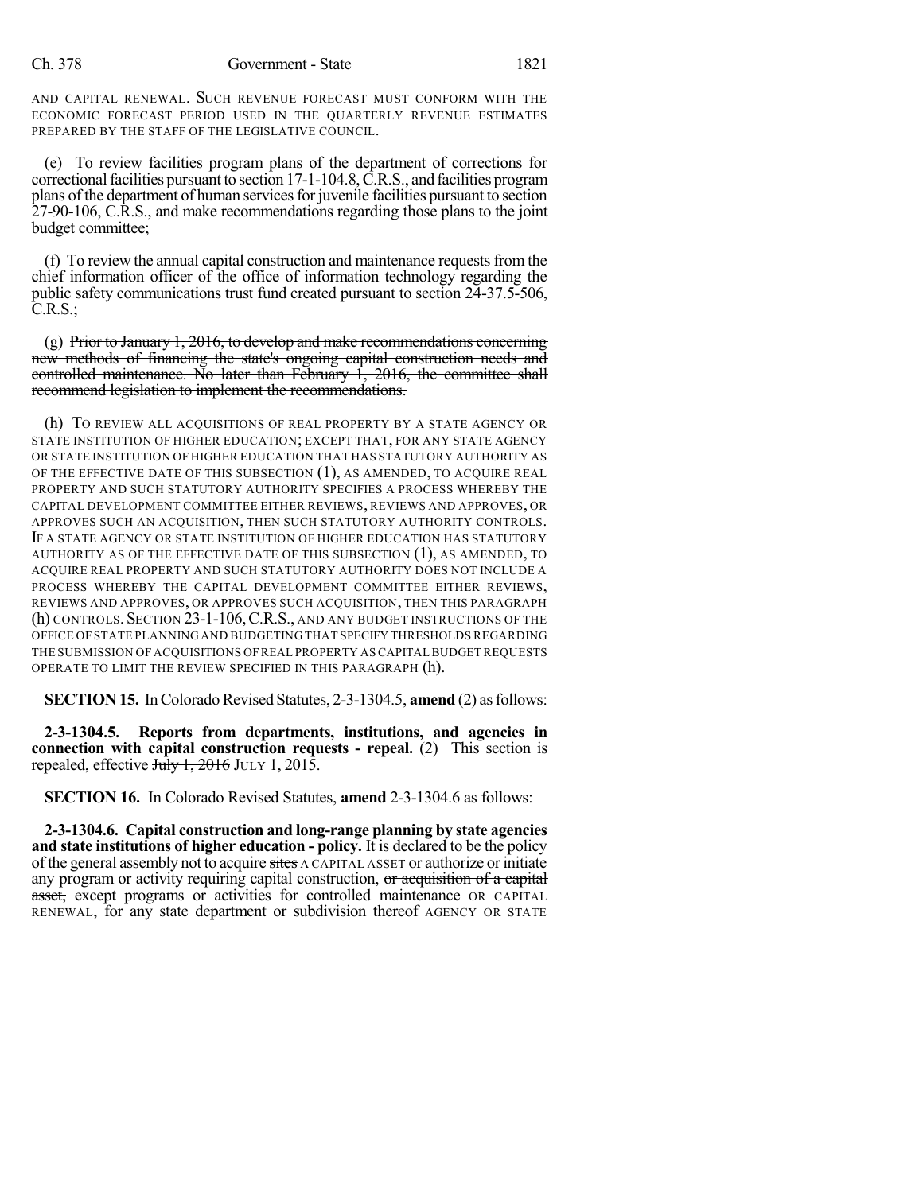AND CAPITAL RENEWAL. SUCH REVENUE FORECAST MUST CONFORM WITH THE ECONOMIC FORECAST PERIOD USED IN THE QUARTERLY REVENUE ESTIMATES PREPARED BY THE STAFF OF THE LEGISLATIVE COUNCIL.

(e) To review facilities program plans of the department of corrections for correctional facilities pursuant to section 17-1-104.8, C.R.S., and facilities program plans of the department of human services for juvenile facilities pursuant to section 27-90-106, C.R.S., and make recommendations regarding those plans to the joint budget committee;

(f) To review the annual capital construction and maintenance requests from the chief information officer of the office of information technology regarding the public safety communications trust fund created pursuant to section 24-37.5-506, C.R.S.;

(g) ~~Prior to January 1, 2016, to develop and make recommendations concerning new methods of financing the state's ongoing capital construction needs and controlled maintenance. No later than February 1, 2016, the committee shall recommend legislation to implement the recommendations.~~

(h) TO REVIEW ALL ACQUISITIONS OF REAL PROPERTY BY A STATE AGENCY OR STATE INSTITUTION OF HIGHER EDUCATION; EXCEPT THAT, FOR ANY STATE AGENCY OR STATE INSTITUTION OF HIGHER EDUCATION THAT HAS STATUTORY AUTHORITY AS OF THE EFFECTIVE DATE OF THIS SUBSECTION (1), AS AMENDED, TO ACQUIRE REAL PROPERTY AND SUCH STATUTORY AUTHORITY SPECIFIES A PROCESS WHEREBY THE CAPITAL DEVELOPMENT COMMITTEE EITHER REVIEWS, REVIEWS AND APPROVES, OR APPROVES SUCH AN ACQUISITION, THEN SUCH STATUTORY AUTHORITY CONTROLS. IF A STATE AGENCY OR STATE INSTITUTION OF HIGHER EDUCATION HAS STATUTORY AUTHORITY AS OF THE EFFECTIVE DATE OF THIS SUBSECTION (1), AS AMENDED, TO ACQUIRE REAL PROPERTY AND SUCH STATUTORY AUTHORITY DOES NOT INCLUDE A PROCESS WHEREBY THE CAPITAL DEVELOPMENT COMMITTEE EITHER REVIEWS, REVIEWS AND APPROVES, OR APPROVES SUCH ACQUISITION, THEN THIS PARAGRAPH (h) CONTROLS. SECTION 23-1-106, C.R.S., AND ANY BUDGET INSTRUCTIONS OF THE OFFICE OF STATE PLANNING AND BUDGETING THAT SPECIFY THRESHOLDS REGARDING THE SUBMISSION OF ACQUISITIONS OF REAL PROPERTY AS CAPITAL BUDGET REQUESTS OPERATE TO LIMIT THE REVIEW SPECIFIED IN THIS PARAGRAPH (h).

**SECTION 15.** In Colorado Revised Statutes, 2-3-1304.5, **amend** (2) as follows:

**2-3-1304.5. Reports from departments, institutions, and agencies in connection with capital construction requests - repeal.** (2) This section is repealed, effective ~~July 1, 2016~~ JULY 1, 2015.

**SECTION 16.** In Colorado Revised Statutes, **amend** 2-3-1304.6 as follows:

**2-3-1304.6. Capital construction and long-range planning by state agencies and state institutions of higher education - policy.** It is declared to be the policy of the general assembly not to acquire ~~sites~~ A CAPITAL ASSET or authorize or initiate any program or activity requiring capital construction, ~~or acquisition of a capital asset,~~ except programs or activities for controlled maintenance OR CAPITAL RENEWAL, for any state ~~department or subdivision thereof~~ AGENCY OR STATE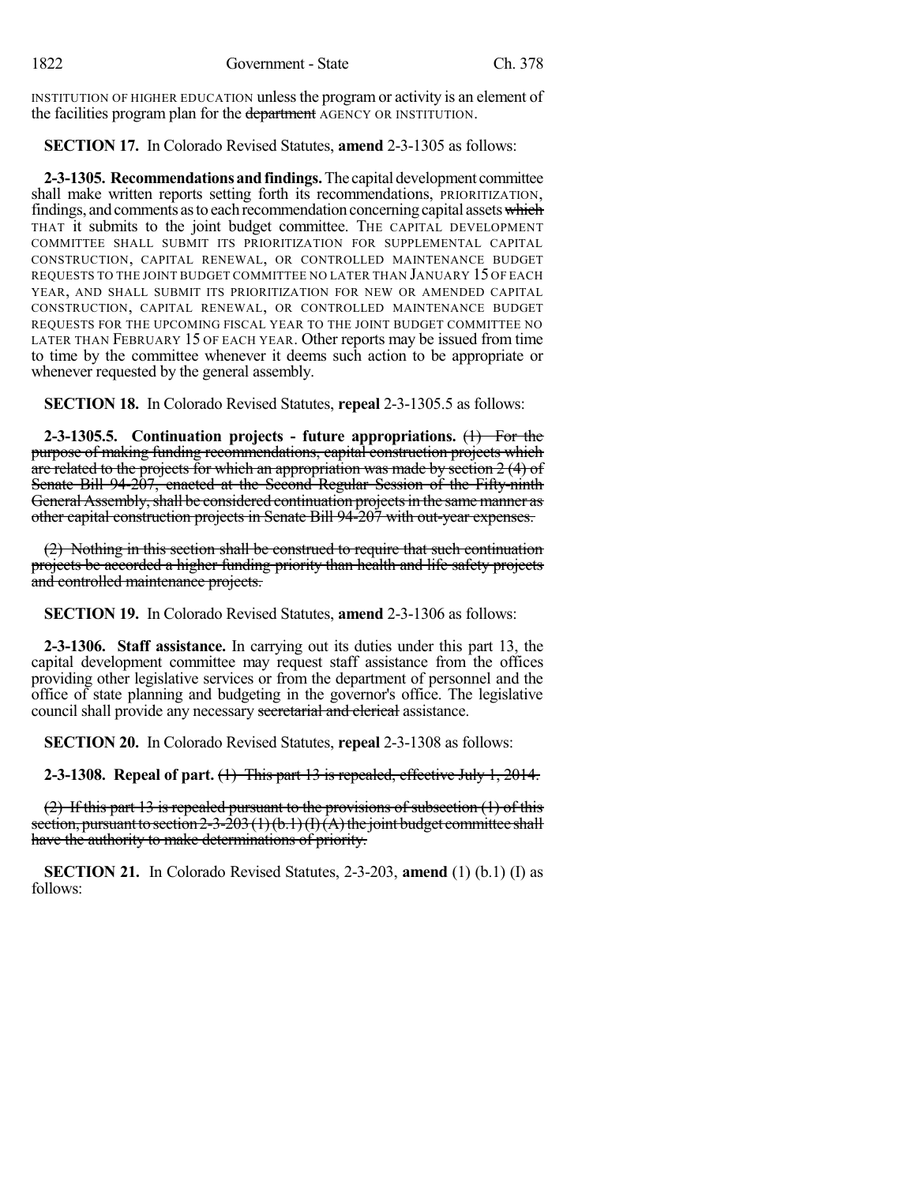INSTITUTION OF HIGHER EDUCATION unless the program or activity is an element of the facilities program plan for the ~~department~~ AGENCY OR INSTITUTION.

**SECTION 17.** In Colorado Revised Statutes, **amend** 2-3-1305 as follows:

**2-3-1305. Recommendations and findings.** The capital development committee shall make written reports setting forth its recommendations, PRIORITIZATION, findings, and comments as to each recommendation concerning capital assets ~~which~~ THAT it submits to the joint budget committee. THE CAPITAL DEVELOPMENT COMMITTEE SHALL SUBMIT ITS PRIORITIZATION FOR SUPPLEMENTAL CAPITAL CONSTRUCTION, CAPITAL RENEWAL, OR CONTROLLED MAINTENANCE BUDGET REQUESTS TO THE JOINT BUDGET COMMITTEE NO LATER THAN JANUARY 15 OF EACH YEAR, AND SHALL SUBMIT ITS PRIORITIZATION FOR NEW OR AMENDED CAPITAL CONSTRUCTION, CAPITAL RENEWAL, OR CONTROLLED MAINTENANCE BUDGET REQUESTS FOR THE UPCOMING FISCAL YEAR TO THE JOINT BUDGET COMMITTEE NO LATER THAN FEBRUARY 15 OF EACH YEAR. Other reports may be issued from time to time by the committee whenever it deems such action to be appropriate or whenever requested by the general assembly.

**SECTION 18.** In Colorado Revised Statutes, **repeal** 2-3-1305.5 as follows:

**2-3-1305.5. Continuation projects - future appropriations.** ~~(1) For the purpose of making funding recommendations, capital construction projects which are related to the projects for which an appropriation was made by section 2 (4) of Senate Bill 94-207, enacted at the Second Regular Session of the Fifty-ninth General Assembly, shall be considered continuation projects in the same manner as other capital construction projects in Senate Bill 94-207 with out-year expenses.~~

~~(2) Nothing in this section shall be construed to require that such continuation projects be accorded a higher funding priority than health and life safety projects and controlled maintenance projects.~~

**SECTION 19.** In Colorado Revised Statutes, **amend** 2-3-1306 as follows:

**2-3-1306. Staff assistance.** In carrying out its duties under this part 13, the capital development committee may request staff assistance from the offices providing other legislative services or from the department of personnel and the office of state planning and budgeting in the governor's office. The legislative council shall provide any necessary ~~secretarial and clerical~~ assistance.

**SECTION 20.** In Colorado Revised Statutes, **repeal** 2-3-1308 as follows:

**2-3-1308. Repeal of part.** ~~(1) This part 13 is repealed, effective July 1, 2014.~~

~~(2) If this part 13 is repealed pursuant to the provisions of subsection (1) of this section, pursuant to section 2-3-203 (1) (b.1) (I) (A) the joint budget committee shall have the authority to make determinations of priority.~~

**SECTION 21.** In Colorado Revised Statutes, 2-3-203, **amend** (1) (b.1) (I) as follows: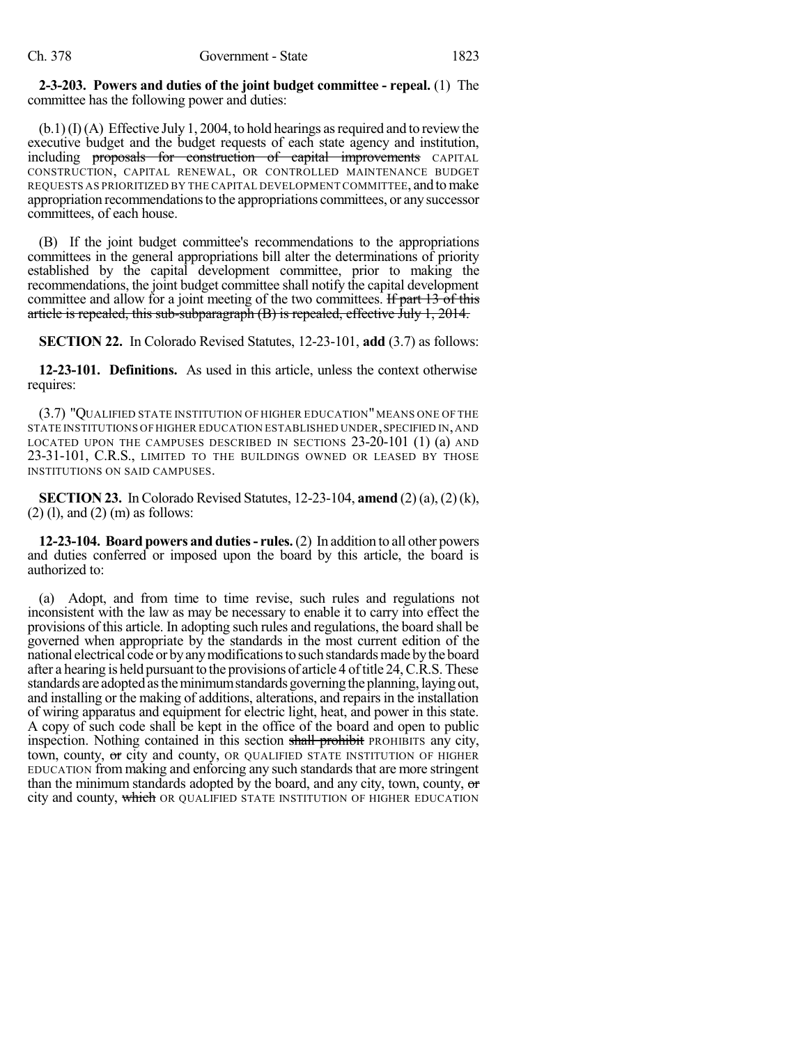**2-3-203. Powers and duties of the joint budget committee - repeal.** (1) The committee has the following power and duties:

(b.1) (I) (A) Effective July 1, 2004, to hold hearings as required and to review the executive budget and the budget requests of each state agency and institution, including ~~proposals for construction of capital improvements~~ CAPITAL CONSTRUCTION, CAPITAL RENEWAL, OR CONTROLLED MAINTENANCE BUDGET REQUESTS AS PRIORITIZED BY THE CAPITAL DEVELOPMENT COMMITTEE, and to make appropriation recommendations to the appropriations committees, or any successor committees, of each house.

(B) If the joint budget committee's recommendations to the appropriations committees in the general appropriations bill alter the determinations of priority established by the capital development committee, prior to making the recommendations, the joint budget committee shall notify the capital development committee and allow for a joint meeting of the two committees. ~~If part 13 of this article is repealed, this sub-subparagraph (B) is repealed, effective July 1, 2014.~~

**SECTION 22.** In Colorado Revised Statutes, 12-23-101, **add** (3.7) as follows:

**12-23-101. Definitions.** As used in this article, unless the context otherwise requires:

(3.7) "QUALIFIED STATE INSTITUTION OF HIGHER EDUCATION" MEANS ONE OF THE STATE INSTITUTIONS OF HIGHER EDUCATION ESTABLISHED UNDER, SPECIFIED IN, AND LOCATED UPON THE CAMPUSES DESCRIBED IN SECTIONS 23-20-101 (1) (a) AND 23-31-101, C.R.S., LIMITED TO THE BUILDINGS OWNED OR LEASED BY THOSE INSTITUTIONS ON SAID CAMPUSES.

**SECTION 23.** In Colorado Revised Statutes, 12-23-104, **amend** (2) (a), (2) (k), (2) (l), and (2) (m) as follows:

**12-23-104. Board powers and duties - rules.** (2) In addition to all other powers and duties conferred or imposed upon the board by this article, the board is authorized to:

(a) Adopt, and from time to time revise, such rules and regulations not inconsistent with the law as may be necessary to enable it to carry into effect the provisions of this article. In adopting such rules and regulations, the board shall be governed when appropriate by the standards in the most current edition of the national electrical code or by any modifications to such standards made by the board after a hearing is held pursuant to the provisions of article 4 of title 24, C.R.S. These standards are adopted as the minimum standards governing the planning, laying out, and installing or the making of additions, alterations, and repairs in the installation of wiring apparatus and equipment for electric light, heat, and power in this state. A copy of such code shall be kept in the office of the board and open to public inspection. Nothing contained in this section ~~shall prohibit~~ PROHIBITS any city, town, county, ~~or~~ city and county, OR QUALIFIED STATE INSTITUTION OF HIGHER EDUCATION from making and enforcing any such standards that are more stringent than the minimum standards adopted by the board, and any city, town, county, ~~or~~ city and county, ~~which~~ OR QUALIFIED STATE INSTITUTION OF HIGHER EDUCATION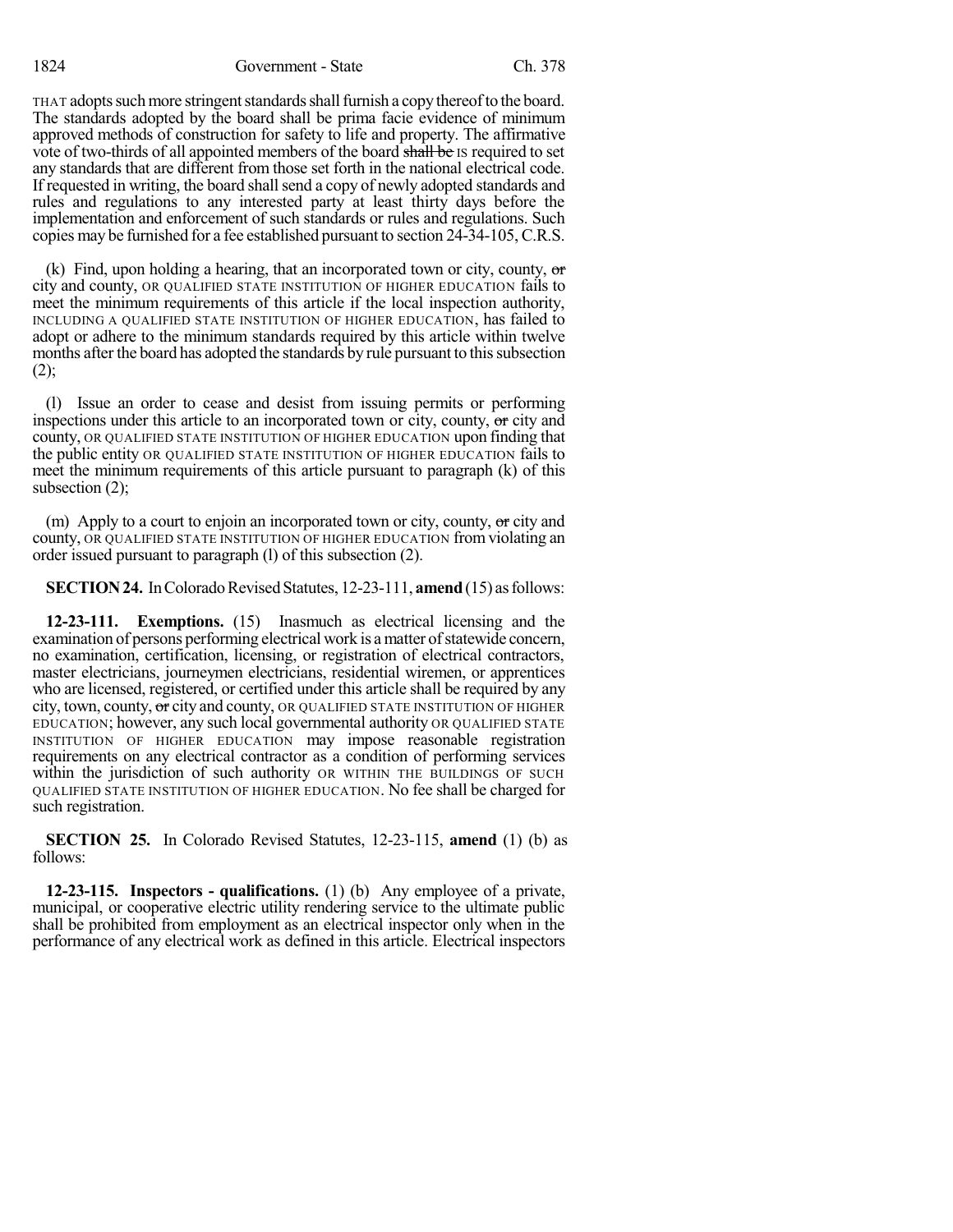THAT adopts such more stringent standards shall furnish a copy thereof to the board. The standards adopted by the board shall be prima facie evidence of minimum approved methods of construction for safety to life and property. The affirmative vote of two-thirds of all appointed members of the board ~~shall be~~ IS required to set any standards that are different from those set forth in the national electrical code. If requested in writing, the board shall send a copy of newly adopted standards and rules and regulations to any interested party at least thirty days before the implementation and enforcement of such standards or rules and regulations. Such copies may be furnished for a fee established pursuant to section 24-34-105, C.R.S.

(k) Find, upon holding a hearing, that an incorporated town or city, county, ~~or~~ city and county, OR QUALIFIED STATE INSTITUTION OF HIGHER EDUCATION fails to meet the minimum requirements of this article if the local inspection authority, INCLUDING A QUALIFIED STATE INSTITUTION OF HIGHER EDUCATION, has failed to adopt or adhere to the minimum standards required by this article within twelve months after the board has adopted the standards by rule pursuant to this subsection (2);

(l) Issue an order to cease and desist from issuing permits or performing inspections under this article to an incorporated town or city, county, ~~or~~ city and county, OR QUALIFIED STATE INSTITUTION OF HIGHER EDUCATION upon finding that the public entity OR QUALIFIED STATE INSTITUTION OF HIGHER EDUCATION fails to meet the minimum requirements of this article pursuant to paragraph (k) of this subsection (2);

(m) Apply to a court to enjoin an incorporated town or city, county, ~~or~~ city and county, OR QUALIFIED STATE INSTITUTION OF HIGHER EDUCATION from violating an order issued pursuant to paragraph (l) of this subsection (2).

**SECTION 24.** In Colorado Revised Statutes, 12-23-111, **amend** (15) as follows:

**12-23-111. Exemptions.** (15) Inasmuch as electrical licensing and the examination of persons performing electrical work is a matter of statewide concern, no examination, certification, licensing, or registration of electrical contractors, master electricians, journeymen electricians, residential wiremen, or apprentices who are licensed, registered, or certified under this article shall be required by any city, town, county, ~~or~~ city and county, OR QUALIFIED STATE INSTITUTION OF HIGHER EDUCATION; however, any such local governmental authority OR QUALIFIED STATE INSTITUTION OF HIGHER EDUCATION may impose reasonable registration requirements on any electrical contractor as a condition of performing services within the jurisdiction of such authority OR WITHIN THE BUILDINGS OF SUCH QUALIFIED STATE INSTITUTION OF HIGHER EDUCATION. No fee shall be charged for such registration.

**SECTION 25.** In Colorado Revised Statutes, 12-23-115, **amend** (1) (b) as follows:

**12-23-115. Inspectors - qualifications.** (1) (b) Any employee of a private, municipal, or cooperative electric utility rendering service to the ultimate public shall be prohibited from employment as an electrical inspector only when in the performance of any electrical work as defined in this article. Electrical inspectors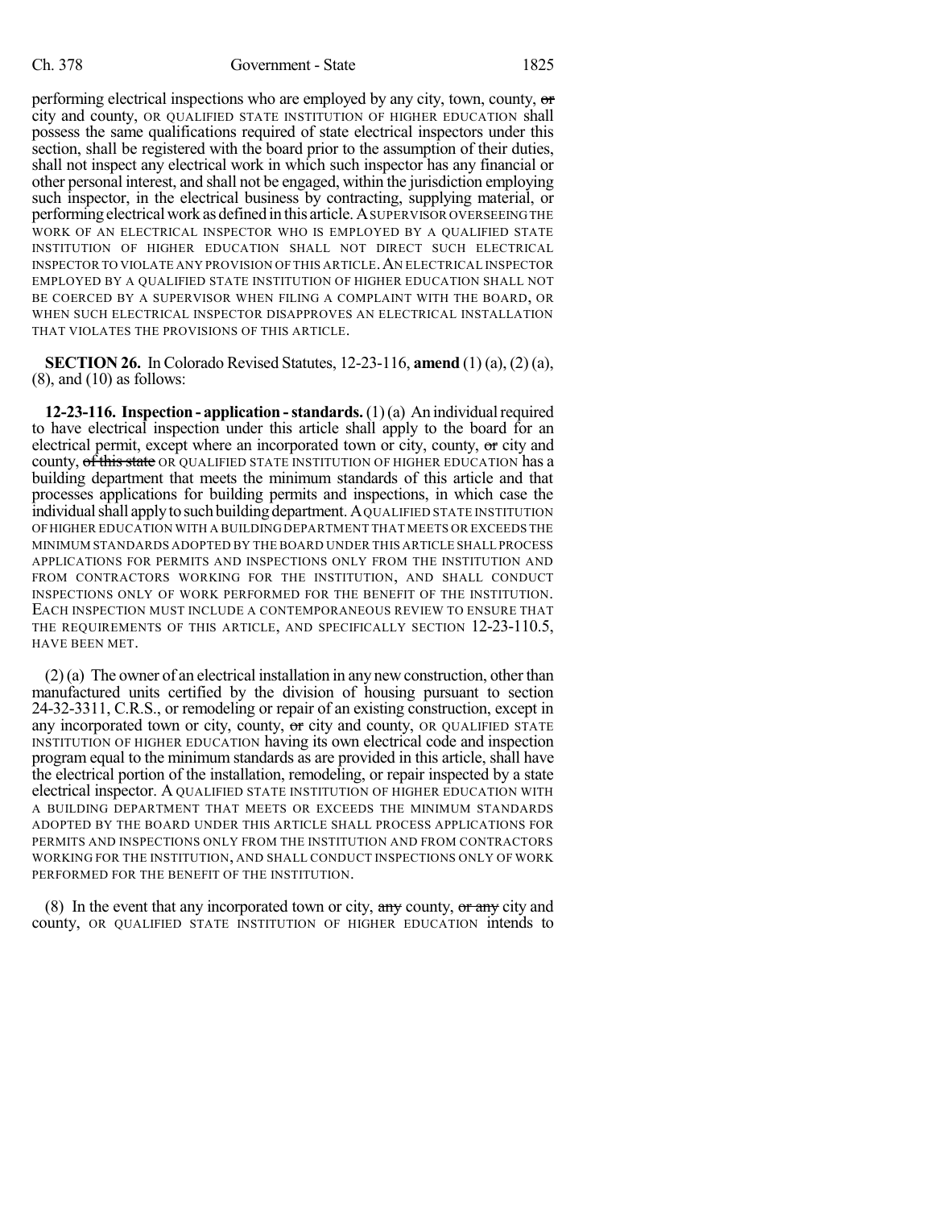performing electrical inspections who are employed by any city, town, county, ~~or~~ city and county, OR QUALIFIED STATE INSTITUTION OF HIGHER EDUCATION shall possess the same qualifications required of state electrical inspectors under this section, shall be registered with the board prior to the assumption of their duties, shall not inspect any electrical work in which such inspector has any financial or other personal interest, and shall not be engaged, within the jurisdiction employing such inspector, in the electrical business by contracting, supplying material, or performing electrical work as defined in this article. A SUPERVISOR OVERSEEING THE WORK OF AN ELECTRICAL INSPECTOR WHO IS EMPLOYED BY A QUALIFIED STATE INSTITUTION OF HIGHER EDUCATION SHALL NOT DIRECT SUCH ELECTRICAL INSPECTOR TO VIOLATE ANY PROVISION OF THIS ARTICLE. AN ELECTRICAL INSPECTOR EMPLOYED BY A QUALIFIED STATE INSTITUTION OF HIGHER EDUCATION SHALL NOT BE COERCED BY A SUPERVISOR WHEN FILING A COMPLAINT WITH THE BOARD, OR WHEN SUCH ELECTRICAL INSPECTOR DISAPPROVES AN ELECTRICAL INSTALLATION THAT VIOLATES THE PROVISIONS OF THIS ARTICLE.

**SECTION 26.** In Colorado Revised Statutes, 12-23-116, **amend** (1) (a), (2) (a), (8), and (10) as follows:

**12-23-116. Inspection - application - standards.** (1) (a) An individual required to have electrical inspection under this article shall apply to the board for an electrical permit, except where an incorporated town or city, county, ~~or~~ city and county, ~~of this state~~ OR QUALIFIED STATE INSTITUTION OF HIGHER EDUCATION has a building department that meets the minimum standards of this article and that processes applications for building permits and inspections, in which case the individual shall apply to such building department. A QUALIFIED STATE INSTITUTION OF HIGHER EDUCATION WITH A BUILDING DEPARTMENT THAT MEETS OR EXCEEDS THE MINIMUM STANDARDS ADOPTED BY THE BOARD UNDER THIS ARTICLE SHALL PROCESS APPLICATIONS FOR PERMITS AND INSPECTIONS ONLY FROM THE INSTITUTION AND FROM CONTRACTORS WORKING FOR THE INSTITUTION, AND SHALL CONDUCT INSPECTIONS ONLY OF WORK PERFORMED FOR THE BENEFIT OF THE INSTITUTION. EACH INSPECTION MUST INCLUDE A CONTEMPORANEOUS REVIEW TO ENSURE THAT THE REQUIREMENTS OF THIS ARTICLE, AND SPECIFICALLY SECTION 12-23-110.5, HAVE BEEN MET.

(2) (a) The owner of an electrical installation in any new construction, other than manufactured units certified by the division of housing pursuant to section 24-32-3311, C.R.S., or remodeling or repair of an existing construction, except in any incorporated town or city, county, ~~or~~ city and county, OR QUALIFIED STATE INSTITUTION OF HIGHER EDUCATION having its own electrical code and inspection program equal to the minimum standards as are provided in this article, shall have the electrical portion of the installation, remodeling, or repair inspected by a state electrical inspector. A QUALIFIED STATE INSTITUTION OF HIGHER EDUCATION WITH A BUILDING DEPARTMENT THAT MEETS OR EXCEEDS THE MINIMUM STANDARDS ADOPTED BY THE BOARD UNDER THIS ARTICLE SHALL PROCESS APPLICATIONS FOR PERMITS AND INSPECTIONS ONLY FROM THE INSTITUTION AND FROM CONTRACTORS WORKING FOR THE INSTITUTION, AND SHALL CONDUCT INSPECTIONS ONLY OF WORK PERFORMED FOR THE BENEFIT OF THE INSTITUTION.

(8) In the event that any incorporated town or city, ~~any~~ county, ~~or any~~ city and county, OR QUALIFIED STATE INSTITUTION OF HIGHER EDUCATION intends to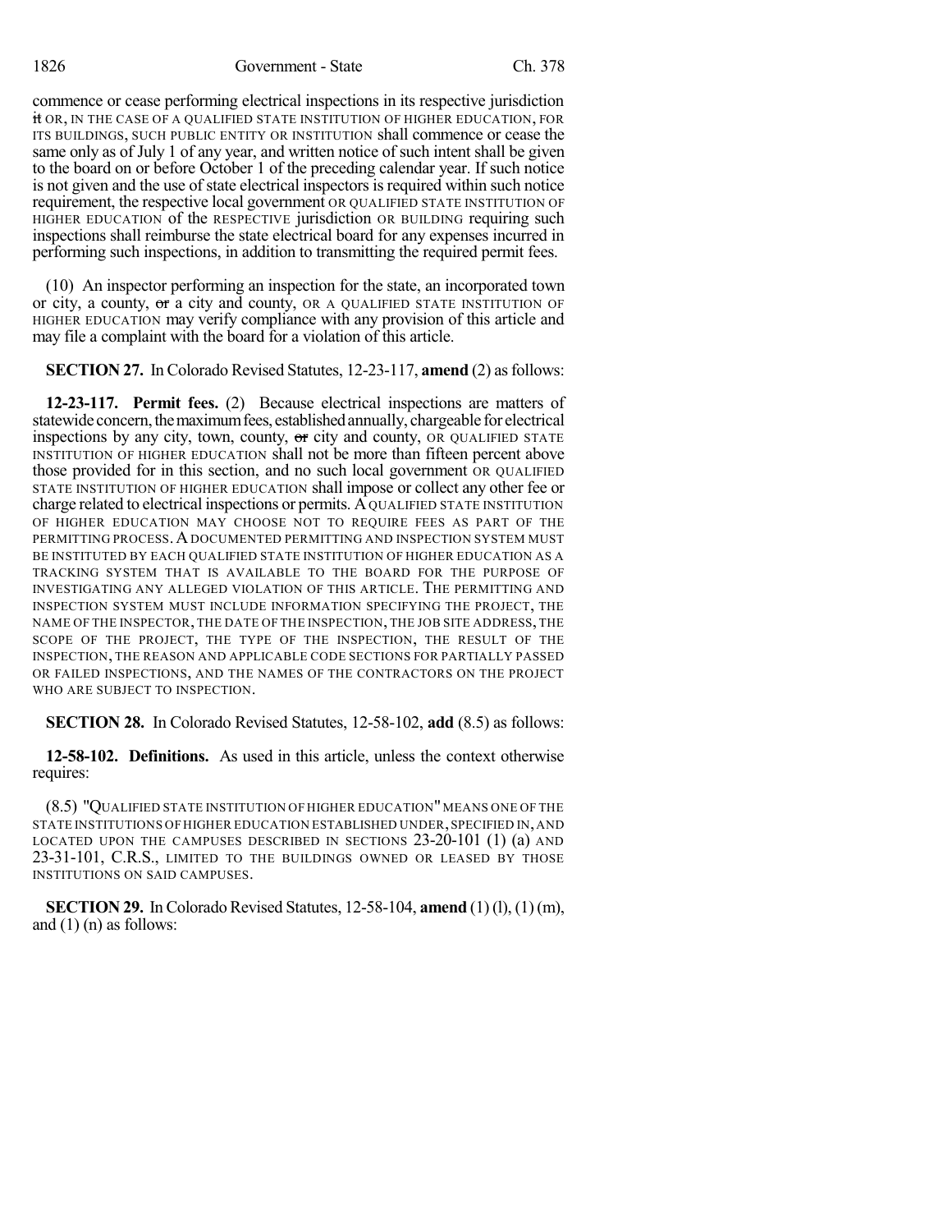commence or cease performing electrical inspections in its respective jurisdiction ~~it~~ OR, IN THE CASE OF A QUALIFIED STATE INSTITUTION OF HIGHER EDUCATION, FOR ITS BUILDINGS, SUCH PUBLIC ENTITY OR INSTITUTION shall commence or cease the same only as of July 1 of any year, and written notice of such intent shall be given to the board on or before October 1 of the preceding calendar year. If such notice is not given and the use of state electrical inspectors is required within such notice requirement, the respective local government OR QUALIFIED STATE INSTITUTION OF HIGHER EDUCATION of the RESPECTIVE jurisdiction OR BUILDING requiring such inspections shall reimburse the state electrical board for any expenses incurred in performing such inspections, in addition to transmitting the required permit fees.

(10) An inspector performing an inspection for the state, an incorporated town or city, a county, ~~or~~ a city and county, OR A QUALIFIED STATE INSTITUTION OF HIGHER EDUCATION may verify compliance with any provision of this article and may file a complaint with the board for a violation of this article.

**SECTION 27.** In Colorado Revised Statutes, 12-23-117, **amend** (2) as follows:

**12-23-117. Permit fees.** (2) Because electrical inspections are matters of statewide concern, the maximum fees, established annually, chargeable for electrical inspections by any city, town, county, ~~or~~ city and county, OR QUALIFIED STATE INSTITUTION OF HIGHER EDUCATION shall not be more than fifteen percent above those provided for in this section, and no such local government OR QUALIFIED STATE INSTITUTION OF HIGHER EDUCATION shall impose or collect any other fee or charge related to electrical inspections or permits. A QUALIFIED STATE INSTITUTION OF HIGHER EDUCATION MAY CHOOSE NOT TO REQUIRE FEES AS PART OF THE PERMITTING PROCESS. A DOCUMENTED PERMITTING AND INSPECTION SYSTEM MUST BE INSTITUTED BY EACH QUALIFIED STATE INSTITUTION OF HIGHER EDUCATION AS A TRACKING SYSTEM THAT IS AVAILABLE TO THE BOARD FOR THE PURPOSE OF INVESTIGATING ANY ALLEGED VIOLATION OF THIS ARTICLE. THE PERMITTING AND INSPECTION SYSTEM MUST INCLUDE INFORMATION SPECIFYING THE PROJECT, THE NAME OF THE INSPECTOR, THE DATE OF THE INSPECTION, THE JOB SITE ADDRESS, THE SCOPE OF THE PROJECT, THE TYPE OF THE INSPECTION, THE RESULT OF THE INSPECTION, THE REASON AND APPLICABLE CODE SECTIONS FOR PARTIALLY PASSED OR FAILED INSPECTIONS, AND THE NAMES OF THE CONTRACTORS ON THE PROJECT WHO ARE SUBJECT TO INSPECTION.

**SECTION 28.** In Colorado Revised Statutes, 12-58-102, **add** (8.5) as follows:

**12-58-102. Definitions.** As used in this article, unless the context otherwise requires:

(8.5) "QUALIFIED STATE INSTITUTION OF HIGHER EDUCATION" MEANS ONE OF THE STATE INSTITUTIONS OF HIGHER EDUCATION ESTABLISHED UNDER, SPECIFIED IN, AND LOCATED UPON THE CAMPUSES DESCRIBED IN SECTIONS 23-20-101 (1) (a) AND 23-31-101, C.R.S., LIMITED TO THE BUILDINGS OWNED OR LEASED BY THOSE INSTITUTIONS ON SAID CAMPUSES.

**SECTION 29.** In Colorado Revised Statutes, 12-58-104, **amend** (1) (l), (1) (m), and (1) (n) as follows: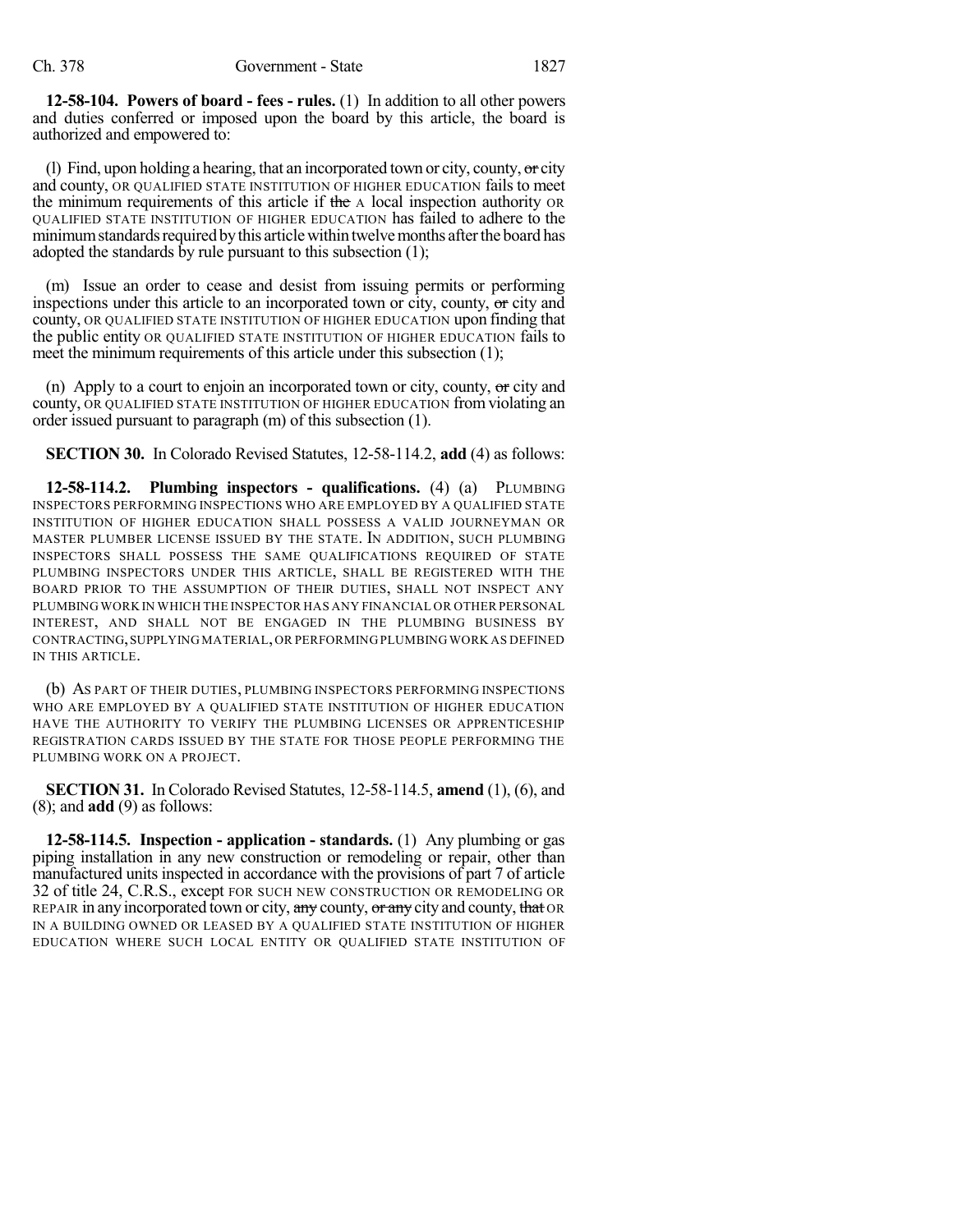**12-58-104. Powers of board - fees - rules.** (1) In addition to all other powers and duties conferred or imposed upon the board by this article, the board is authorized and empowered to:

(l) Find, upon holding a hearing, that an incorporated town or city, county, ~~or~~ city and county, OR QUALIFIED STATE INSTITUTION OF HIGHER EDUCATION fails to meet the minimum requirements of this article if ~~the~~ A local inspection authority OR QUALIFIED STATE INSTITUTION OF HIGHER EDUCATION has failed to adhere to the minimum standards required by this article within twelve months after the board has adopted the standards by rule pursuant to this subsection (1);

(m) Issue an order to cease and desist from issuing permits or performing inspections under this article to an incorporated town or city, county, ~~or~~ city and county, OR QUALIFIED STATE INSTITUTION OF HIGHER EDUCATION upon finding that the public entity OR QUALIFIED STATE INSTITUTION OF HIGHER EDUCATION fails to meet the minimum requirements of this article under this subsection (1);

(n) Apply to a court to enjoin an incorporated town or city, county, ~~or~~ city and county, OR QUALIFIED STATE INSTITUTION OF HIGHER EDUCATION from violating an order issued pursuant to paragraph (m) of this subsection (1).

**SECTION 30.** In Colorado Revised Statutes, 12-58-114.2, **add** (4) as follows:

**12-58-114.2. Plumbing inspectors - qualifications.** (4) (a) PLUMBING INSPECTORS PERFORMING INSPECTIONS WHO ARE EMPLOYED BY A QUALIFIED STATE INSTITUTION OF HIGHER EDUCATION SHALL POSSESS A VALID JOURNEYMAN OR MASTER PLUMBER LICENSE ISSUED BY THE STATE. IN ADDITION, SUCH PLUMBING INSPECTORS SHALL POSSESS THE SAME QUALIFICATIONS REQUIRED OF STATE PLUMBING INSPECTORS UNDER THIS ARTICLE, SHALL BE REGISTERED WITH THE BOARD PRIOR TO THE ASSUMPTION OF THEIR DUTIES, SHALL NOT INSPECT ANY PLUMBING WORK IN WHICH THE INSPECTOR HAS ANY FINANCIAL OR OTHER PERSONAL INTEREST, AND SHALL NOT BE ENGAGED IN THE PLUMBING BUSINESS BY CONTRACTING, SUPPLYING MATERIAL, OR PERFORMING PLUMBING WORK AS DEFINED IN THIS ARTICLE.

(b) AS PART OF THEIR DUTIES, PLUMBING INSPECTORS PERFORMING INSPECTIONS WHO ARE EMPLOYED BY A QUALIFIED STATE INSTITUTION OF HIGHER EDUCATION HAVE THE AUTHORITY TO VERIFY THE PLUMBING LICENSES OR APPRENTICESHIP REGISTRATION CARDS ISSUED BY THE STATE FOR THOSE PEOPLE PERFORMING THE PLUMBING WORK ON A PROJECT.

**SECTION 31.** In Colorado Revised Statutes, 12-58-114.5, **amend** (1), (6), and (8); and **add** (9) as follows:

**12-58-114.5. Inspection - application - standards.** (1) Any plumbing or gas piping installation in any new construction or remodeling or repair, other than manufactured units inspected in accordance with the provisions of part 7 of article 32 of title 24, C.R.S., except FOR SUCH NEW CONSTRUCTION OR REMODELING OR REPAIR in any incorporated town or city, ~~any~~ county, ~~or any~~ city and county, ~~that~~ OR IN A BUILDING OWNED OR LEASED BY A QUALIFIED STATE INSTITUTION OF HIGHER EDUCATION WHERE SUCH LOCAL ENTITY OR QUALIFIED STATE INSTITUTION OF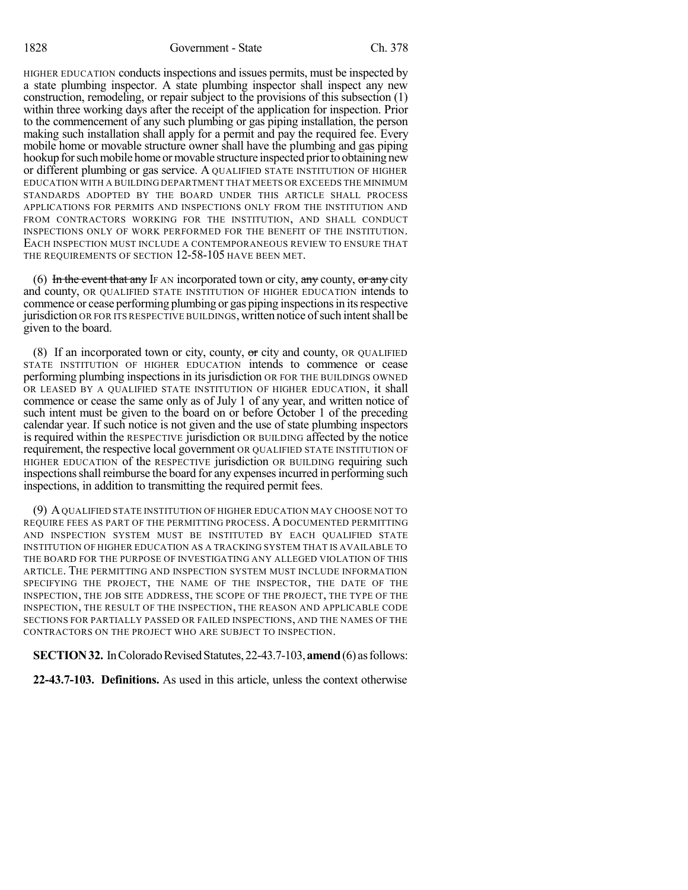HIGHER EDUCATION conducts inspections and issues permits, must be inspected by a state plumbing inspector. A state plumbing inspector shall inspect any new construction, remodeling, or repair subject to the provisions of this subsection (1) within three working days after the receipt of the application for inspection. Prior to the commencement of any such plumbing or gas piping installation, the person making such installation shall apply for a permit and pay the required fee. Every mobile home or movable structure owner shall have the plumbing and gas piping hookup for such mobile home or movable structure inspected prior to obtaining new or different plumbing or gas service. A QUALIFIED STATE INSTITUTION OF HIGHER EDUCATION WITH A BUILDING DEPARTMENT THAT MEETS OR EXCEEDS THE MINIMUM STANDARDS ADOPTED BY THE BOARD UNDER THIS ARTICLE SHALL PROCESS APPLICATIONS FOR PERMITS AND INSPECTIONS ONLY FROM THE INSTITUTION AND FROM CONTRACTORS WORKING FOR THE INSTITUTION, AND SHALL CONDUCT INSPECTIONS ONLY OF WORK PERFORMED FOR THE BENEFIT OF THE INSTITUTION. EACH INSPECTION MUST INCLUDE A CONTEMPORANEOUS REVIEW TO ENSURE THAT THE REQUIREMENTS OF SECTION 12-58-105 HAVE BEEN MET.

(6) ~~In the event that any~~ IF AN incorporated town or city, ~~any~~ county, ~~or any~~ city and county, OR QUALIFIED STATE INSTITUTION OF HIGHER EDUCATION intends to commence or cease performing plumbing or gas piping inspections in its respective jurisdiction OR FOR ITS RESPECTIVE BUILDINGS, written notice of such intent shall be given to the board.

(8) If an incorporated town or city, county, ~~or~~ city and county, OR QUALIFIED STATE INSTITUTION OF HIGHER EDUCATION intends to commence or cease performing plumbing inspections in its jurisdiction OR FOR THE BUILDINGS OWNED OR LEASED BY A QUALIFIED STATE INSTITUTION OF HIGHER EDUCATION, it shall commence or cease the same only as of July 1 of any year, and written notice of such intent must be given to the board on or before October 1 of the preceding calendar year. If such notice is not given and the use of state plumbing inspectors is required within the RESPECTIVE jurisdiction OR BUILDING affected by the notice requirement, the respective local government OR QUALIFIED STATE INSTITUTION OF HIGHER EDUCATION of the RESPECTIVE jurisdiction OR BUILDING requiring such inspections shall reimburse the board for any expenses incurred in performing such inspections, in addition to transmitting the required permit fees.

(9) A QUALIFIED STATE INSTITUTION OF HIGHER EDUCATION MAY CHOOSE NOT TO REQUIRE FEES AS PART OF THE PERMITTING PROCESS. A DOCUMENTED PERMITTING AND INSPECTION SYSTEM MUST BE INSTITUTED BY EACH QUALIFIED STATE INSTITUTION OF HIGHER EDUCATION AS A TRACKING SYSTEM THAT IS AVAILABLE TO THE BOARD FOR THE PURPOSE OF INVESTIGATING ANY ALLEGED VIOLATION OF THIS ARTICLE. THE PERMITTING AND INSPECTION SYSTEM MUST INCLUDE INFORMATION SPECIFYING THE PROJECT, THE NAME OF THE INSPECTOR, THE DATE OF THE INSPECTION, THE JOB SITE ADDRESS, THE SCOPE OF THE PROJECT, THE TYPE OF THE INSPECTION, THE RESULT OF THE INSPECTION, THE REASON AND APPLICABLE CODE SECTIONS FOR PARTIALLY PASSED OR FAILED INSPECTIONS, AND THE NAMES OF THE CONTRACTORS ON THE PROJECT WHO ARE SUBJECT TO INSPECTION.

**SECTION 32.** In Colorado Revised Statutes, 22-43.7-103, **amend** (6) as follows:

**22-43.7-103. Definitions.** As used in this article, unless the context otherwise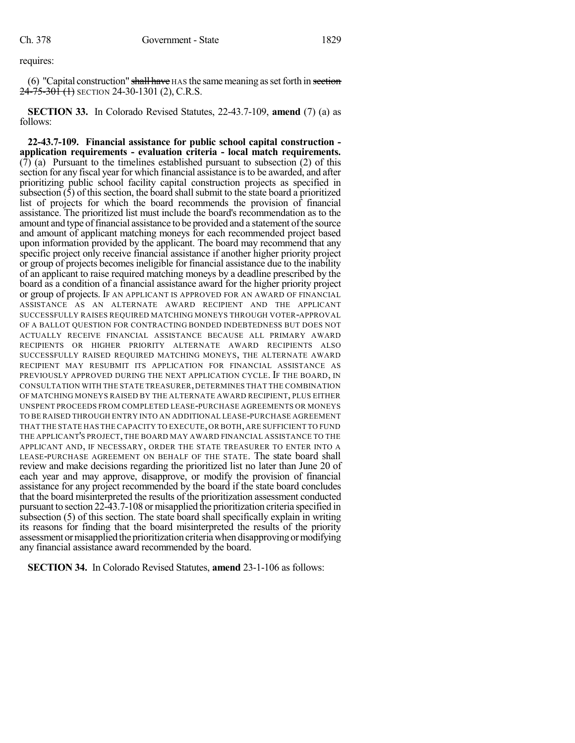requires:

(6) "Capital construction" ~~shall have~~ HAS the same meaning as set forth in ~~section 24-75-301 (1)~~ SECTION 24-30-1301 (2), C.R.S.

**SECTION 33.** In Colorado Revised Statutes, 22-43.7-109, **amend** (7) (a) as follows:

**22-43.7-109. Financial assistance for public school capital construction - application requirements - evaluation criteria - local match requirements.** (7) (a) Pursuant to the timelines established pursuant to subsection (2) of this section for any fiscal year for which financial assistance is to be awarded, and after prioritizing public school facility capital construction projects as specified in subsection (5) of this section, the board shall submit to the state board a prioritized list of projects for which the board recommends the provision of financial assistance. The prioritized list must include the board's recommendation as to the amount and type of financial assistance to be provided and a statement of the source and amount of applicant matching moneys for each recommended project based upon information provided by the applicant. The board may recommend that any specific project only receive financial assistance if another higher priority project or group of projects becomes ineligible for financial assistance due to the inability of an applicant to raise required matching moneys by a deadline prescribed by the board as a condition of a financial assistance award for the higher priority project or group of projects. IF AN APPLICANT IS APPROVED FOR AN AWARD OF FINANCIAL ASSISTANCE AS AN ALTERNATE AWARD RECIPIENT AND THE APPLICANT SUCCESSFULLY RAISES REQUIRED MATCHING MONEYS THROUGH VOTER-APPROVAL OF A BALLOT QUESTION FOR CONTRACTING BONDED INDEBTEDNESS BUT DOES NOT ACTUALLY RECEIVE FINANCIAL ASSISTANCE BECAUSE ALL PRIMARY AWARD RECIPIENTS OR HIGHER PRIORITY ALTERNATE AWARD RECIPIENTS ALSO SUCCESSFULLY RAISED REQUIRED MATCHING MONEYS, THE ALTERNATE AWARD RECIPIENT MAY RESUBMIT ITS APPLICATION FOR FINANCIAL ASSISTANCE AS PREVIOUSLY APPROVED DURING THE NEXT APPLICATION CYCLE. IF THE BOARD, IN CONSULTATION WITH THE STATE TREASURER, DETERMINES THAT THE COMBINATION OF MATCHING MONEYS RAISED BY THE ALTERNATE AWARD RECIPIENT, PLUS EITHER UNSPENT PROCEEDS FROM COMPLETED LEASE-PURCHASE AGREEMENTS OR MONEYS TO BE RAISED THROUGH ENTRY INTO AN ADDITIONAL LEASE-PURCHASE AGREEMENT THAT THE STATE HAS THE CAPACITY TO EXECUTE, OR BOTH, ARE SUFFICIENT TO FUND THE APPLICANT'S PROJECT, THE BOARD MAY AWARD FINANCIAL ASSISTANCE TO THE APPLICANT AND, IF NECESSARY, ORDER THE STATE TREASURER TO ENTER INTO A LEASE-PURCHASE AGREEMENT ON BEHALF OF THE STATE. The state board shall review and make decisions regarding the prioritized list no later than June 20 of each year and may approve, disapprove, or modify the provision of financial assistance for any project recommended by the board if the state board concludes that the board misinterpreted the results of the prioritization assessment conducted pursuant to section 22-43.7-108 or misapplied the prioritization criteria specified in subsection (5) of this section. The state board shall specifically explain in writing its reasons for finding that the board misinterpreted the results of the priority assessment or misapplied the prioritization criteria when disapproving or modifying any financial assistance award recommended by the board.

**SECTION 34.** In Colorado Revised Statutes, **amend** 23-1-106 as follows: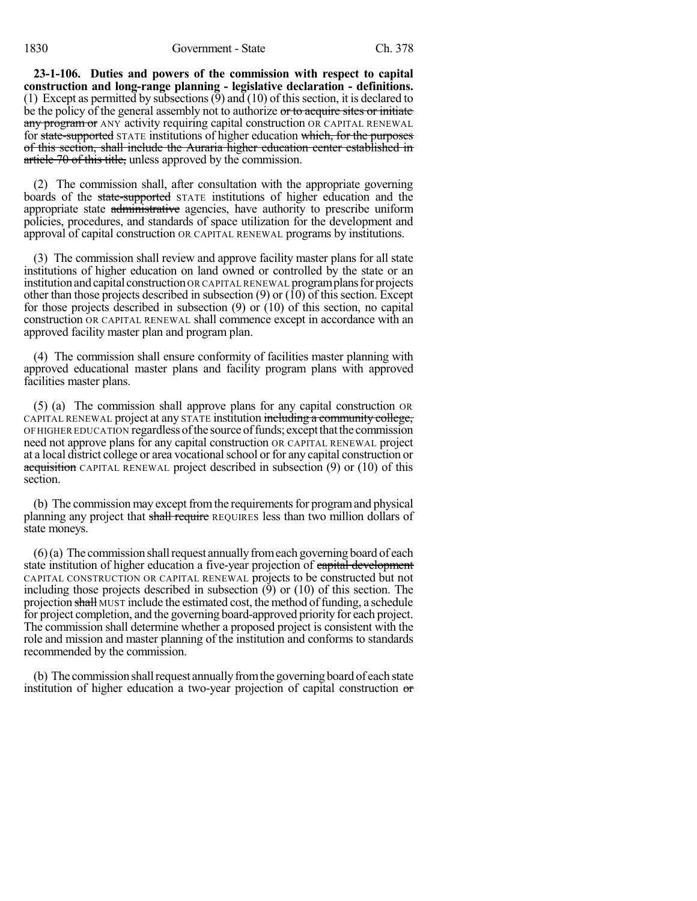**23-1-106. Duties and powers of the commission with respect to capital construction and long-range planning - legislative declaration - definitions.** (1) Except as permitted by subsections (9) and (10) of this section, it is declared to be the policy of the general assembly not to authorize ~~or to acquire sites or initiate any program or~~ ANY activity requiring capital construction OR CAPITAL RENEWAL for ~~state-supported~~ STATE institutions of higher education ~~which, for the purposes of this section, shall include the Auraria higher education center established in article 70 of this title,~~ unless approved by the commission.

(2) The commission shall, after consultation with the appropriate governing boards of the ~~state-supported~~ STATE institutions of higher education and the appropriate state ~~administrative~~ agencies, have authority to prescribe uniform policies, procedures, and standards of space utilization for the development and approval of capital construction OR CAPITAL RENEWAL programs by institutions.

(3) The commission shall review and approve facility master plans for all state institutions of higher education on land owned or controlled by the state or an institution and capital construction OR CAPITAL RENEWAL program plans for projects other than those projects described in subsection (9) or (10) of this section. Except for those projects described in subsection (9) or (10) of this section, no capital construction OR CAPITAL RENEWAL shall commence except in accordance with an approved facility master plan and program plan.

(4) The commission shall ensure conformity of facilities master planning with approved educational master plans and facility program plans with approved facilities master plans.

(5) (a) The commission shall approve plans for any capital construction OR CAPITAL RENEWAL project at any STATE institution ~~including a community college,~~ OF HIGHER EDUCATION regardless of the source of funds; except that the commission need not approve plans for any capital construction OR CAPITAL RENEWAL project at a local district college or area vocational school or for any capital construction or ~~acquisition~~ CAPITAL RENEWAL project described in subsection (9) or (10) of this section.

(b) The commission may except from the requirements for program and physical planning any project that ~~shall require~~ REQUIRES less than two million dollars of state moneys.

(6) (a) The commission shall request annually from each governing board of each state institution of higher education a five-year projection of ~~capital development~~ CAPITAL CONSTRUCTION OR CAPITAL RENEWAL projects to be constructed but not including those projects described in subsection (9) or (10) of this section. The projection ~~shall~~ MUST include the estimated cost, the method of funding, a schedule for project completion, and the governing board-approved priority for each project. The commission shall determine whether a proposed project is consistent with the role and mission and master planning of the institution and conforms to standards recommended by the commission.

(b) The commission shall request annually from the governing board of each state institution of higher education a two-year projection of capital construction ~~or~~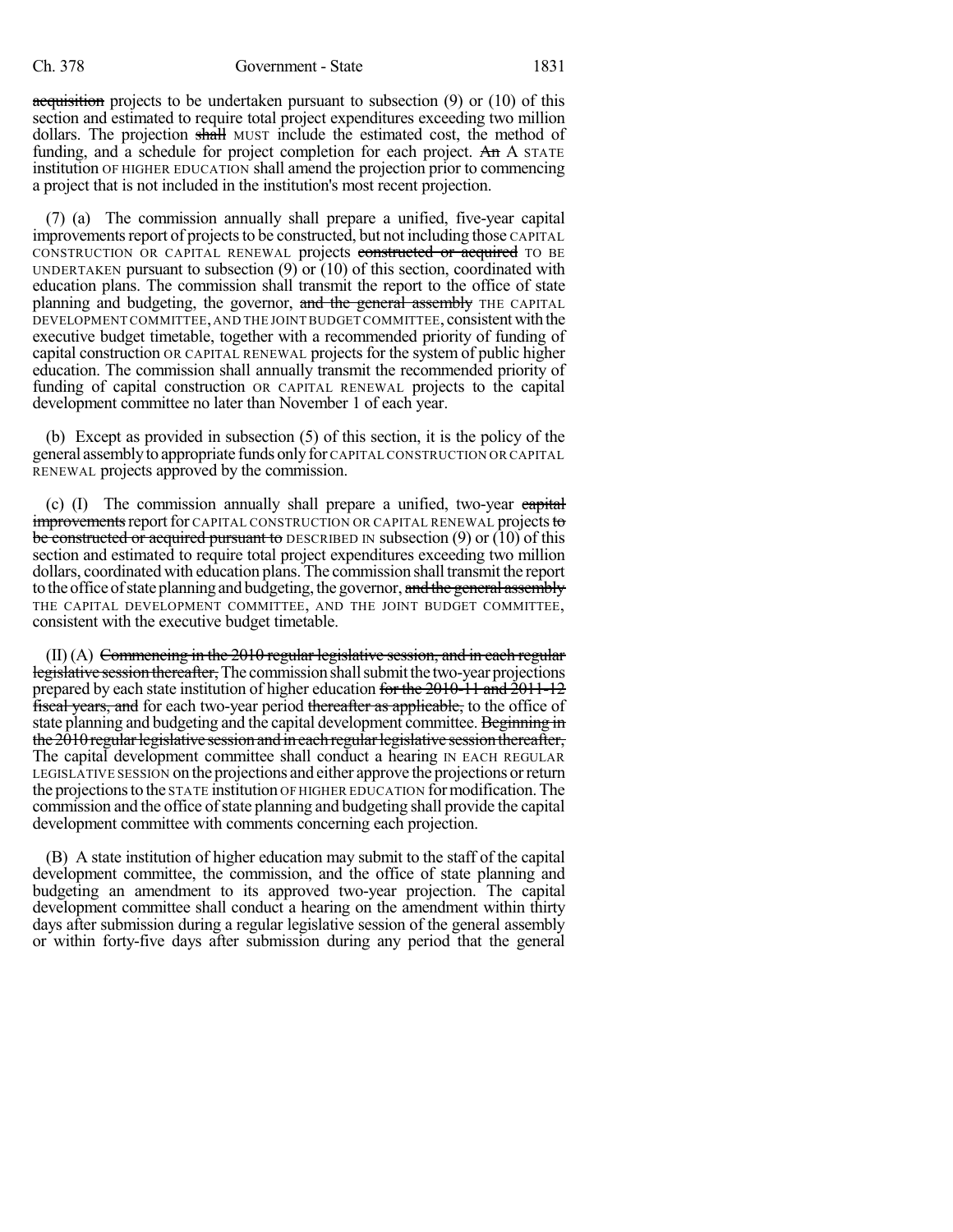~~acquisition~~ projects to be undertaken pursuant to subsection (9) or (10) of this section and estimated to require total project expenditures exceeding two million dollars. The projection ~~shall~~ MUST include the estimated cost, the method of funding, and a schedule for project completion for each project. ~~An~~ A STATE institution OF HIGHER EDUCATION shall amend the projection prior to commencing a project that is not included in the institution's most recent projection.

(7) (a) The commission annually shall prepare a unified, five-year capital improvements report of projects to be constructed, but not including those CAPITAL CONSTRUCTION OR CAPITAL RENEWAL projects ~~constructed or acquired~~ TO BE UNDERTAKEN pursuant to subsection (9) or (10) of this section, coordinated with education plans. The commission shall transmit the report to the office of state planning and budgeting, the governor, ~~and the general assembly~~ THE CAPITAL DEVELOPMENT COMMITTEE, AND THE JOINT BUDGET COMMITTEE, consistent with the executive budget timetable, together with a recommended priority of funding of capital construction OR CAPITAL RENEWAL projects for the system of public higher education. The commission shall annually transmit the recommended priority of funding of capital construction OR CAPITAL RENEWAL projects to the capital development committee no later than November 1 of each year.

(b) Except as provided in subsection (5) of this section, it is the policy of the general assembly to appropriate funds only for CAPITAL CONSTRUCTION OR CAPITAL RENEWAL projects approved by the commission.

(c) (I) The commission annually shall prepare a unified, two-year ~~capital improvements~~ report for CAPITAL CONSTRUCTION OR CAPITAL RENEWAL projects ~~to be constructed or acquired pursuant to~~ DESCRIBED IN subsection (9) or (10) of this section and estimated to require total project expenditures exceeding two million dollars, coordinated with education plans. The commission shall transmit the report to the office of state planning and budgeting, the governor, ~~and the general assembly~~ THE CAPITAL DEVELOPMENT COMMITTEE, AND THE JOINT BUDGET COMMITTEE, consistent with the executive budget timetable.

(II) (A) ~~Commencing in the 2010 regular legislative session, and in each regular legislative session thereafter,~~ The commission shall submit the two-year projections prepared by each state institution of higher education ~~for the 2010-11 and 2011-12 fiscal years, and~~ for each two-year period ~~thereafter as applicable,~~ to the office of state planning and budgeting and the capital development committee. ~~Beginning in the 2010 regular legislative session and in each regular legislative session thereafter,~~ The capital development committee shall conduct a hearing IN EACH REGULAR LEGISLATIVE SESSION on the projections and either approve the projections or return the projections to the STATE institution OF HIGHER EDUCATION for modification. The commission and the office of state planning and budgeting shall provide the capital development committee with comments concerning each projection.

(B) A state institution of higher education may submit to the staff of the capital development committee, the commission, and the office of state planning and budgeting an amendment to its approved two-year projection. The capital development committee shall conduct a hearing on the amendment within thirty days after submission during a regular legislative session of the general assembly or within forty-five days after submission during any period that the general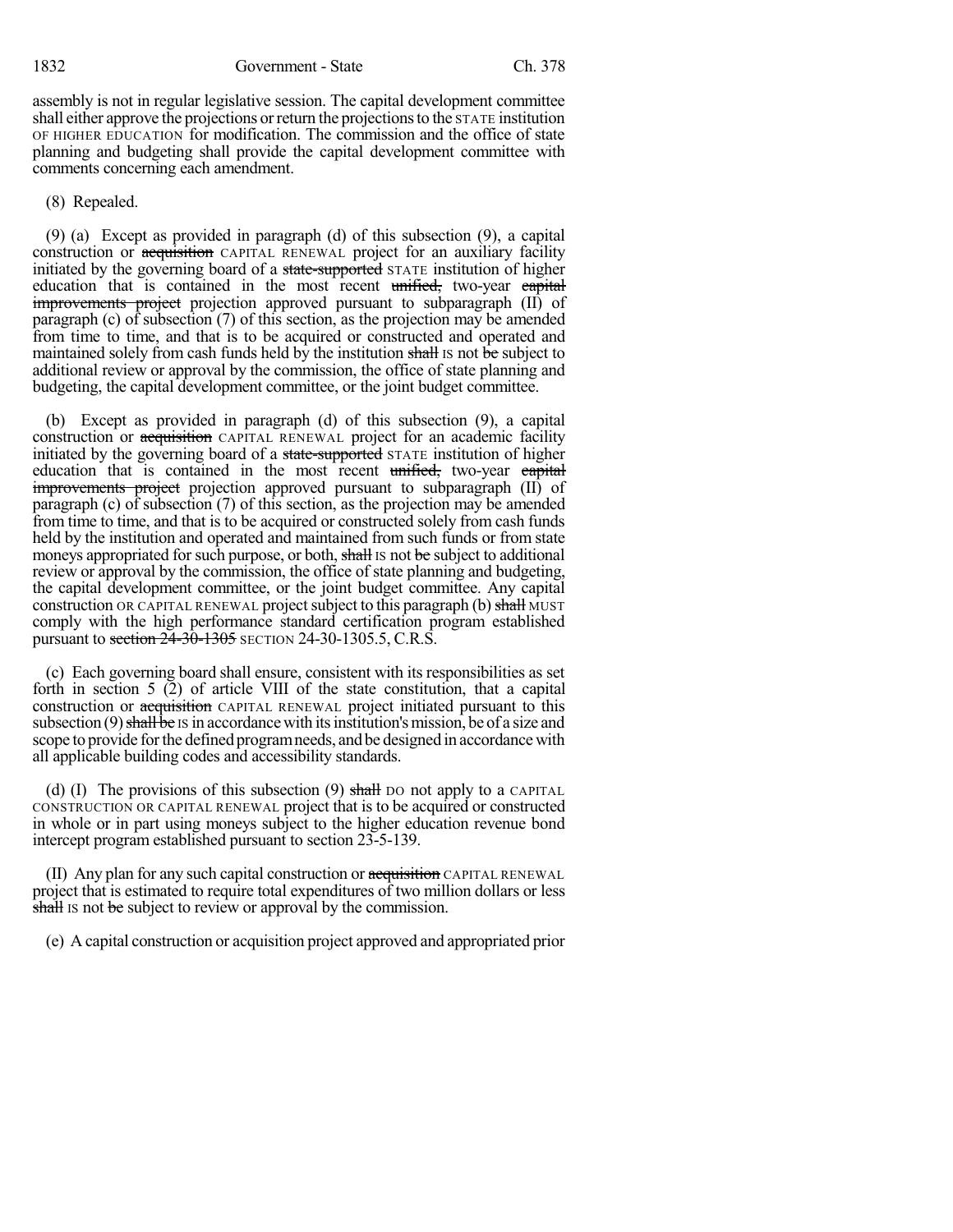assembly is not in regular legislative session. The capital development committee shall either approve the projections or return the projections to the STATE institution OF HIGHER EDUCATION for modification. The commission and the office of state planning and budgeting shall provide the capital development committee with comments concerning each amendment.

(8) Repealed.

(9) (a) Except as provided in paragraph (d) of this subsection (9), a capital construction or ~~acquisition~~ CAPITAL RENEWAL project for an auxiliary facility initiated by the governing board of a ~~state-supported~~ STATE institution of higher education that is contained in the most recent ~~unified,~~ two-year ~~capital improvements project~~ projection approved pursuant to subparagraph (II) of paragraph (c) of subsection (7) of this section, as the projection may be amended from time to time, and that is to be acquired or constructed and operated and maintained solely from cash funds held by the institution ~~shall~~ IS not ~~be~~ subject to additional review or approval by the commission, the office of state planning and budgeting, the capital development committee, or the joint budget committee.

(b) Except as provided in paragraph (d) of this subsection (9), a capital construction or ~~acquisition~~ CAPITAL RENEWAL project for an academic facility initiated by the governing board of a ~~state-supported~~ STATE institution of higher education that is contained in the most recent ~~unified,~~ two-year ~~capital improvements project~~ projection approved pursuant to subparagraph (II) of paragraph (c) of subsection (7) of this section, as the projection may be amended from time to time, and that is to be acquired or constructed solely from cash funds held by the institution and operated and maintained from such funds or from state moneys appropriated for such purpose, or both, ~~shall~~ IS not ~~be~~ subject to additional review or approval by the commission, the office of state planning and budgeting, the capital development committee, or the joint budget committee. Any capital construction OR CAPITAL RENEWAL project subject to this paragraph (b) ~~shall~~ MUST comply with the high performance standard certification program established pursuant to ~~section 24-30-1305~~ SECTION 24-30-1305.5, C.R.S.

(c) Each governing board shall ensure, consistent with its responsibilities as set forth in section 5 (2) of article VIII of the state constitution, that a capital construction or ~~acquisition~~ CAPITAL RENEWAL project initiated pursuant to this subsection (9) ~~shall be~~ IS in accordance with its institution's mission, be of a size and scope to provide for the defined program needs, and be designed in accordance with all applicable building codes and accessibility standards.

(d) (I) The provisions of this subsection (9) ~~shall~~ DO not apply to a CAPITAL CONSTRUCTION OR CAPITAL RENEWAL project that is to be acquired or constructed in whole or in part using moneys subject to the higher education revenue bond intercept program established pursuant to section 23-5-139.

(II) Any plan for any such capital construction or ~~acquisition~~ CAPITAL RENEWAL project that is estimated to require total expenditures of two million dollars or less ~~shall~~ IS not ~~be~~ subject to review or approval by the commission.

(e) A capital construction or acquisition project approved and appropriated prior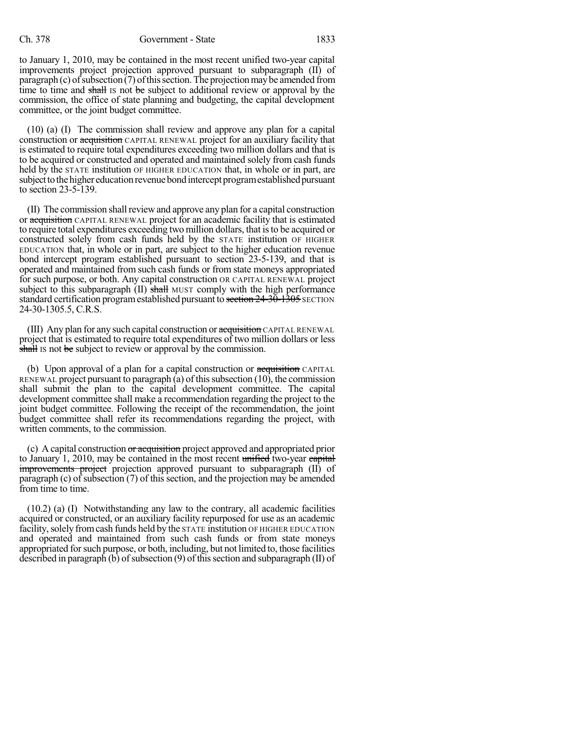to January 1, 2010, may be contained in the most recent unified two-year capital improvements project projection approved pursuant to subparagraph (II) of paragraph (c) of subsection (7) of this section. The projection may be amended from time to time and shall IS not be subject to additional review or approval by the commission, the office of state planning and budgeting, the capital development committee, or the joint budget committee.

(10) (a) (I) The commission shall review and approve any plan for a capital construction or acquisition CAPITAL RENEWAL project for an auxiliary facility that is estimated to require total expenditures exceeding two million dollars and that is to be acquired or constructed and operated and maintained solely from cash funds held by the STATE institution OF HIGHER EDUCATION that, in whole or in part, are subject to the higher education revenue bond intercept program established pursuant to section 23-5-139.

(II) The commission shall review and approve any plan for a capital construction or acquisition CAPITAL RENEWAL project for an academic facility that is estimated to require total expenditures exceeding two million dollars, that is to be acquired or constructed solely from cash funds held by the STATE institution OF HIGHER EDUCATION that, in whole or in part, are subject to the higher education revenue bond intercept program established pursuant to section 23-5-139, and that is operated and maintained from such cash funds or from state moneys appropriated for such purpose, or both. Any capital construction OR CAPITAL RENEWAL project subject to this subparagraph (II) shall MUST comply with the high performance standard certification program established pursuant to section 24-30-1305 SECTION 24-30-1305.5, C.R.S.

(III) Any plan for any such capital construction or acquisition CAPITAL RENEWAL project that is estimated to require total expenditures of two million dollars or less shall IS not be subject to review or approval by the commission.

(b) Upon approval of a plan for a capital construction or acquisition CAPITAL RENEWAL project pursuant to paragraph (a) of this subsection (10), the commission shall submit the plan to the capital development committee. The capital development committee shall make a recommendation regarding the project to the joint budget committee. Following the receipt of the recommendation, the joint budget committee shall refer its recommendations regarding the project, with written comments, to the commission.

(c) A capital construction or acquisition project approved and appropriated prior to January 1, 2010, may be contained in the most recent unified two-year capital improvements project projection approved pursuant to subparagraph (II) of paragraph (c) of subsection (7) of this section, and the projection may be amended from time to time.

(10.2) (a) (I) Notwithstanding any law to the contrary, all academic facilities acquired or constructed, or an auxiliary facility repurposed for use as an academic facility, solely from cash funds held by the STATE institution OF HIGHER EDUCATION and operated and maintained from such cash funds or from state moneys appropriated for such purpose, or both, including, but not limited to, those facilities described in paragraph (b) of subsection (9) of this section and subparagraph (II) of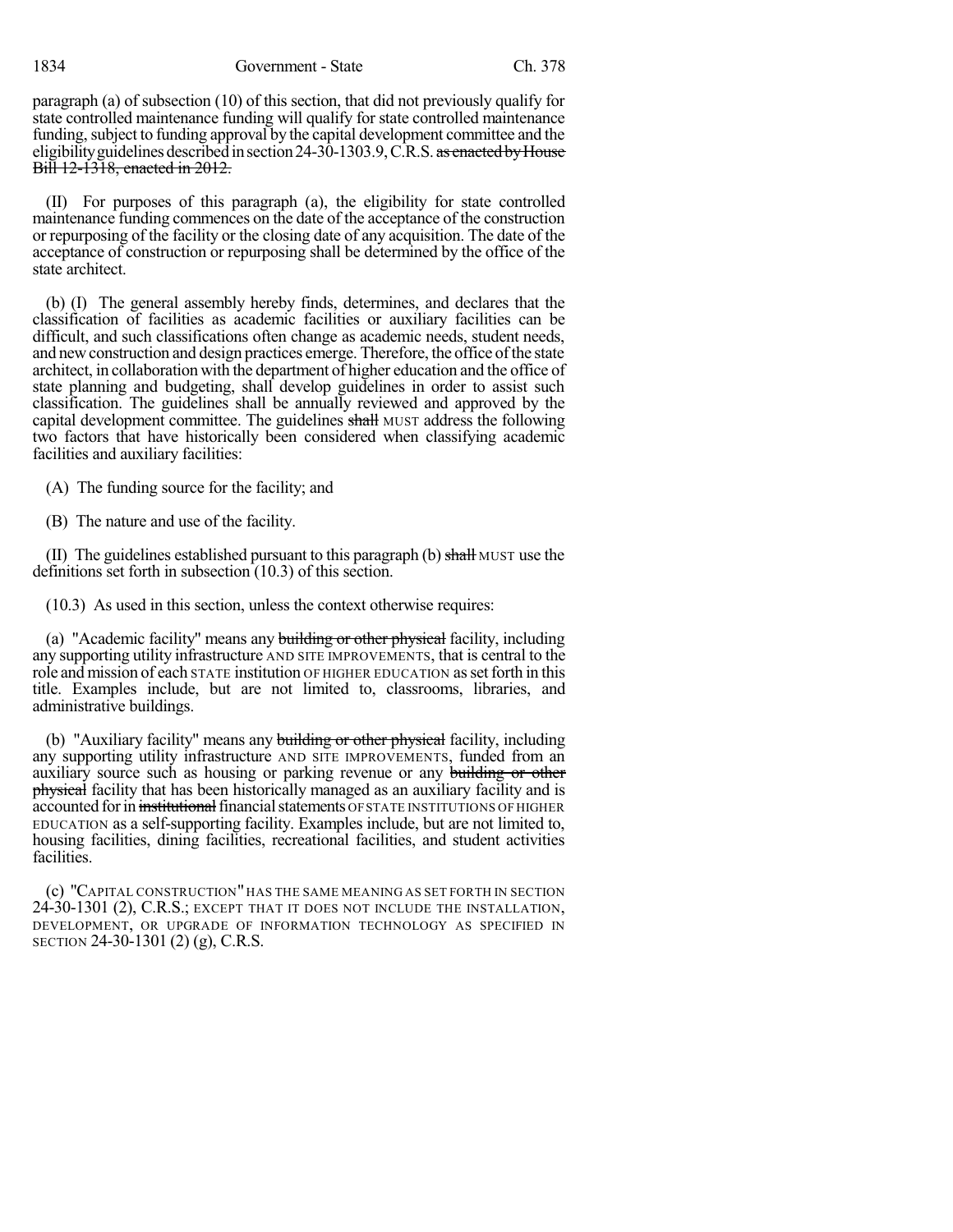paragraph (a) of subsection (10) of this section, that did not previously qualify for state controlled maintenance funding will qualify for state controlled maintenance funding, subject to funding approval by the capital development committee and the eligibility guidelines described in section 24-30-1303.9, C.R.S. ~~as enacted by House Bill 12-1318, enacted in 2012.~~

(II) For purposes of this paragraph (a), the eligibility for state controlled maintenance funding commences on the date of the acceptance of the construction or repurposing of the facility or the closing date of any acquisition. The date of the acceptance of construction or repurposing shall be determined by the office of the state architect.

(b) (I) The general assembly hereby finds, determines, and declares that the classification of facilities as academic facilities or auxiliary facilities can be difficult, and such classifications often change as academic needs, student needs, and new construction and design practices emerge. Therefore, the office of the state architect, in collaboration with the department of higher education and the office of state planning and budgeting, shall develop guidelines in order to assist such classification. The guidelines shall be annually reviewed and approved by the capital development committee. The guidelines ~~shall~~ MUST address the following two factors that have historically been considered when classifying academic facilities and auxiliary facilities:

(A) The funding source for the facility; and

(B) The nature and use of the facility.

(II) The guidelines established pursuant to this paragraph (b) ~~shall~~ MUST use the definitions set forth in subsection (10.3) of this section.

(10.3) As used in this section, unless the context otherwise requires:

(a) "Academic facility" means any ~~building or other physical~~ facility, including any supporting utility infrastructure AND SITE IMPROVEMENTS, that is central to the role and mission of each STATE institution OF HIGHER EDUCATION as set forth in this title. Examples include, but are not limited to, classrooms, libraries, and administrative buildings.

(b) "Auxiliary facility" means any ~~building or other physical~~ facility, including any supporting utility infrastructure AND SITE IMPROVEMENTS, funded from an auxiliary source such as housing or parking revenue or any ~~building or other physical~~ facility that has been historically managed as an auxiliary facility and is accounted for in ~~institutional~~ financial statements OF STATE INSTITUTIONS OF HIGHER EDUCATION as a self-supporting facility. Examples include, but are not limited to, housing facilities, dining facilities, recreational facilities, and student activities facilities.

(c) "CAPITAL CONSTRUCTION" HAS THE SAME MEANING AS SET FORTH IN SECTION 24-30-1301 (2), C.R.S.; EXCEPT THAT IT DOES NOT INCLUDE THE INSTALLATION, DEVELOPMENT, OR UPGRADE OF INFORMATION TECHNOLOGY AS SPECIFIED IN SECTION 24-30-1301 (2) (g), C.R.S.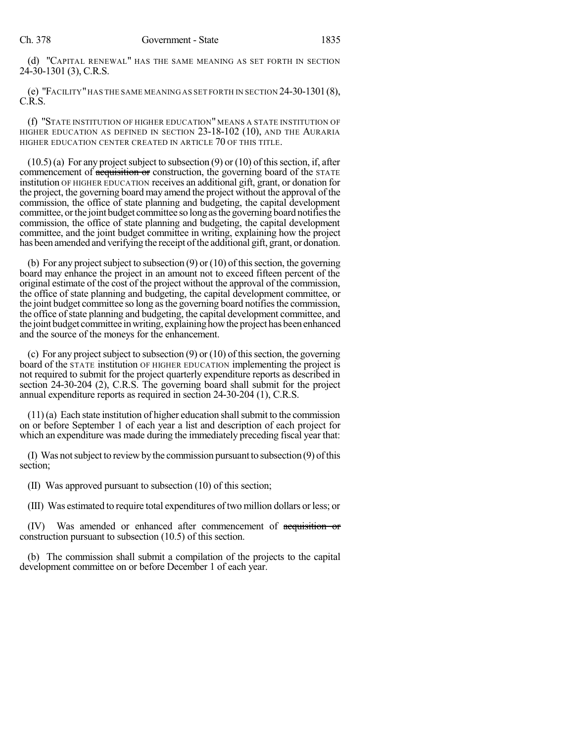(d) "CAPITAL RENEWAL" HAS THE SAME MEANING AS SET FORTH IN SECTION 24-30-1301 (3), C.R.S.

(e) "FACILITY" HAS THE SAME MEANING AS SET FORTH IN SECTION 24-30-1301 (8), C.R.S.

(f) "STATE INSTITUTION OF HIGHER EDUCATION" MEANS A STATE INSTITUTION OF HIGHER EDUCATION AS DEFINED IN SECTION 23-18-102 (10), AND THE AURARIA HIGHER EDUCATION CENTER CREATED IN ARTICLE 70 OF THIS TITLE.

(10.5) (a) For any project subject to subsection (9) or (10) of this section, if, after commencement of ~~acquisition or~~ construction, the governing board of the STATE institution OF HIGHER EDUCATION receives an additional gift, grant, or donation for the project, the governing board may amend the project without the approval of the commission, the office of state planning and budgeting, the capital development committee, or the joint budget committee so long as the governing board notifies the commission, the office of state planning and budgeting, the capital development committee, and the joint budget committee in writing, explaining how the project has been amended and verifying the receipt of the additional gift, grant, or donation.

(b) For any project subject to subsection (9) or (10) of this section, the governing board may enhance the project in an amount not to exceed fifteen percent of the original estimate of the cost of the project without the approval of the commission, the office of state planning and budgeting, the capital development committee, or the joint budget committee so long as the governing board notifies the commission, the office of state planning and budgeting, the capital development committee, and the joint budget committee in writing, explaining how the project has been enhanced and the source of the moneys for the enhancement.

(c) For any project subject to subsection (9) or (10) of this section, the governing board of the STATE institution OF HIGHER EDUCATION implementing the project is not required to submit for the project quarterly expenditure reports as described in section 24-30-204 (2), C.R.S. The governing board shall submit for the project annual expenditure reports as required in section 24-30-204 (1), C.R.S.

(11) (a) Each state institution of higher education shall submit to the commission on or before September 1 of each year a list and description of each project for which an expenditure was made during the immediately preceding fiscal year that:

(I) Was not subject to review by the commission pursuant to subsection (9) of this section;

(II) Was approved pursuant to subsection (10) of this section;

(III) Was estimated to require total expenditures of two million dollars or less; or

(IV) Was amended or enhanced after commencement of ~~acquisition or~~ construction pursuant to subsection (10.5) of this section.

(b) The commission shall submit a compilation of the projects to the capital development committee on or before December 1 of each year.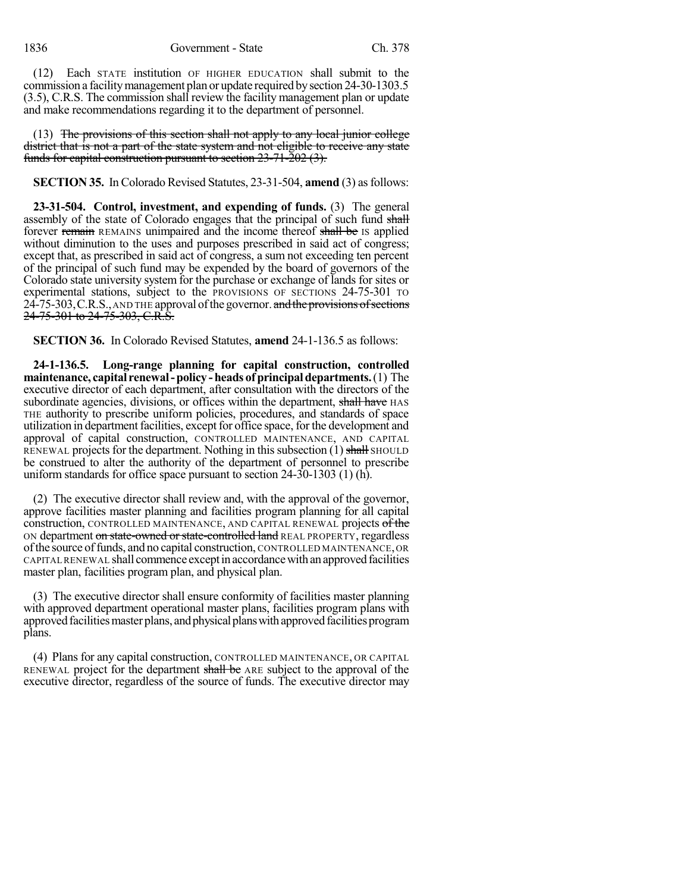(12) Each STATE institution OF HIGHER EDUCATION shall submit to the commission a facility management plan or update required by section 24-30-1303.5 (3.5), C.R.S. The commission shall review the facility management plan or update and make recommendations regarding it to the department of personnel.

(13) ~~The provisions of this section shall not apply to any local junior college district that is not a part of the state system and not eligible to receive any state funds for capital construction pursuant to section 23-71-202 (3).~~

**SECTION 35.** In Colorado Revised Statutes, 23-31-504, **amend** (3) as follows:

**23-31-504. Control, investment, and expending of funds.** (3) The general assembly of the state of Colorado engages that the principal of such fund ~~shall~~ forever ~~remain~~ REMAINS unimpaired and the income thereof ~~shall be~~ IS applied without diminution to the uses and purposes prescribed in said act of congress; except that, as prescribed in said act of congress, a sum not exceeding ten percent of the principal of such fund may be expended by the board of governors of the Colorado state university system for the purchase or exchange of lands for sites or experimental stations, subject to the PROVISIONS OF SECTIONS 24-75-301 TO 24-75-303, C.R.S., AND THE approval of the governor. ~~and the provisions of sections 24-75-301 to 24-75-303, C.R.S.~~

**SECTION 36.** In Colorado Revised Statutes, **amend** 24-1-136.5 as follows:

**24-1-136.5. Long-range planning for capital construction, controlled maintenance, capital renewal - policy - heads of principal departments.** (1) The executive director of each department, after consultation with the directors of the subordinate agencies, divisions, or offices within the department, ~~shall have~~ HAS THE authority to prescribe uniform policies, procedures, and standards of space utilization in department facilities, except for office space, for the development and approval of capital construction, CONTROLLED MAINTENANCE, AND CAPITAL RENEWAL projects for the department. Nothing in this subsection (1) ~~shall~~ SHOULD be construed to alter the authority of the department of personnel to prescribe uniform standards for office space pursuant to section 24-30-1303 (1) (h).

(2) The executive director shall review and, with the approval of the governor, approve facilities master planning and facilities program planning for all capital construction, CONTROLLED MAINTENANCE, AND CAPITAL RENEWAL projects ~~of the~~ ON department ~~on state-owned or state-controlled land~~ REAL PROPERTY, regardless of the source of funds, and no capital construction, CONTROLLED MAINTENANCE, OR CAPITAL RENEWAL shall commence except in accordance with an approved facilities master plan, facilities program plan, and physical plan.

(3) The executive director shall ensure conformity of facilities master planning with approved department operational master plans, facilities program plans with approved facilities master plans, and physical plans with approved facilities program plans.

(4) Plans for any capital construction, CONTROLLED MAINTENANCE, OR CAPITAL RENEWAL project for the department ~~shall be~~ ARE subject to the approval of the executive director, regardless of the source of funds. The executive director may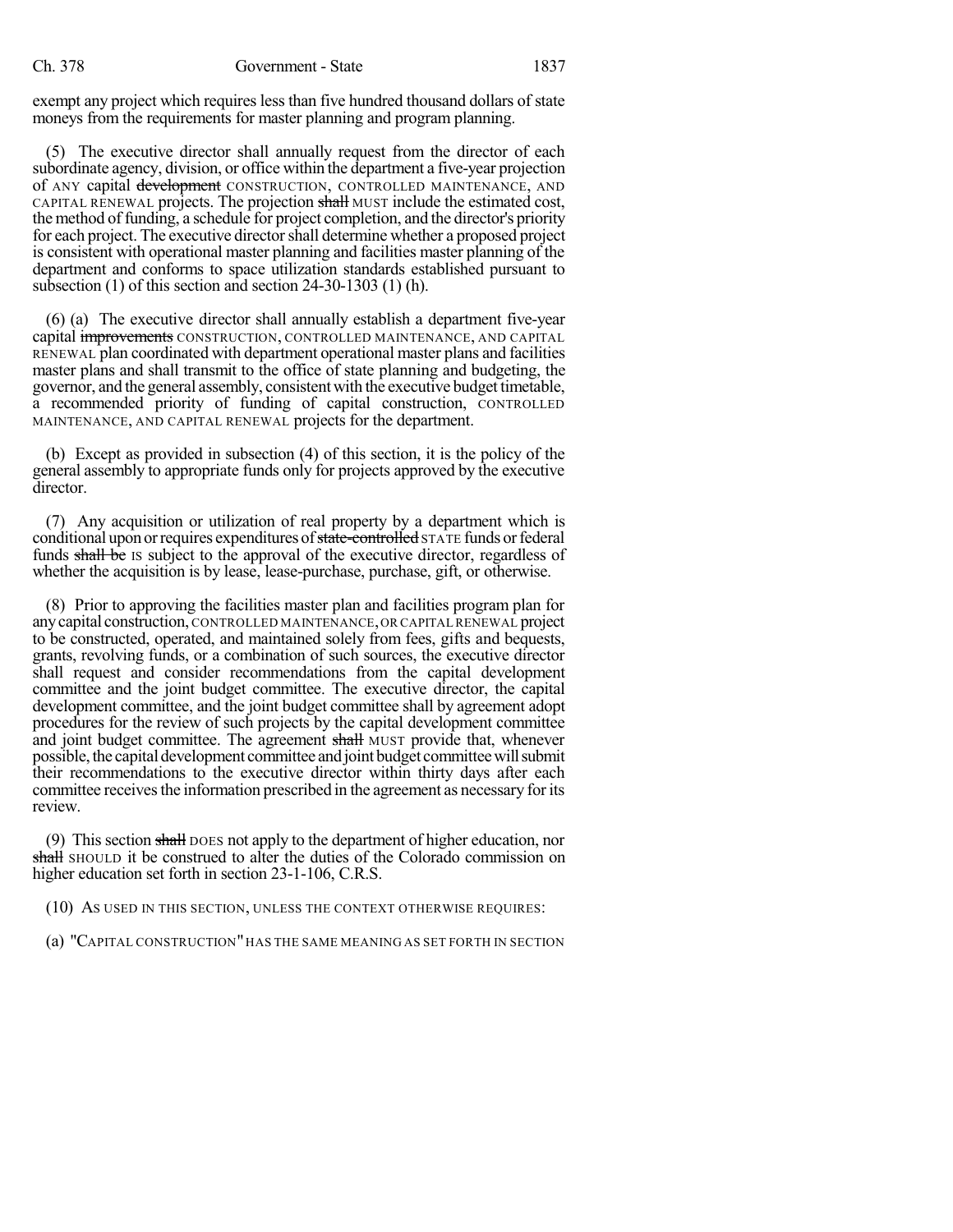exempt any project which requires less than five hundred thousand dollars of state moneys from the requirements for master planning and program planning.

(5) The executive director shall annually request from the director of each subordinate agency, division, or office within the department a five-year projection of ANY capital ~~development~~ CONSTRUCTION, CONTROLLED MAINTENANCE, AND CAPITAL RENEWAL projects. The projection ~~shall~~ MUST include the estimated cost, the method of funding, a schedule for project completion, and the director's priority for each project. The executive director shall determine whether a proposed project is consistent with operational master planning and facilities master planning of the department and conforms to space utilization standards established pursuant to subsection (1) of this section and section 24-30-1303 (1) (h).

(6) (a) The executive director shall annually establish a department five-year capital ~~improvements~~ CONSTRUCTION, CONTROLLED MAINTENANCE, AND CAPITAL RENEWAL plan coordinated with department operational master plans and facilities master plans and shall transmit to the office of state planning and budgeting, the governor, and the general assembly, consistent with the executive budget timetable, a recommended priority of funding of capital construction, CONTROLLED MAINTENANCE, AND CAPITAL RENEWAL projects for the department.

(b) Except as provided in subsection (4) of this section, it is the policy of the general assembly to appropriate funds only for projects approved by the executive director.

(7) Any acquisition or utilization of real property by a department which is conditional upon or requires expenditures of ~~state-controlled~~ STATE funds or federal funds ~~shall be~~ IS subject to the approval of the executive director, regardless of whether the acquisition is by lease, lease-purchase, purchase, gift, or otherwise.

(8) Prior to approving the facilities master plan and facilities program plan for any capital construction, CONTROLLED MAINTENANCE, OR CAPITAL RENEWAL project to be constructed, operated, and maintained solely from fees, gifts and bequests, grants, revolving funds, or a combination of such sources, the executive director shall request and consider recommendations from the capital development committee and the joint budget committee. The executive director, the capital development committee, and the joint budget committee shall by agreement adopt procedures for the review of such projects by the capital development committee and joint budget committee. The agreement ~~shall~~ MUST provide that, whenever possible, the capital development committee and joint budget committee will submit their recommendations to the executive director within thirty days after each committee receives the information prescribed in the agreement as necessary for its review.

(9) This section ~~shall~~ DOES not apply to the department of higher education, nor ~~shall~~ SHOULD it be construed to alter the duties of the Colorado commission on higher education set forth in section 23-1-106, C.R.S.

(10) AS USED IN THIS SECTION, UNLESS THE CONTEXT OTHERWISE REQUIRES:

(a) "CAPITAL CONSTRUCTION" HAS THE SAME MEANING AS SET FORTH IN SECTION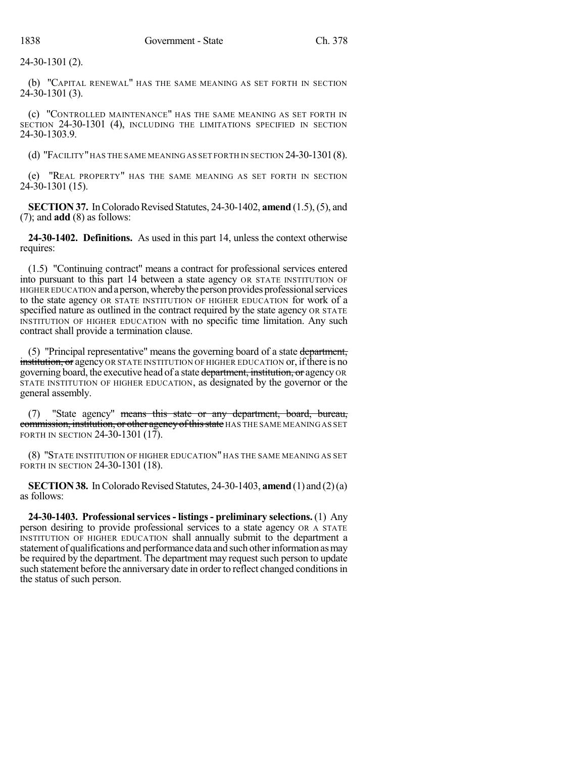24-30-1301 (2).

(b) "CAPITAL RENEWAL" HAS THE SAME MEANING AS SET FORTH IN SECTION 24-30-1301 (3).

(c) "CONTROLLED MAINTENANCE" HAS THE SAME MEANING AS SET FORTH IN SECTION 24-30-1301 (4), INCLUDING THE LIMITATIONS SPECIFIED IN SECTION 24-30-1303.9.

(d) "FACILITY" HAS THE SAME MEANING AS SET FORTH IN SECTION 24-30-1301 (8).

(e) "REAL PROPERTY" HAS THE SAME MEANING AS SET FORTH IN SECTION 24-30-1301 (15).

**SECTION 37.** In Colorado Revised Statutes, 24-30-1402, **amend** (1.5), (5), and (7); and **add** (8) as follows:

**24-30-1402. Definitions.** As used in this part 14, unless the context otherwise requires:

(1.5) "Continuing contract" means a contract for professional services entered into pursuant to this part 14 between a state agency OR STATE INSTITUTION OF HIGHER EDUCATION and a person, whereby the person provides professional services to the state agency OR STATE INSTITUTION OF HIGHER EDUCATION for work of a specified nature as outlined in the contract required by the state agency OR STATE INSTITUTION OF HIGHER EDUCATION with no specific time limitation. Any such contract shall provide a termination clause.

(5) "Principal representative" means the governing board of a state ~~department, institution, or~~ agency OR STATE INSTITUTION OF HIGHER EDUCATION or, if there is no governing board, the executive head of a state ~~department, institution, or~~ agency OR STATE INSTITUTION OF HIGHER EDUCATION, as designated by the governor or the general assembly.

(7) "State agency" ~~means this state or any department, board, bureau, commission, institution, or other agency of this state~~ HAS THE SAME MEANING AS SET FORTH IN SECTION 24-30-1301 (17).

(8) "STATE INSTITUTION OF HIGHER EDUCATION" HAS THE SAME MEANING AS SET FORTH IN SECTION 24-30-1301 (18).

**SECTION 38.** In Colorado Revised Statutes, 24-30-1403, **amend** (1) and (2)(a) as follows:

**24-30-1403. Professional services - listings - preliminary selections.** (1) Any person desiring to provide professional services to a state agency OR A STATE INSTITUTION OF HIGHER EDUCATION shall annually submit to the department a statement of qualifications and performance data and such other information as may be required by the department. The department may request such person to update such statement before the anniversary date in order to reflect changed conditions in the status of such person.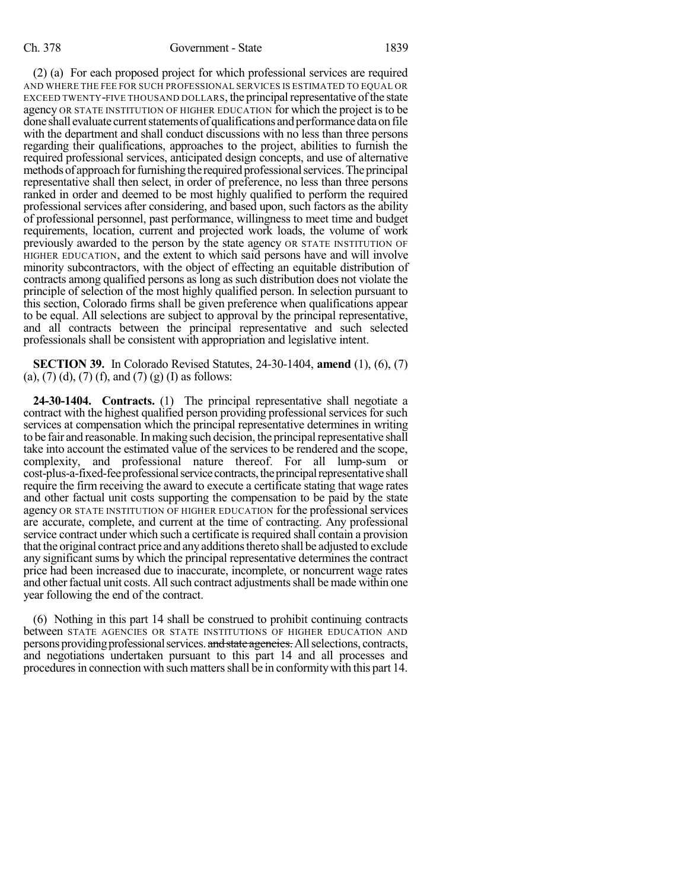(2) (a) For each proposed project for which professional services are required AND WHERE THE FEE FOR SUCH PROFESSIONAL SERVICES IS ESTIMATED TO EQUAL OR EXCEED TWENTY-FIVE THOUSAND DOLLARS, the principal representative of the state agency OR STATE INSTITUTION OF HIGHER EDUCATION for which the project is to be done shall evaluate current statements of qualifications and performance data on file with the department and shall conduct discussions with no less than three persons regarding their qualifications, approaches to the project, abilities to furnish the required professional services, anticipated design concepts, and use of alternative methods of approach for furnishing the required professional services. The principal representative shall then select, in order of preference, no less than three persons ranked in order and deemed to be most highly qualified to perform the required professional services after considering, and based upon, such factors as the ability of professional personnel, past performance, willingness to meet time and budget requirements, location, current and projected work loads, the volume of work previously awarded to the person by the state agency OR STATE INSTITUTION OF HIGHER EDUCATION, and the extent to which said persons have and will involve minority subcontractors, with the object of effecting an equitable distribution of contracts among qualified persons as long as such distribution does not violate the principle of selection of the most highly qualified person. In selection pursuant to this section, Colorado firms shall be given preference when qualifications appear to be equal. All selections are subject to approval by the principal representative, and all contracts between the principal representative and such selected professionals shall be consistent with appropriation and legislative intent.

**SECTION 39.** In Colorado Revised Statutes, 24-30-1404, **amend** (1), (6), (7) (a), (7) (d), (7) (f), and (7) (g) (I) as follows:

**24-30-1404. Contracts.** (1) The principal representative shall negotiate a contract with the highest qualified person providing professional services for such services at compensation which the principal representative determines in writing to be fair and reasonable. In making such decision, the principal representative shall take into account the estimated value of the services to be rendered and the scope, complexity, and professional nature thereof. For all lump-sum or cost-plus-a-fixed-fee professional service contracts, the principal representative shall require the firm receiving the award to execute a certificate stating that wage rates and other factual unit costs supporting the compensation to be paid by the state agency OR STATE INSTITUTION OF HIGHER EDUCATION for the professional services are accurate, complete, and current at the time of contracting. Any professional service contract under which such a certificate is required shall contain a provision that the original contract price and any additions thereto shall be adjusted to exclude any significant sums by which the principal representative determines the contract price had been increased due to inaccurate, incomplete, or noncurrent wage rates and other factual unit costs. All such contract adjustments shall be made within one year following the end of the contract.

(6) Nothing in this part 14 shall be construed to prohibit continuing contracts between STATE AGENCIES OR STATE INSTITUTIONS OF HIGHER EDUCATION AND persons providing professional services. ~~and state agencies.~~ All selections, contracts, and negotiations undertaken pursuant to this part 14 and all processes and procedures in connection with such matters shall be in conformity with this part 14.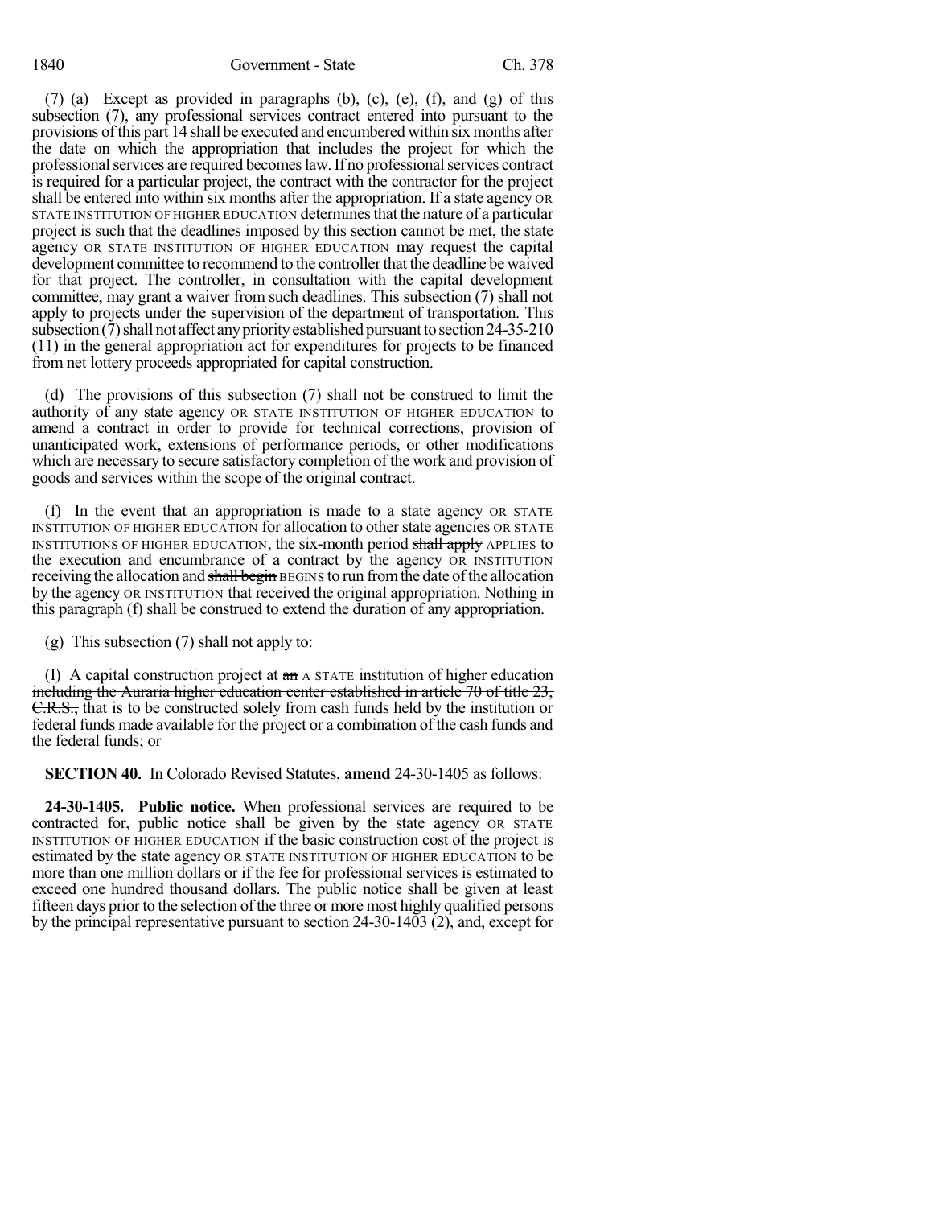(7) (a) Except as provided in paragraphs (b), (c), (e), (f), and (g) of this subsection (7), any professional services contract entered into pursuant to the provisions of this part 14 shall be executed and encumbered within six months after the date on which the appropriation that includes the project for which the professional services are required becomes law. If no professional services contract is required for a particular project, the contract with the contractor for the project shall be entered into within six months after the appropriation. If a state agency OR STATE INSTITUTION OF HIGHER EDUCATION determines that the nature of a particular project is such that the deadlines imposed by this section cannot be met, the state agency OR STATE INSTITUTION OF HIGHER EDUCATION may request the capital development committee to recommend to the controller that the deadline be waived for that project. The controller, in consultation with the capital development committee, may grant a waiver from such deadlines. This subsection (7) shall not apply to projects under the supervision of the department of transportation. This subsection (7) shall not affect any priority established pursuant to section 24-35-210 (11) in the general appropriation act for expenditures for projects to be financed from net lottery proceeds appropriated for capital construction.

(d) The provisions of this subsection (7) shall not be construed to limit the authority of any state agency OR STATE INSTITUTION OF HIGHER EDUCATION to amend a contract in order to provide for technical corrections, provision of unanticipated work, extensions of performance periods, or other modifications which are necessary to secure satisfactory completion of the work and provision of goods and services within the scope of the original contract.

(f) In the event that an appropriation is made to a state agency OR STATE INSTITUTION OF HIGHER EDUCATION for allocation to other state agencies OR STATE INSTITUTIONS OF HIGHER EDUCATION, the six-month period ~~shall apply~~ APPLIES to the execution and encumbrance of a contract by the agency OR INSTITUTION receiving the allocation and ~~shall begin~~ BEGINS to run from the date of the allocation by the agency OR INSTITUTION that received the original appropriation. Nothing in this paragraph (f) shall be construed to extend the duration of any appropriation.

(g) This subsection (7) shall not apply to:

(I) A capital construction project at ~~an~~ A STATE institution of higher education ~~including the Auraria higher education center established in article 70 of title 23, C.R.S.,~~ that is to be constructed solely from cash funds held by the institution or federal funds made available for the project or a combination of the cash funds and the federal funds; or

**SECTION 40.** In Colorado Revised Statutes, **amend** 24-30-1405 as follows:

**24-30-1405. Public notice.** When professional services are required to be contracted for, public notice shall be given by the state agency OR STATE INSTITUTION OF HIGHER EDUCATION if the basic construction cost of the project is estimated by the state agency OR STATE INSTITUTION OF HIGHER EDUCATION to be more than one million dollars or if the fee for professional services is estimated to exceed one hundred thousand dollars. The public notice shall be given at least fifteen days prior to the selection of the three or more most highly qualified persons by the principal representative pursuant to section 24-30-1403 (2), and, except for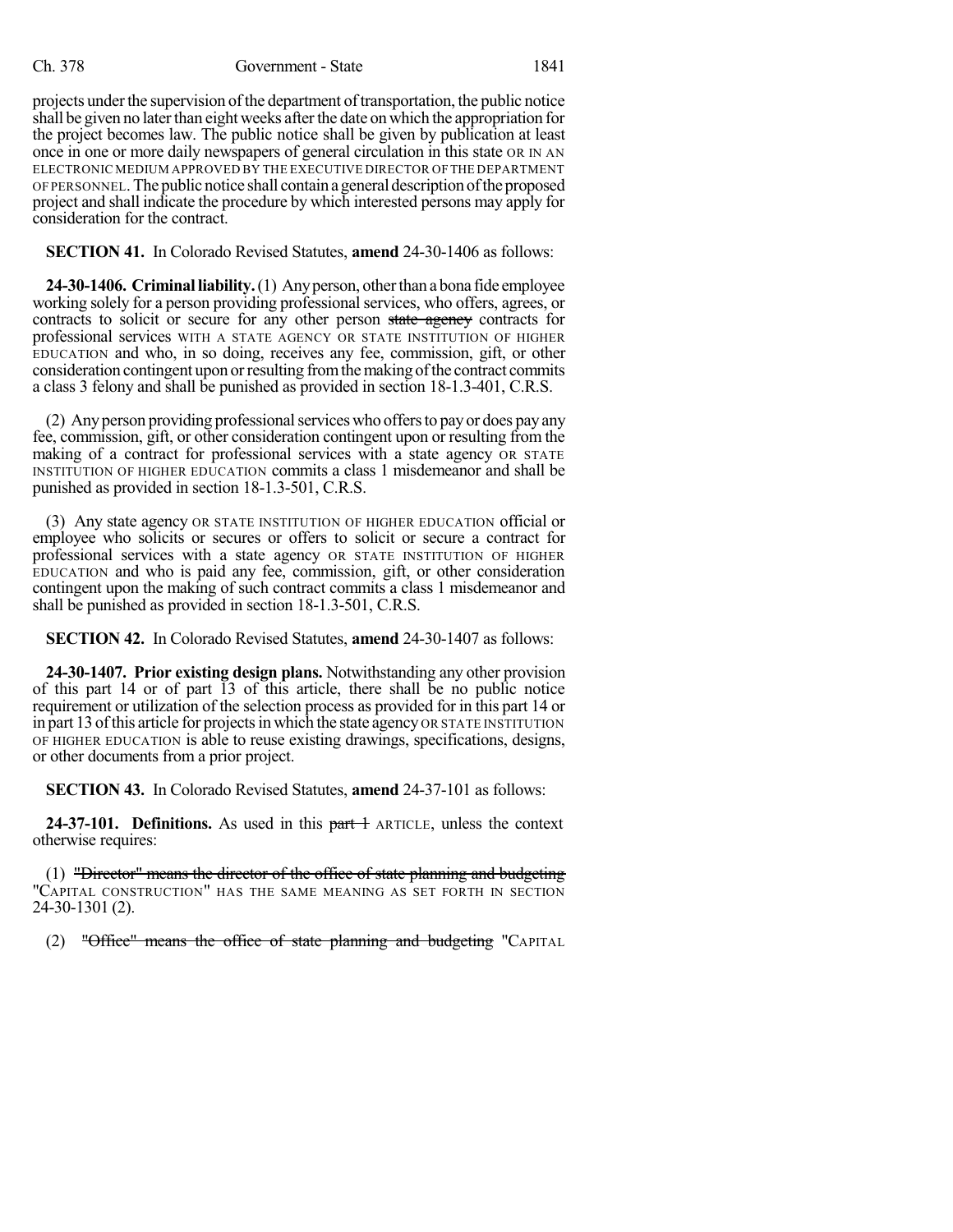projects under the supervision of the department of transportation, the public notice shall be given no later than eight weeks after the date on which the appropriation for the project becomes law. The public notice shall be given by publication at least once in one or more daily newspapers of general circulation in this state OR IN AN ELECTRONIC MEDIUM APPROVED BY THE EXECUTIVE DIRECTOR OF THE DEPARTMENT OF PERSONNEL. The public notice shall contain a general description of the proposed project and shall indicate the procedure by which interested persons may apply for consideration for the contract.

**SECTION 41.** In Colorado Revised Statutes, **amend** 24-30-1406 as follows:

**24-30-1406. Criminal liability.** (1) Any person, other than a bona fide employee working solely for a person providing professional services, who offers, agrees, or contracts to solicit or secure for any other person ~~state agency~~ contracts for professional services WITH A STATE AGENCY OR STATE INSTITUTION OF HIGHER EDUCATION and who, in so doing, receives any fee, commission, gift, or other consideration contingent upon or resulting from the making of the contract commits a class 3 felony and shall be punished as provided in section 18-1.3-401, C.R.S.

(2) Any person providing professional services who offers to pay or does pay any fee, commission, gift, or other consideration contingent upon or resulting from the making of a contract for professional services with a state agency OR STATE INSTITUTION OF HIGHER EDUCATION commits a class 1 misdemeanor and shall be punished as provided in section 18-1.3-501, C.R.S.

(3) Any state agency OR STATE INSTITUTION OF HIGHER EDUCATION official or employee who solicits or secures or offers to solicit or secure a contract for professional services with a state agency OR STATE INSTITUTION OF HIGHER EDUCATION and who is paid any fee, commission, gift, or other consideration contingent upon the making of such contract commits a class 1 misdemeanor and shall be punished as provided in section 18-1.3-501, C.R.S.

**SECTION 42.** In Colorado Revised Statutes, **amend** 24-30-1407 as follows:

**24-30-1407. Prior existing design plans.** Notwithstanding any other provision of this part 14 or of part 13 of this article, there shall be no public notice requirement or utilization of the selection process as provided for in this part 14 or in part 13 of this article for projects in which the state agency OR STATE INSTITUTION OF HIGHER EDUCATION is able to reuse existing drawings, specifications, designs, or other documents from a prior project.

**SECTION 43.** In Colorado Revised Statutes, **amend** 24-37-101 as follows:

**24-37-101. Definitions.** As used in this ~~part 1~~ ARTICLE, unless the context otherwise requires:

(1) ~~"Director" means the director of the office of state planning and budgeting~~ "CAPITAL CONSTRUCTION" HAS THE SAME MEANING AS SET FORTH IN SECTION 24-30-1301 (2).

(2) ~~"Office" means the office of state planning and budgeting~~ "CAPITAL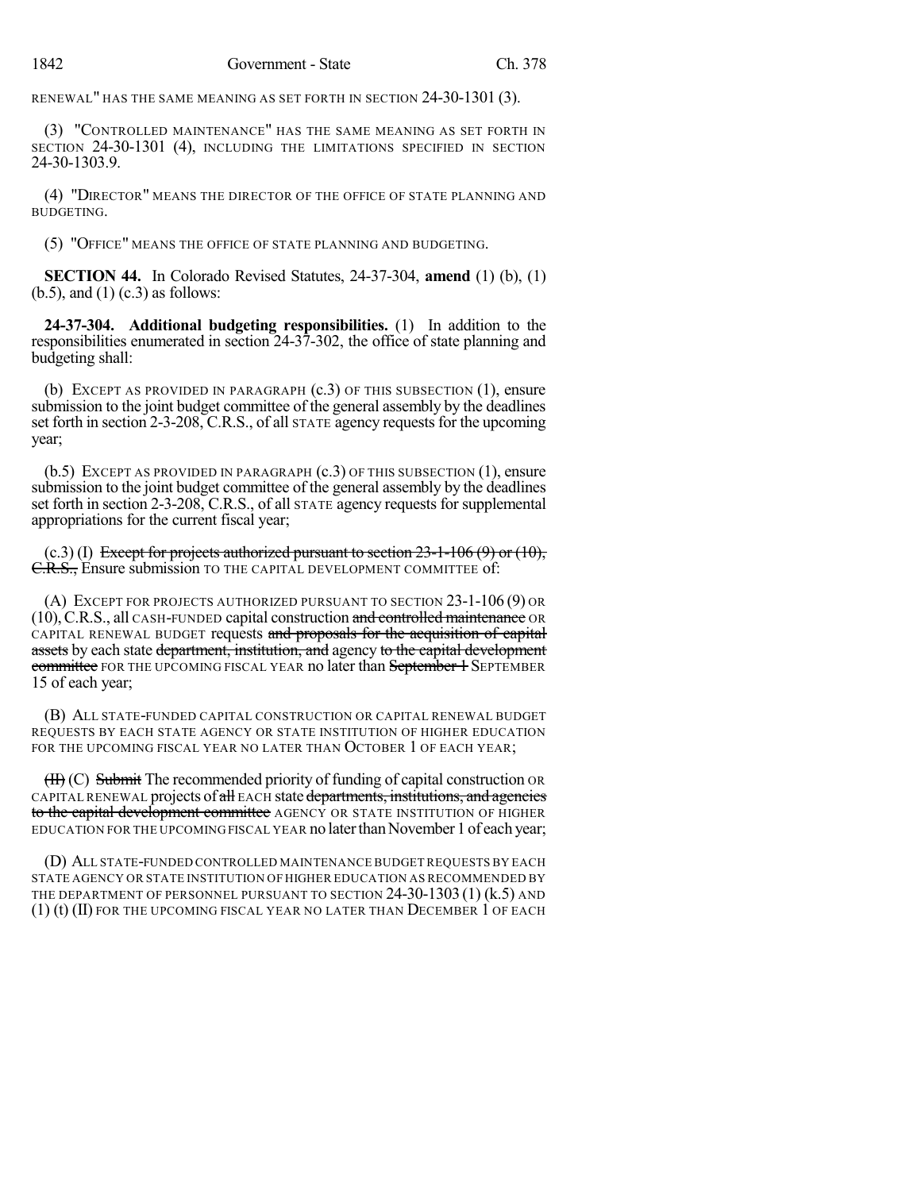RENEWAL" HAS THE SAME MEANING AS SET FORTH IN SECTION 24-30-1301 (3).

(3) "CONTROLLED MAINTENANCE" HAS THE SAME MEANING AS SET FORTH IN SECTION 24-30-1301 (4), INCLUDING THE LIMITATIONS SPECIFIED IN SECTION 24-30-1303.9.

(4) "DIRECTOR" MEANS THE DIRECTOR OF THE OFFICE OF STATE PLANNING AND BUDGETING.

(5) "OFFICE" MEANS THE OFFICE OF STATE PLANNING AND BUDGETING.

**SECTION 44.** In Colorado Revised Statutes, 24-37-304, **amend** (1) (b), (1) (b.5), and (1) (c.3) as follows:

**24-37-304. Additional budgeting responsibilities.** (1) In addition to the responsibilities enumerated in section 24-37-302, the office of state planning and budgeting shall:

(b) EXCEPT AS PROVIDED IN PARAGRAPH (c.3) OF THIS SUBSECTION (1), ensure submission to the joint budget committee of the general assembly by the deadlines set forth in section 2-3-208, C.R.S., of all STATE agency requests for the upcoming year;

(b.5) EXCEPT AS PROVIDED IN PARAGRAPH (c.3) OF THIS SUBSECTION (1), ensure submission to the joint budget committee of the general assembly by the deadlines set forth in section 2-3-208, C.R.S., of all STATE agency requests for supplemental appropriations for the current fiscal year;

(c.3) (I) ~~Except for projects authorized pursuant to section 23-1-106 (9) or (10), C.R.S.,~~ Ensure submission TO THE CAPITAL DEVELOPMENT COMMITTEE of:

(A) EXCEPT FOR PROJECTS AUTHORIZED PURSUANT TO SECTION 23-1-106 (9) OR (10), C.R.S., all CASH-FUNDED capital construction ~~and controlled maintenance~~ OR CAPITAL RENEWAL BUDGET requests ~~and proposals for the acquisition of capital assets~~ by each state ~~department, institution, and~~ agency ~~to the capital development committee~~ FOR THE UPCOMING FISCAL YEAR no later than ~~September 1~~ SEPTEMBER 15 of each year;

(B) ALL STATE-FUNDED CAPITAL CONSTRUCTION OR CAPITAL RENEWAL BUDGET REQUESTS BY EACH STATE AGENCY OR STATE INSTITUTION OF HIGHER EDUCATION FOR THE UPCOMING FISCAL YEAR NO LATER THAN OCTOBER 1 OF EACH YEAR;

~~(II)~~ (C) ~~Submit~~ The recommended priority of funding of capital construction OR CAPITAL RENEWAL projects of ~~all~~ EACH state ~~departments, institutions, and agencies to the capital development committee~~ AGENCY OR STATE INSTITUTION OF HIGHER EDUCATION FOR THE UPCOMING FISCAL YEAR no later than November 1 of each year;

(D) ALL STATE-FUNDED CONTROLLED MAINTENANCE BUDGET REQUESTS BY EACH STATE AGENCY OR STATE INSTITUTION OF HIGHER EDUCATION AS RECOMMENDED BY THE DEPARTMENT OF PERSONNEL PURSUANT TO SECTION 24-30-1303 (1) (k.5) AND (1) (t) (II) FOR THE UPCOMING FISCAL YEAR NO LATER THAN DECEMBER 1 OF EACH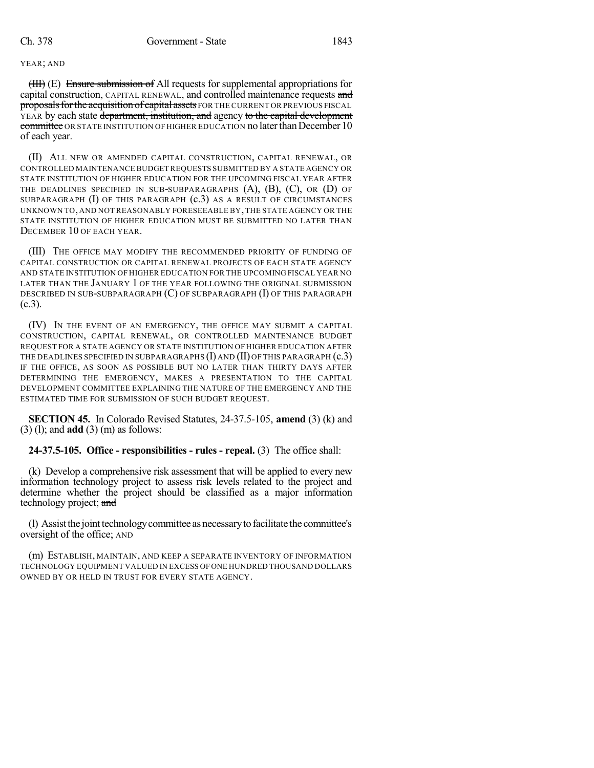YEAR; AND

~~(III)~~ (E) ~~Ensure submission of~~ All requests for supplemental appropriations for capital construction, CAPITAL RENEWAL, and controlled maintenance requests ~~and proposals for the acquisition of capital assets~~ FOR THE CURRENT OR PREVIOUS FISCAL YEAR by each state ~~department, institution, and~~ agency ~~to the capital development committee~~ OR STATE INSTITUTION OF HIGHER EDUCATION no later than December 10 of each year.

(II) ALL NEW OR AMENDED CAPITAL CONSTRUCTION, CAPITAL RENEWAL, OR CONTROLLED MAINTENANCE BUDGET REQUESTS SUBMITTED BY A STATE AGENCY OR STATE INSTITUTION OF HIGHER EDUCATION FOR THE UPCOMING FISCAL YEAR AFTER THE DEADLINES SPECIFIED IN SUB-SUBPARAGRAPHS (A), (B), (C), OR (D) OF SUBPARAGRAPH (I) OF THIS PARAGRAPH (c.3) AS A RESULT OF CIRCUMSTANCES UNKNOWN TO, AND NOT REASONABLY FORESEEABLE BY, THE STATE AGENCY OR THE STATE INSTITUTION OF HIGHER EDUCATION MUST BE SUBMITTED NO LATER THAN DECEMBER 10 OF EACH YEAR.

(III) THE OFFICE MAY MODIFY THE RECOMMENDED PRIORITY OF FUNDING OF CAPITAL CONSTRUCTION OR CAPITAL RENEWAL PROJECTS OF EACH STATE AGENCY AND STATE INSTITUTION OF HIGHER EDUCATION FOR THE UPCOMING FISCAL YEAR NO LATER THAN THE JANUARY 1 OF THE YEAR FOLLOWING THE ORIGINAL SUBMISSION DESCRIBED IN SUB-SUBPARAGRAPH (C) OF SUBPARAGRAPH (I) OF THIS PARAGRAPH (c.3).

(IV) IN THE EVENT OF AN EMERGENCY, THE OFFICE MAY SUBMIT A CAPITAL CONSTRUCTION, CAPITAL RENEWAL, OR CONTROLLED MAINTENANCE BUDGET REQUEST FOR A STATE AGENCY OR STATE INSTITUTION OF HIGHER EDUCATION AFTER THE DEADLINES SPECIFIED IN SUBPARAGRAPHS (I) AND (II) OF THIS PARAGRAPH (c.3) IF THE OFFICE, AS SOON AS POSSIBLE BUT NO LATER THAN THIRTY DAYS AFTER DETERMINING THE EMERGENCY, MAKES A PRESENTATION TO THE CAPITAL DEVELOPMENT COMMITTEE EXPLAINING THE NATURE OF THE EMERGENCY AND THE ESTIMATED TIME FOR SUBMISSION OF SUCH BUDGET REQUEST.

**SECTION 45.** In Colorado Revised Statutes, 24-37.5-105, **amend** (3) (k) and (3) (l); and **add** (3) (m) as follows:

**24-37.5-105. Office - responsibilities - rules - repeal.** (3) The office shall:

(k) Develop a comprehensive risk assessment that will be applied to every new information technology project to assess risk levels related to the project and determine whether the project should be classified as a major information technology project; ~~and~~

(l) Assist the joint technology committee as necessary to facilitate the committee's oversight of the office; AND

(m) ESTABLISH, MAINTAIN, AND KEEP A SEPARATE INVENTORY OF INFORMATION TECHNOLOGY EQUIPMENT VALUED IN EXCESS OF ONE HUNDRED THOUSAND DOLLARS OWNED BY OR HELD IN TRUST FOR EVERY STATE AGENCY.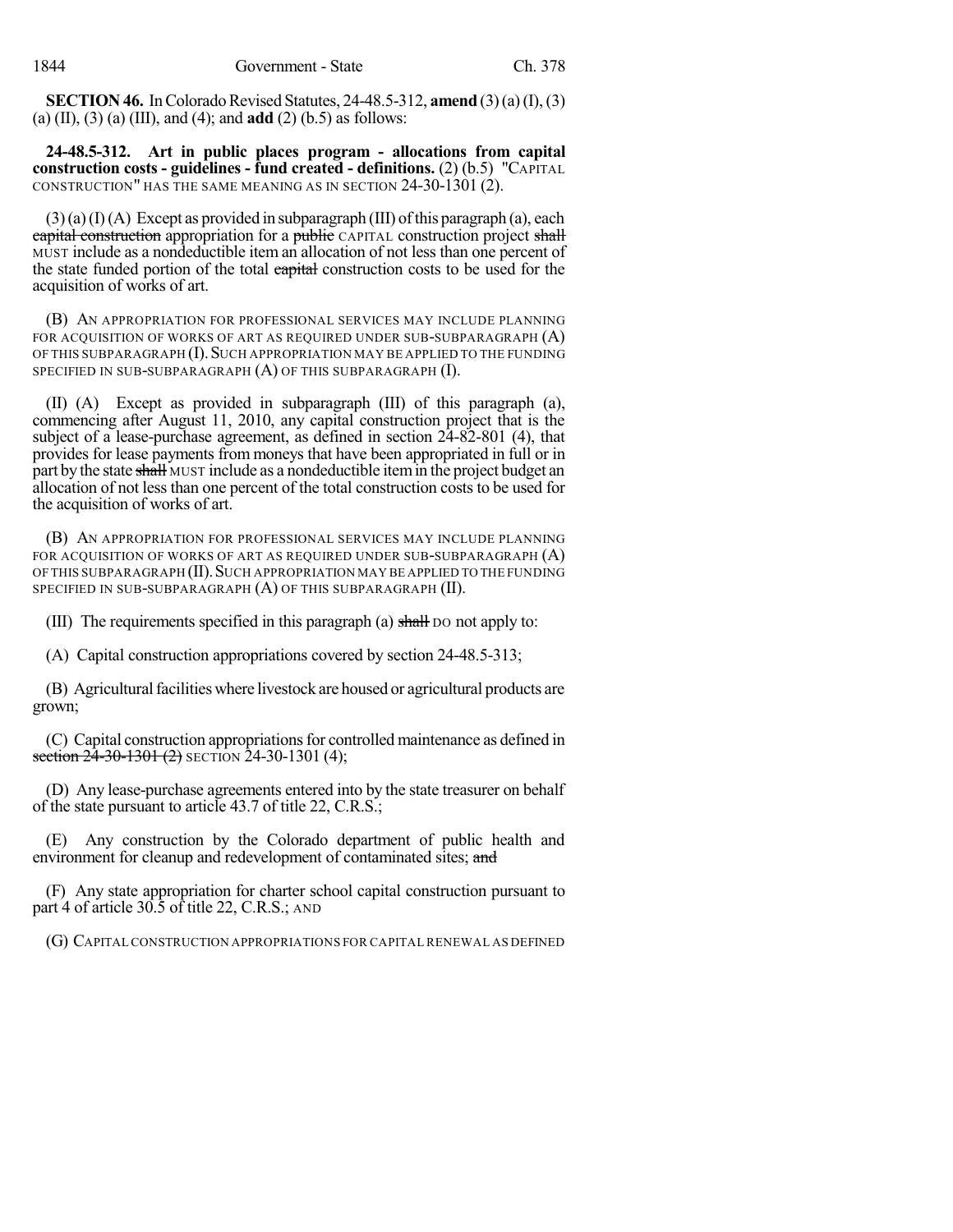**SECTION 46.** In Colorado Revised Statutes, 24-48.5-312, **amend** (3) (a) (I), (3) (a) (II), (3) (a) (III), and (4); and **add** (2) (b.5) as follows:

**24-48.5-312. Art in public places program - allocations from capital construction costs - guidelines - fund created - definitions.** (2) (b.5) "CAPITAL CONSTRUCTION" HAS THE SAME MEANING AS IN SECTION 24-30-1301 (2).

(3) (a) (I) (A) Except as provided in subparagraph (III) of this paragraph (a), each ~~capital construction~~ appropriation for a ~~public~~ CAPITAL construction project ~~shall~~ MUST include as a nondeductible item an allocation of not less than one percent of the state funded portion of the total ~~capital~~ construction costs to be used for the acquisition of works of art.

(B) AN APPROPRIATION FOR PROFESSIONAL SERVICES MAY INCLUDE PLANNING FOR ACQUISITION OF WORKS OF ART AS REQUIRED UNDER SUB-SUBPARAGRAPH (A) OF THIS SUBPARAGRAPH (I). SUCH APPROPRIATION MAY BE APPLIED TO THE FUNDING SPECIFIED IN SUB-SUBPARAGRAPH (A) OF THIS SUBPARAGRAPH (I).

(II) (A) Except as provided in subparagraph (III) of this paragraph (a), commencing after August 11, 2010, any capital construction project that is the subject of a lease-purchase agreement, as defined in section 24-82-801 (4), that provides for lease payments from moneys that have been appropriated in full or in part by the state ~~shall~~ MUST include as a nondeductible item in the project budget an allocation of not less than one percent of the total construction costs to be used for the acquisition of works of art.

(B) AN APPROPRIATION FOR PROFESSIONAL SERVICES MAY INCLUDE PLANNING FOR ACQUISITION OF WORKS OF ART AS REQUIRED UNDER SUB-SUBPARAGRAPH (A) OF THIS SUBPARAGRAPH (II). SUCH APPROPRIATION MAY BE APPLIED TO THE FUNDING SPECIFIED IN SUB-SUBPARAGRAPH (A) OF THIS SUBPARAGRAPH (II).

(III) The requirements specified in this paragraph (a) ~~shall~~ DO not apply to:

(A) Capital construction appropriations covered by section 24-48.5-313;

(B) Agricultural facilities where livestock are housed or agricultural products are grown;

(C) Capital construction appropriations for controlled maintenance as defined in ~~section 24-30-1301 (2)~~ SECTION 24-30-1301 (4);

(D) Any lease-purchase agreements entered into by the state treasurer on behalf of the state pursuant to article 43.7 of title 22, C.R.S.;

(E) Any construction by the Colorado department of public health and environment for cleanup and redevelopment of contaminated sites; ~~and~~

(F) Any state appropriation for charter school capital construction pursuant to part 4 of article 30.5 of title 22, C.R.S.; AND

(G) CAPITAL CONSTRUCTION APPROPRIATIONS FOR CAPITAL RENEWAL AS DEFINED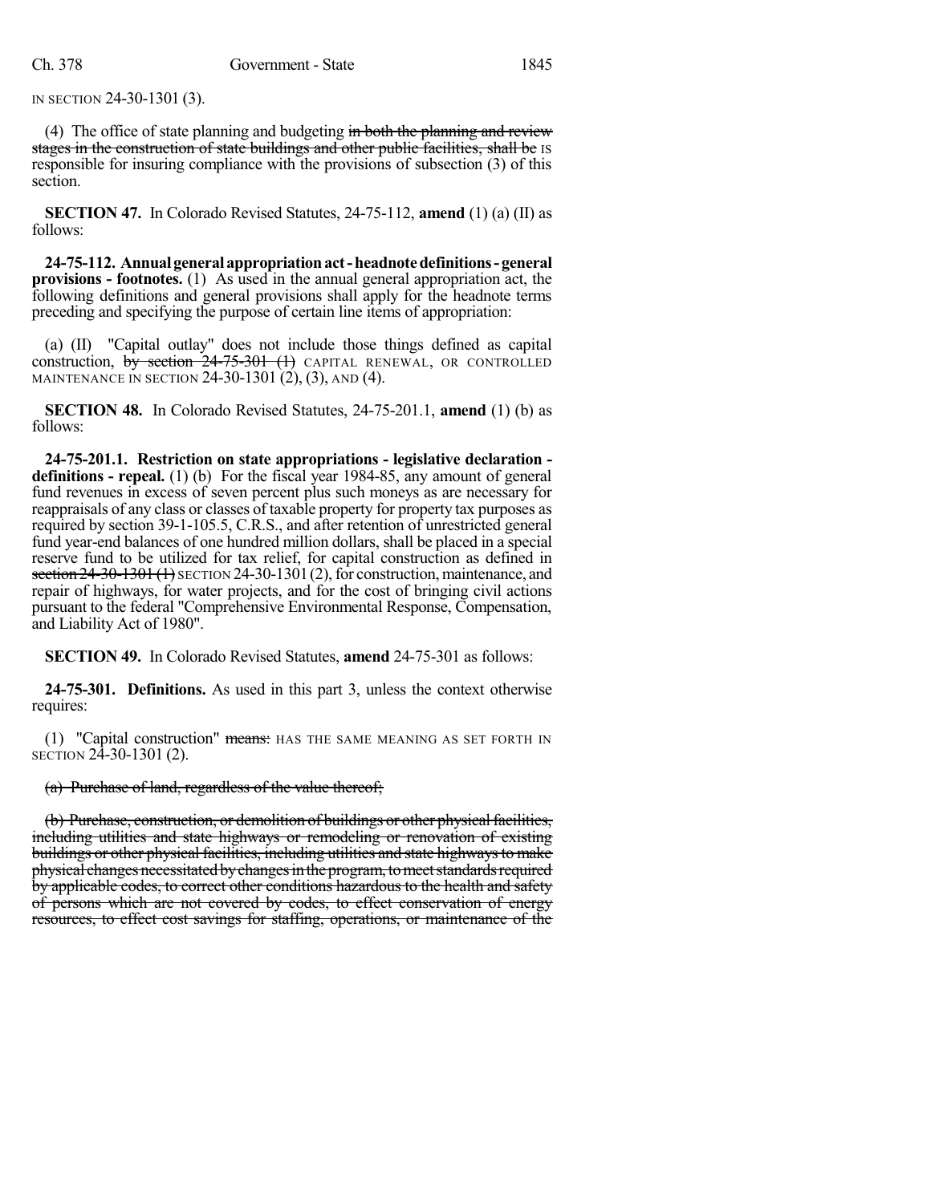IN SECTION 24-30-1301 (3).

(4) The office of state planning and budgeting ~~in both the planning and review stages in the construction of state buildings and other public facilities, shall be~~ IS responsible for insuring compliance with the provisions of subsection (3) of this section.

**SECTION 47.** In Colorado Revised Statutes, 24-75-112, **amend** (1) (a) (II) as follows:

**24-75-112. Annual general appropriation act - headnote definitions - general provisions - footnotes.** (1) As used in the annual general appropriation act, the following definitions and general provisions shall apply for the headnote terms preceding and specifying the purpose of certain line items of appropriation:

(a) (II) "Capital outlay" does not include those things defined as capital construction, ~~by section 24-75-301 (1)~~ CAPITAL RENEWAL, OR CONTROLLED MAINTENANCE IN SECTION 24-30-1301 (2), (3), AND (4).

**SECTION 48.** In Colorado Revised Statutes, 24-75-201.1, **amend** (1) (b) as follows:

**24-75-201.1. Restriction on state appropriations - legislative declaration - definitions - repeal.** (1) (b) For the fiscal year 1984-85, any amount of general fund revenues in excess of seven percent plus such moneys as are necessary for reappraisals of any class or classes of taxable property for property tax purposes as required by section 39-1-105.5, C.R.S., and after retention of unrestricted general fund year-end balances of one hundred million dollars, shall be placed in a special reserve fund to be utilized for tax relief, for capital construction as defined in ~~section 24-30-1301 (1)~~ SECTION 24-30-1301 (2), for construction, maintenance, and repair of highways, for water projects, and for the cost of bringing civil actions pursuant to the federal "Comprehensive Environmental Response, Compensation, and Liability Act of 1980".

**SECTION 49.** In Colorado Revised Statutes, **amend** 24-75-301 as follows:

**24-75-301. Definitions.** As used in this part 3, unless the context otherwise requires:

(1) "Capital construction" ~~means:~~ HAS THE SAME MEANING AS SET FORTH IN SECTION 24-30-1301 (2).

~~(a) Purchase of land, regardless of the value thereof;~~

~~(b) Purchase, construction, or demolition of buildings or other physical facilities, including utilities and state highways or remodeling or renovation of existing buildings or other physical facilities, including utilities and state highways to make physical changes necessitated by changes in the program, to meet standards required by applicable codes, to correct other conditions hazardous to the health and safety of persons which are not covered by codes, to effect conservation of energy resources, to effect cost savings for staffing, operations, or maintenance of the~~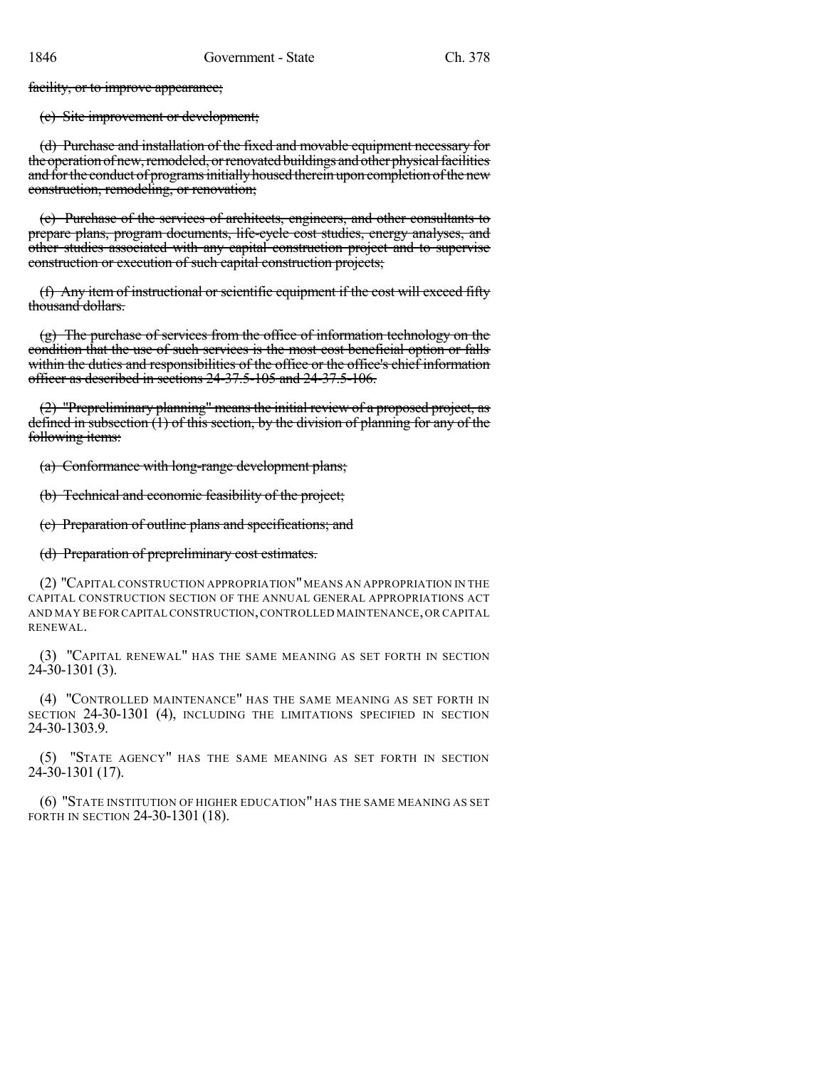~~facility, or to improve appearance;~~

~~(c) Site improvement or development;~~

~~(d) Purchase and installation of the fixed and movable equipment necessary for the operation of new, remodeled, or renovated buildings and other physical facilities and for the conduct of programs initially housed therein upon completion of the new construction, remodeling, or renovation;~~

~~(e) Purchase of the services of architects, engineers, and other consultants to prepare plans, program documents, life-cycle cost studies, energy analyses, and other studies associated with any capital construction project and to supervise construction or execution of such capital construction projects;~~

~~(f) Any item of instructional or scientific equipment if the cost will exceed fifty thousand dollars.~~

~~(g) The purchase of services from the office of information technology on the condition that the use of such services is the most cost beneficial option or falls within the duties and responsibilities of the office or the office's chief information officer as described in sections 24-37.5-105 and 24-37.5-106.~~

~~(2) "Prepreliminary planning" means the initial review of a proposed project, as defined in subsection (1) of this section, by the division of planning for any of the following items:~~

~~(a) Conformance with long-range development plans;~~

~~(b) Technical and economic feasibility of the project;~~

~~(c) Preparation of outline plans and specifications; and~~

~~(d) Preparation of prepreliminary cost estimates.~~

(2) "CAPITAL CONSTRUCTION APPROPRIATION" MEANS AN APPROPRIATION IN THE CAPITAL CONSTRUCTION SECTION OF THE ANNUAL GENERAL APPROPRIATIONS ACT AND MAY BE FOR CAPITAL CONSTRUCTION, CONTROLLED MAINTENANCE, OR CAPITAL RENEWAL.

(3) "CAPITAL RENEWAL" HAS THE SAME MEANING AS SET FORTH IN SECTION 24-30-1301 (3).

(4) "CONTROLLED MAINTENANCE" HAS THE SAME MEANING AS SET FORTH IN SECTION 24-30-1301 (4), INCLUDING THE LIMITATIONS SPECIFIED IN SECTION 24-30-1303.9.

(5) "STATE AGENCY" HAS THE SAME MEANING AS SET FORTH IN SECTION 24-30-1301 (17).

(6) "STATE INSTITUTION OF HIGHER EDUCATION" HAS THE SAME MEANING AS SET FORTH IN SECTION 24-30-1301 (18).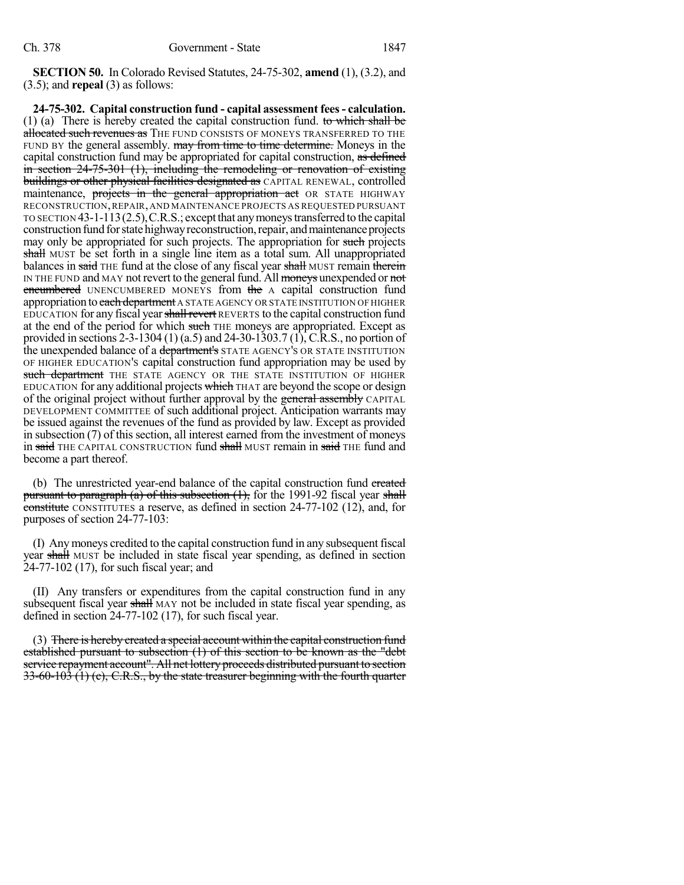**SECTION 50.** In Colorado Revised Statutes, 24-75-302, **amend** (1), (3.2), and (3.5); and **repeal** (3) as follows:

**24-75-302. Capital construction fund - capital assessment fees - calculation.** (1) (a) There is hereby created the capital construction fund. ~~to which shall be allocated such revenues as~~ THE FUND CONSISTS OF MONEYS TRANSFERRED TO THE FUND BY the general assembly. ~~may from time to time determine.~~ Moneys in the capital construction fund may be appropriated for capital construction, ~~as defined in section 24-75-301 (1), including the remodeling or renovation of existing buildings or other physical facilities designated as~~ CAPITAL RENEWAL, controlled maintenance, ~~projects in the general appropriation act~~ OR STATE HIGHWAY RECONSTRUCTION, REPAIR, AND MAINTENANCE PROJECTS AS REQUESTED PURSUANT TO SECTION 43-1-113 (2.5), C.R.S.; except that any moneys transferred to the capital construction fund for state highway reconstruction, repair, and maintenance projects may only be appropriated for such projects. The appropriation for ~~such~~ projects ~~shall~~ MUST be set forth in a single line item as a total sum. All unappropriated balances in ~~said~~ THE fund at the close of any fiscal year ~~shall~~ MUST remain ~~therein~~ IN THE FUND and MAY not revert to the general fund. All ~~moneys~~ unexpended or ~~not encumbered~~ UNENCUMBERED MONEYS from ~~the~~ A capital construction fund appropriation to ~~each department~~ A STATE AGENCY OR STATE INSTITUTION OF HIGHER EDUCATION for any fiscal year ~~shall revert~~ REVERTS to the capital construction fund at the end of the period for which ~~such~~ THE moneys are appropriated. Except as provided in sections 2-3-1304 (1) (a.5) and 24-30-1303.7 (1), C.R.S., no portion of the unexpended balance of a ~~department's~~ STATE AGENCY'S OR STATE INSTITUTION OF HIGHER EDUCATION'S capital construction fund appropriation may be used by ~~such department~~ THE STATE AGENCY OR THE STATE INSTITUTION OF HIGHER EDUCATION for any additional projects ~~which~~ THAT are beyond the scope or design of the original project without further approval by the ~~general assembly~~ CAPITAL DEVELOPMENT COMMITTEE of such additional project. Anticipation warrants may be issued against the revenues of the fund as provided by law. Except as provided in subsection (7) of this section, all interest earned from the investment of moneys in ~~said~~ THE CAPITAL CONSTRUCTION fund ~~shall~~ MUST remain in ~~said~~ THE fund and become a part thereof.

(b) The unrestricted year-end balance of the capital construction fund ~~created pursuant to paragraph (a) of this subsection (1),~~ for the 1991-92 fiscal year ~~shall constitute~~ CONSTITUTES a reserve, as defined in section 24-77-102 (12), and, for purposes of section 24-77-103:

(I) Any moneys credited to the capital construction fund in any subsequent fiscal year ~~shall~~ MUST be included in state fiscal year spending, as defined in section 24-77-102 (17), for such fiscal year; and

(II) Any transfers or expenditures from the capital construction fund in any subsequent fiscal year ~~shall~~ MAY not be included in state fiscal year spending, as defined in section 24-77-102 (17), for such fiscal year.

(3) ~~There is hereby created a special account within the capital construction fund established pursuant to subsection (1) of this section to be known as the "debt service repayment account". All net lottery proceeds distributed pursuant to section 33-60-103 (1) (c), C.R.S., by the state treasurer beginning with the fourth quarter~~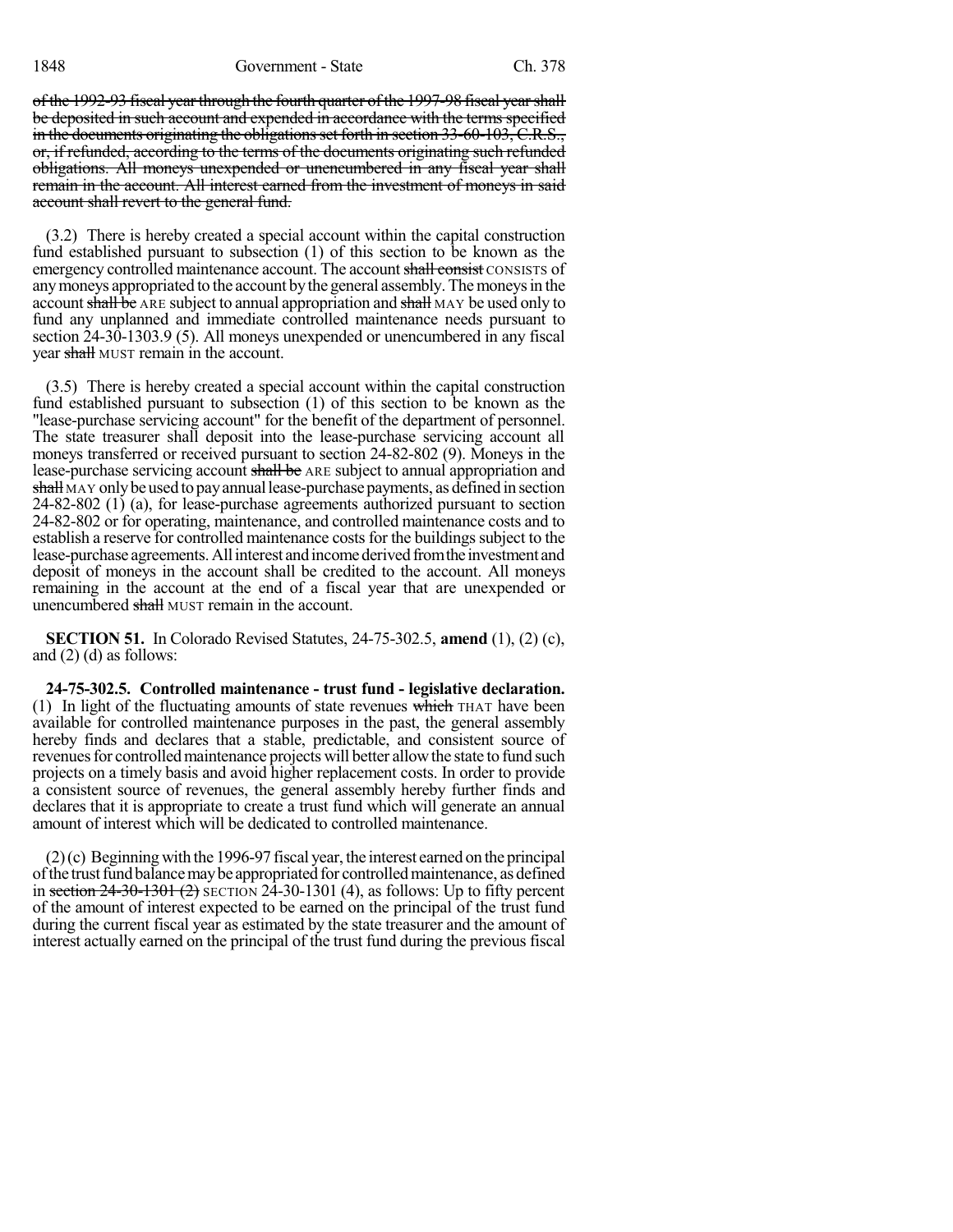~~of the 1992-93 fiscal year through the fourth quarter of the 1997-98 fiscal year shall be deposited in such account and expended in accordance with the terms specified in the documents originating the obligations set forth in section 33-60-103, C.R.S., or, if refunded, according to the terms of the documents originating such refunded obligations. All moneys unexpended or unencumbered in any fiscal year shall remain in the account. All interest earned from the investment of moneys in said account shall revert to the general fund.~~

(3.2) There is hereby created a special account within the capital construction fund established pursuant to subsection (1) of this section to be known as the emergency controlled maintenance account. The account ~~shall consist~~ CONSISTS of any moneys appropriated to the account by the general assembly. The moneys in the account ~~shall be~~ ARE subject to annual appropriation and ~~shall~~ MAY be used only to fund any unplanned and immediate controlled maintenance needs pursuant to section 24-30-1303.9 (5). All moneys unexpended or unencumbered in any fiscal year ~~shall~~ MUST remain in the account.

(3.5) There is hereby created a special account within the capital construction fund established pursuant to subsection (1) of this section to be known as the "lease-purchase servicing account" for the benefit of the department of personnel. The state treasurer shall deposit into the lease-purchase servicing account all moneys transferred or received pursuant to section 24-82-802 (9). Moneys in the lease-purchase servicing account ~~shall be~~ ARE subject to annual appropriation and ~~shall~~ MAY only be used to pay annual lease-purchase payments, as defined in section 24-82-802 (1) (a), for lease-purchase agreements authorized pursuant to section 24-82-802 or for operating, maintenance, and controlled maintenance costs and to establish a reserve for controlled maintenance costs for the buildings subject to the lease-purchase agreements. All interest and income derived from the investment and deposit of moneys in the account shall be credited to the account. All moneys remaining in the account at the end of a fiscal year that are unexpended or unencumbered ~~shall~~ MUST remain in the account.

**SECTION 51.** In Colorado Revised Statutes, 24-75-302.5, **amend** (1), (2) (c), and (2) (d) as follows:

**24-75-302.5. Controlled maintenance - trust fund - legislative declaration.** (1) In light of the fluctuating amounts of state revenues ~~which~~ THAT have been available for controlled maintenance purposes in the past, the general assembly hereby finds and declares that a stable, predictable, and consistent source of revenues for controlled maintenance projects will better allow the state to fund such projects on a timely basis and avoid higher replacement costs. In order to provide a consistent source of revenues, the general assembly hereby further finds and declares that it is appropriate to create a trust fund which will generate an annual amount of interest which will be dedicated to controlled maintenance.

(2) (c) Beginning with the 1996-97 fiscal year, the interest earned on the principal of the trust fund balance may be appropriated for controlled maintenance, as defined in ~~section 24-30-1301 (2)~~ SECTION 24-30-1301 (4), as follows: Up to fifty percent of the amount of interest expected to be earned on the principal of the trust fund during the current fiscal year as estimated by the state treasurer and the amount of interest actually earned on the principal of the trust fund during the previous fiscal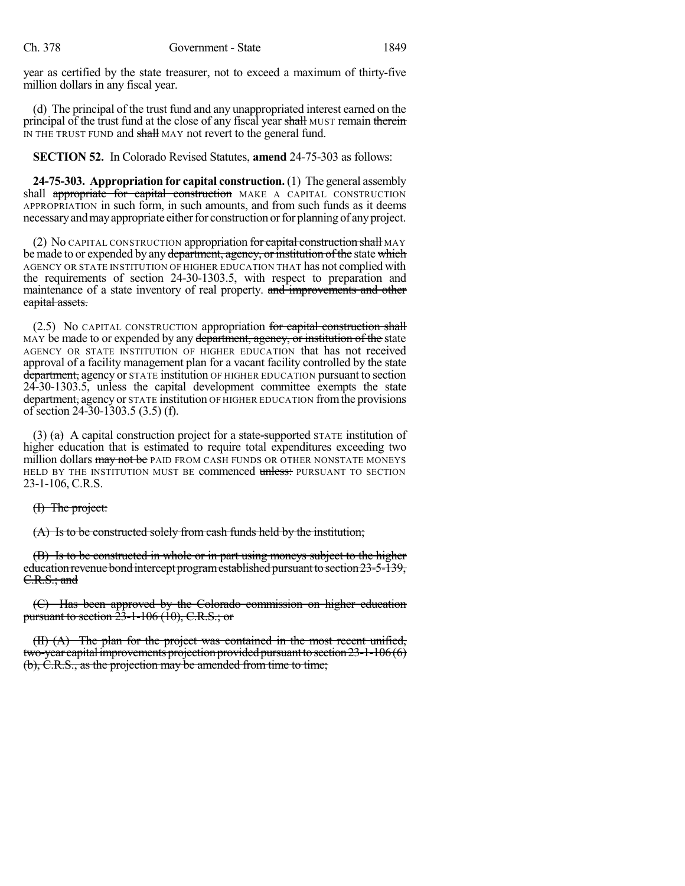year as certified by the state treasurer, not to exceed a maximum of thirty-five million dollars in any fiscal year.

(d) The principal of the trust fund and any unappropriated interest earned on the principal of the trust fund at the close of any fiscal year shall MUST remain therein IN THE TRUST FUND and shall MAY not revert to the general fund.

**SECTION 52.** In Colorado Revised Statutes, **amend** 24-75-303 as follows:

**24-75-303. Appropriation for capital construction.** (1) The general assembly shall appropriate for capital construction MAKE A CAPITAL CONSTRUCTION APPROPRIATION in such form, in such amounts, and from such funds as it deems necessary and may appropriate either for construction or for planning of any project.

(2) No CAPITAL CONSTRUCTION appropriation for capital construction shall MAY be made to or expended by any department, agency, or institution of the state which AGENCY OR STATE INSTITUTION OF HIGHER EDUCATION THAT has not complied with the requirements of section 24-30-1303.5, with respect to preparation and maintenance of a state inventory of real property. and improvements and other capital assets.

(2.5) No CAPITAL CONSTRUCTION appropriation for capital construction shall MAY be made to or expended by any department, agency, or institution of the state AGENCY OR STATE INSTITUTION OF HIGHER EDUCATION that has not received approval of a facility management plan for a vacant facility controlled by the state department, agency or STATE institution OF HIGHER EDUCATION pursuant to section 24-30-1303.5, unless the capital development committee exempts the state department, agency or STATE institution OF HIGHER EDUCATION from the provisions of section 24-30-1303.5 (3.5) (f).

(3) (a) A capital construction project for a state-supported STATE institution of higher education that is estimated to require total expenditures exceeding two million dollars may not be PAID FROM CASH FUNDS OR OTHER NONSTATE MONEYS HELD BY THE INSTITUTION MUST BE commenced unless: PURSUANT TO SECTION 23-1-106, C.R.S.

(I) The project:

(A) Is to be constructed solely from cash funds held by the institution;

(B) Is to be constructed in whole or in part using moneys subject to the higher education revenue bond intercept program established pursuant to section 23-5-139, C.R.S.; and

(C) Has been approved by the Colorado commission on higher education pursuant to section 23-1-106 (10), C.R.S.; or

(II) (A) The plan for the project was contained in the most recent unified, two-year capital improvements projection provided pursuant to section 23-1-106 (6) (b), C.R.S., as the projection may be amended from time to time;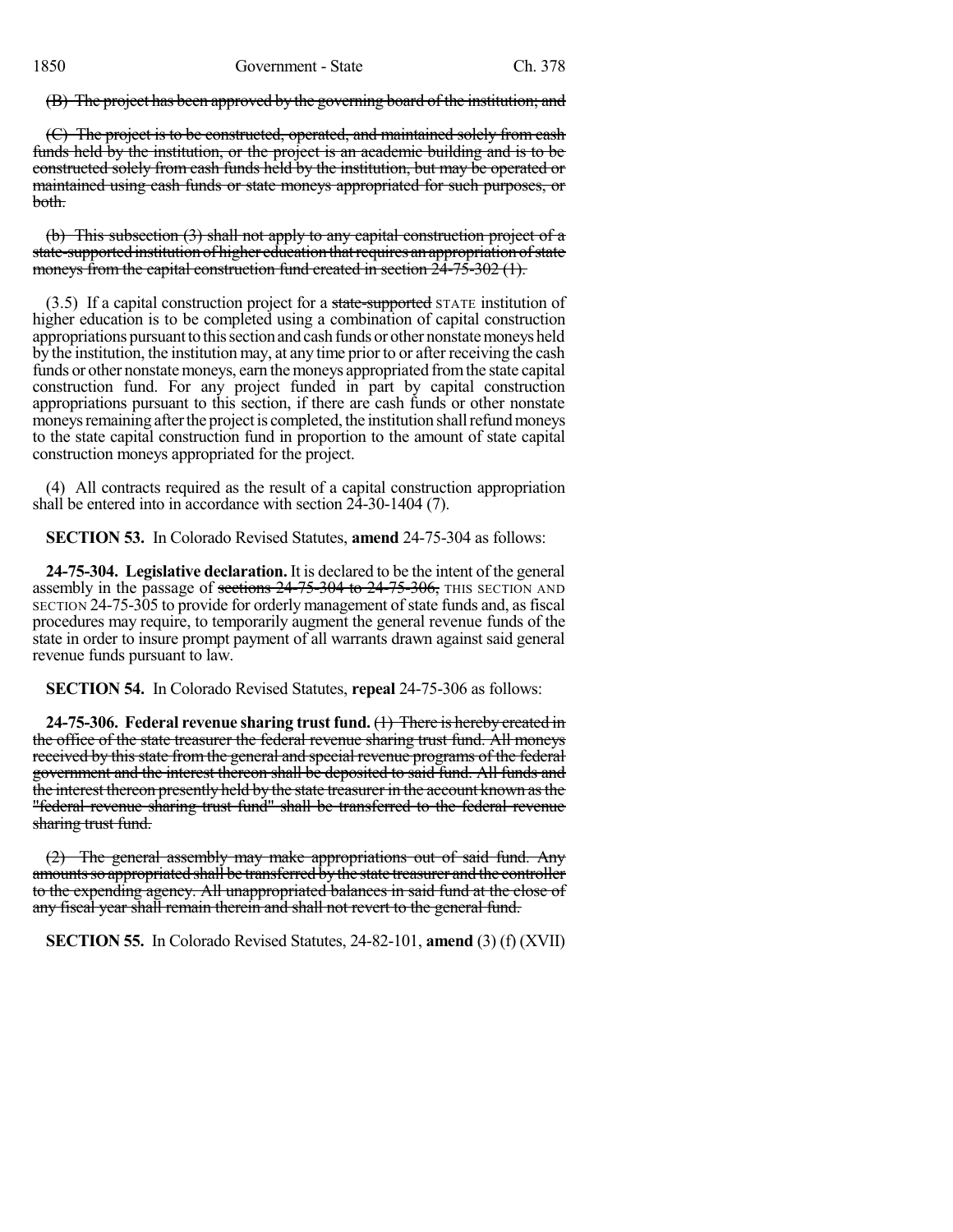(B) ~~The project has been approved by the governing board of the institution; and~~

(C) ~~The project is to be constructed, operated, and maintained solely from cash funds held by the institution, or the project is an academic building and is to be constructed solely from cash funds held by the institution, but may be operated or maintained using cash funds or state moneys appropriated for such purposes, or both.~~

(b) ~~This subsection (3) shall not apply to any capital construction project of a state-supported institution of higher education that requires an appropriation of state moneys from the capital construction fund created in section 24-75-302 (1).~~

(3.5) If a capital construction project for a ~~state-supported~~ STATE institution of higher education is to be completed using a combination of capital construction appropriations pursuant to this section and cash funds or other nonstate moneys held by the institution, the institution may, at any time prior to or after receiving the cash funds or other nonstate moneys, earn the moneys appropriated from the state capital construction fund. For any project funded in part by capital construction appropriations pursuant to this section, if there are cash funds or other nonstate moneys remaining after the project is completed, the institution shall refund moneys to the state capital construction fund in proportion to the amount of state capital construction moneys appropriated for the project.

(4) All contracts required as the result of a capital construction appropriation shall be entered into in accordance with section 24-30-1404 (7).

**SECTION 53.** In Colorado Revised Statutes, **amend** 24-75-304 as follows:

**24-75-304. Legislative declaration.** It is declared to be the intent of the general assembly in the passage of ~~sections 24-75-304 to 24-75-306,~~ THIS SECTION AND SECTION 24-75-305 to provide for orderly management of state funds and, as fiscal procedures may require, to temporarily augment the general revenue funds of the state in order to insure prompt payment of all warrants drawn against said general revenue funds pursuant to law.

**SECTION 54.** In Colorado Revised Statutes, **repeal** 24-75-306 as follows:

**24-75-306. Federal revenue sharing trust fund.** ~~(1) There is hereby created in the office of the state treasurer the federal revenue sharing trust fund. All moneys received by this state from the general and special revenue programs of the federal government and the interest thereon shall be deposited to said fund. All funds and the interest thereon presently held by the state treasurer in the account known as the "federal revenue sharing trust fund" shall be transferred to the federal revenue sharing trust fund.~~

~~(2) The general assembly may make appropriations out of said fund. Any amounts so appropriated shall be transferred by the state treasurer and the controller to the expending agency. All unappropriated balances in said fund at the close of any fiscal year shall remain therein and shall not revert to the general fund.~~

**SECTION 55.** In Colorado Revised Statutes, 24-82-101, **amend** (3) (f) (XVII)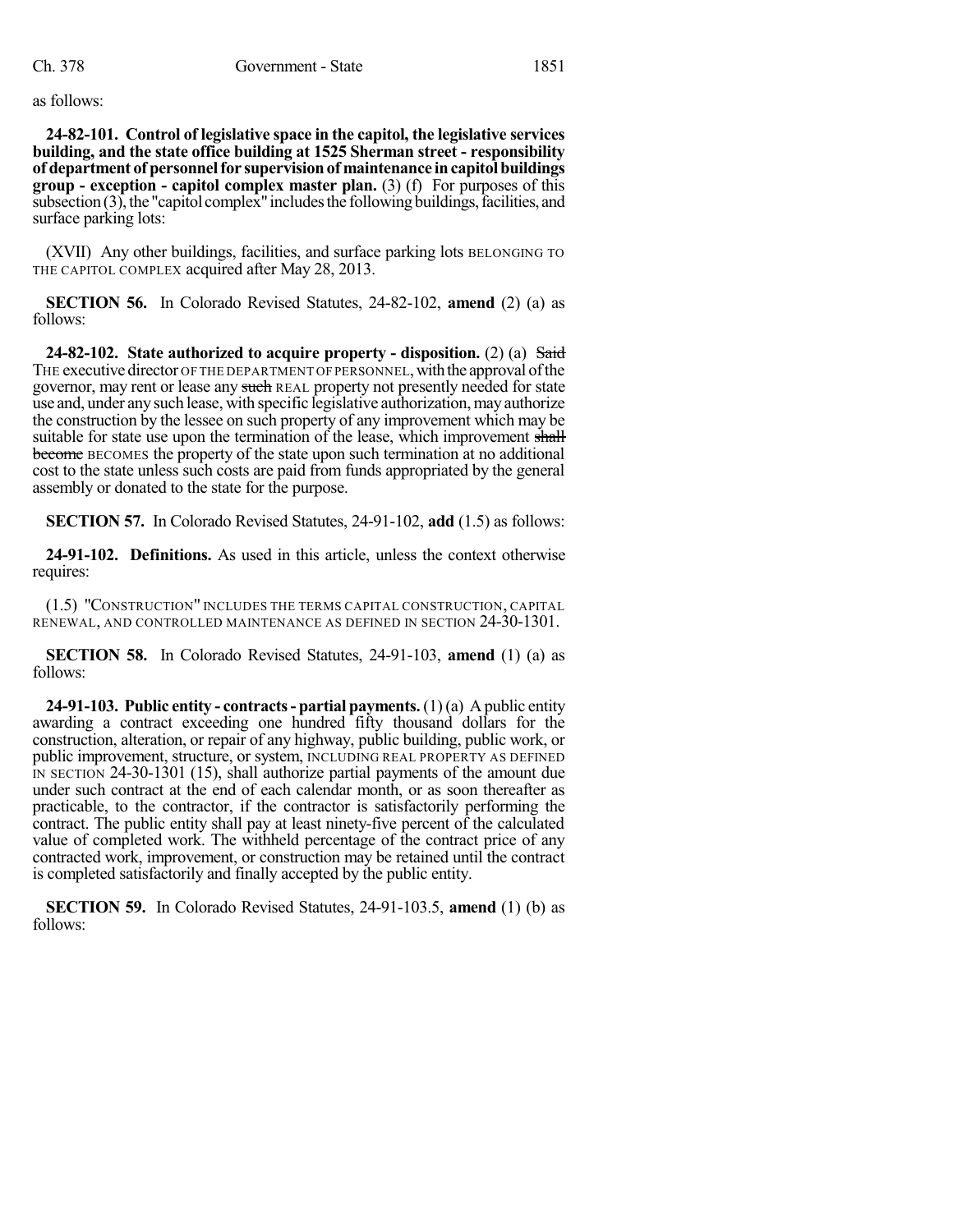as follows:

**24-82-101. Control of legislative space in the capitol, the legislative services building, and the state office building at 1525 Sherman street - responsibility of department of personnel for supervision of maintenance in capitol buildings group - exception - capitol complex master plan.** (3) (f) For purposes of this subsection (3), the "capitol complex" includes the following buildings, facilities, and surface parking lots:

(XVII) Any other buildings, facilities, and surface parking lots BELONGING TO THE CAPITOL COMPLEX acquired after May 28, 2013.

**SECTION 56.** In Colorado Revised Statutes, 24-82-102, **amend** (2) (a) as follows:

**24-82-102. State authorized to acquire property - disposition.** (2) (a) ~~Said~~ THE executive director OF THE DEPARTMENT OF PERSONNEL, with the approval of the governor, may rent or lease any ~~such~~ REAL property not presently needed for state use and, under any such lease, with specific legislative authorization, may authorize the construction by the lessee on such property of any improvement which may be suitable for state use upon the termination of the lease, which improvement ~~shall become~~ BECOMES the property of the state upon such termination at no additional cost to the state unless such costs are paid from funds appropriated by the general assembly or donated to the state for the purpose.

**SECTION 57.** In Colorado Revised Statutes, 24-91-102, **add** (1.5) as follows:

**24-91-102. Definitions.** As used in this article, unless the context otherwise requires:

(1.5) "CONSTRUCTION" INCLUDES THE TERMS CAPITAL CONSTRUCTION, CAPITAL RENEWAL, AND CONTROLLED MAINTENANCE AS DEFINED IN SECTION 24-30-1301.

**SECTION 58.** In Colorado Revised Statutes, 24-91-103, **amend** (1) (a) as follows:

**24-91-103. Public entity - contracts - partial payments.** (1) (a) A public entity awarding a contract exceeding one hundred fifty thousand dollars for the construction, alteration, or repair of any highway, public building, public work, or public improvement, structure, or system, INCLUDING REAL PROPERTY AS DEFINED IN SECTION 24-30-1301 (15), shall authorize partial payments of the amount due under such contract at the end of each calendar month, or as soon thereafter as practicable, to the contractor, if the contractor is satisfactorily performing the contract. The public entity shall pay at least ninety-five percent of the calculated value of completed work. The withheld percentage of the contract price of any contracted work, improvement, or construction may be retained until the contract is completed satisfactorily and finally accepted by the public entity.

**SECTION 59.** In Colorado Revised Statutes, 24-91-103.5, **amend** (1) (b) as follows: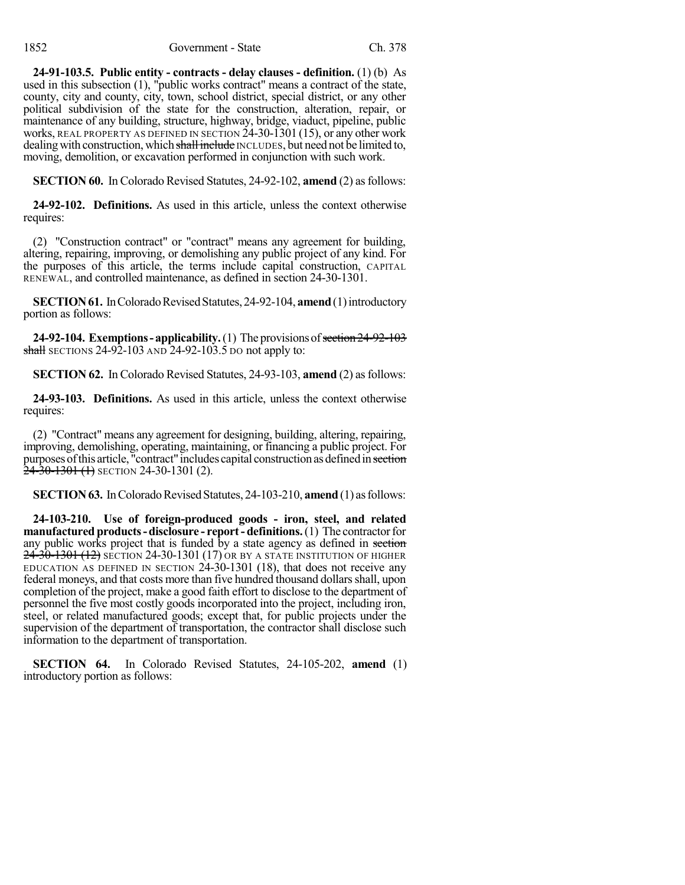**24-91-103.5. Public entity - contracts - delay clauses - definition.** (1) (b) As used in this subsection (1), "public works contract" means a contract of the state, county, city and county, city, town, school district, special district, or any other political subdivision of the state for the construction, alteration, repair, or maintenance of any building, structure, highway, bridge, viaduct, pipeline, public works, REAL PROPERTY AS DEFINED IN SECTION 24-30-1301 (15), or any other work dealing with construction, which ~~shall include~~ INCLUDES, but need not be limited to, moving, demolition, or excavation performed in conjunction with such work.

**SECTION 60.** In Colorado Revised Statutes, 24-92-102, **amend** (2) as follows:

**24-92-102. Definitions.** As used in this article, unless the context otherwise requires:

(2) "Construction contract" or "contract" means any agreement for building, altering, repairing, improving, or demolishing any public project of any kind. For the purposes of this article, the terms include capital construction, CAPITAL RENEWAL, and controlled maintenance, as defined in section 24-30-1301.

**SECTION 61.** In Colorado Revised Statutes, 24-92-104, **amend** (1) introductory portion as follows:

**24-92-104. Exemptions - applicability.** (1) The provisions of ~~section 24-92-103 shall~~ SECTIONS 24-92-103 AND 24-92-103.5 DO not apply to:

**SECTION 62.** In Colorado Revised Statutes, 24-93-103, **amend** (2) as follows:

**24-93-103. Definitions.** As used in this article, unless the context otherwise requires:

(2) "Contract" means any agreement for designing, building, altering, repairing, improving, demolishing, operating, maintaining, or financing a public project. For purposes of this article, "contract" includes capital construction as defined in ~~section 24-30-1301 (1)~~ SECTION 24-30-1301 (2).

**SECTION 63.** In Colorado Revised Statutes, 24-103-210, **amend** (1) as follows:

**24-103-210. Use of foreign-produced goods - iron, steel, and related manufactured products - disclosure - report - definitions.** (1) The contractor for any public works project that is funded by a state agency as defined in ~~section 24-30-1301 (12)~~ SECTION 24-30-1301 (17) OR BY A STATE INSTITUTION OF HIGHER EDUCATION AS DEFINED IN SECTION 24-30-1301 (18), that does not receive any federal moneys, and that costs more than five hundred thousand dollars shall, upon completion of the project, make a good faith effort to disclose to the department of personnel the five most costly goods incorporated into the project, including iron, steel, or related manufactured goods; except that, for public projects under the supervision of the department of transportation, the contractor shall disclose such information to the department of transportation.

**SECTION 64.** In Colorado Revised Statutes, 24-105-202, **amend** (1) introductory portion as follows: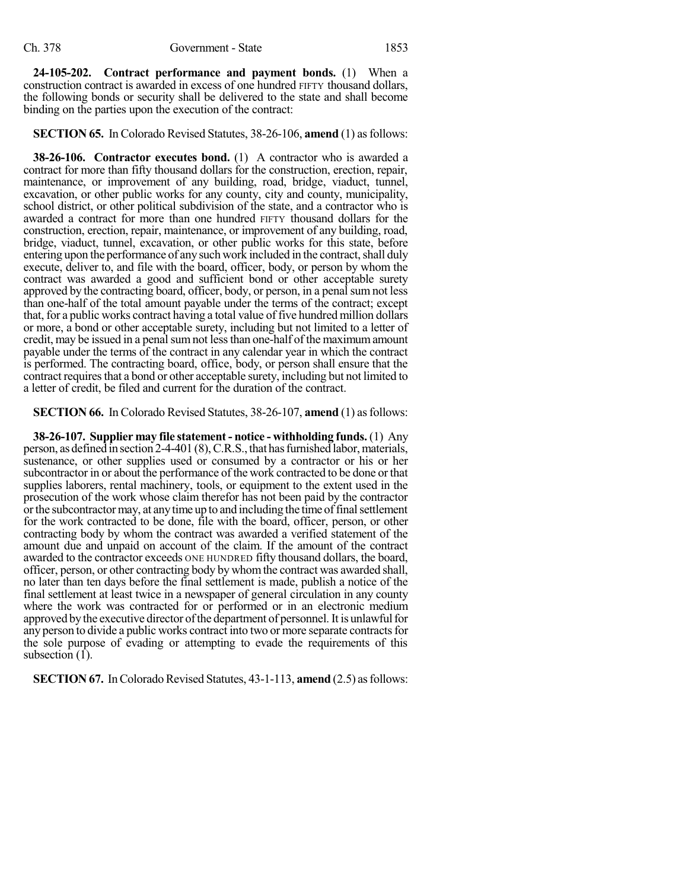**24-105-202. Contract performance and payment bonds.** (1) When a construction contract is awarded in excess of one hundred FIFTY thousand dollars, the following bonds or security shall be delivered to the state and shall become binding on the parties upon the execution of the contract:

**SECTION 65.** In Colorado Revised Statutes, 38-26-106, **amend** (1) as follows:

**38-26-106. Contractor executes bond.** (1) A contractor who is awarded a contract for more than fifty thousand dollars for the construction, erection, repair, maintenance, or improvement of any building, road, bridge, viaduct, tunnel, excavation, or other public works for any county, city and county, municipality, school district, or other political subdivision of the state, and a contractor who is awarded a contract for more than one hundred FIFTY thousand dollars for the construction, erection, repair, maintenance, or improvement of any building, road, bridge, viaduct, tunnel, excavation, or other public works for this state, before entering upon the performance of any such work included in the contract, shall duly execute, deliver to, and file with the board, officer, body, or person by whom the contract was awarded a good and sufficient bond or other acceptable surety approved by the contracting board, officer, body, or person, in a penal sum not less than one-half of the total amount payable under the terms of the contract; except that, for a public works contract having a total value of five hundred million dollars or more, a bond or other acceptable surety, including but not limited to a letter of credit, may be issued in a penal sum not less than one-half of the maximum amount payable under the terms of the contract in any calendar year in which the contract is performed. The contracting board, office, body, or person shall ensure that the contract requires that a bond or other acceptable surety, including but not limited to a letter of credit, be filed and current for the duration of the contract.

**SECTION 66.** In Colorado Revised Statutes, 38-26-107, **amend** (1) as follows:

**38-26-107. Supplier may file statement - notice - withholding funds.** (1) Any person, as defined in section 2-4-401 (8), C.R.S., that has furnished labor, materials, sustenance, or other supplies used or consumed by a contractor or his or her subcontractor in or about the performance of the work contracted to be done or that supplies laborers, rental machinery, tools, or equipment to the extent used in the prosecution of the work whose claim therefor has not been paid by the contractor or the subcontractor may, at any time up to and including the time of final settlement for the work contracted to be done, file with the board, officer, person, or other contracting body by whom the contract was awarded a verified statement of the amount due and unpaid on account of the claim. If the amount of the contract awarded to the contractor exceeds ONE HUNDRED fifty thousand dollars, the board, officer, person, or other contracting body by whom the contract was awarded shall, no later than ten days before the final settlement is made, publish a notice of the final settlement at least twice in a newspaper of general circulation in any county where the work was contracted for or performed or in an electronic medium approved by the executive director of the department of personnel. It is unlawful for any person to divide a public works contract into two or more separate contracts for the sole purpose of evading or attempting to evade the requirements of this subsection (1).

**SECTION 67.** In Colorado Revised Statutes, 43-1-113, **amend** (2.5) as follows: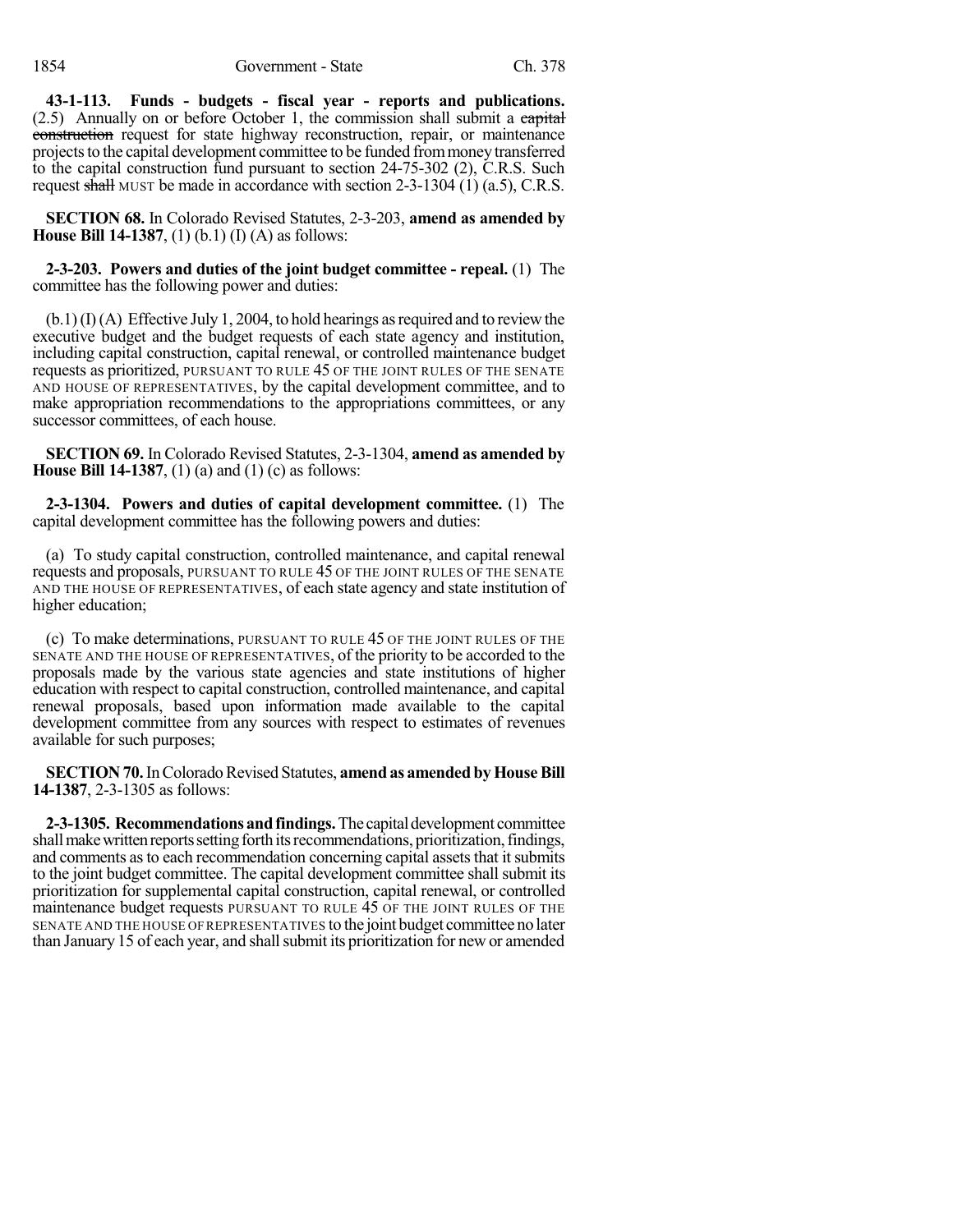**43-1-113. Funds - budgets - fiscal year - reports and publications.** (2.5) Annually on or before October 1, the commission shall submit a ~~capital construction~~ request for state highway reconstruction, repair, or maintenance projects to the capital development committee to be funded from money transferred to the capital construction fund pursuant to section 24-75-302 (2), C.R.S. Such request ~~shall~~ MUST be made in accordance with section 2-3-1304 (1) (a.5), C.R.S.

**SECTION 68.** In Colorado Revised Statutes, 2-3-203, **amend as amended by House Bill 14-1387**, (1) (b.1) (I) (A) as follows:

**2-3-203. Powers and duties of the joint budget committee - repeal.** (1) The committee has the following power and duties:

(b.1) (I) (A) Effective July 1, 2004, to hold hearings as required and to review the executive budget and the budget requests of each state agency and institution, including capital construction, capital renewal, or controlled maintenance budget requests as prioritized, PURSUANT TO RULE 45 OF THE JOINT RULES OF THE SENATE AND HOUSE OF REPRESENTATIVES, by the capital development committee, and to make appropriation recommendations to the appropriations committees, or any successor committees, of each house.

**SECTION 69.** In Colorado Revised Statutes, 2-3-1304, **amend as amended by House Bill 14-1387**, (1) (a) and (1) (c) as follows:

**2-3-1304. Powers and duties of capital development committee.** (1) The capital development committee has the following powers and duties:

(a) To study capital construction, controlled maintenance, and capital renewal requests and proposals, PURSUANT TO RULE 45 OF THE JOINT RULES OF THE SENATE AND THE HOUSE OF REPRESENTATIVES, of each state agency and state institution of higher education;

(c) To make determinations, PURSUANT TO RULE 45 OF THE JOINT RULES OF THE SENATE AND THE HOUSE OF REPRESENTATIVES, of the priority to be accorded to the proposals made by the various state agencies and state institutions of higher education with respect to capital construction, controlled maintenance, and capital renewal proposals, based upon information made available to the capital development committee from any sources with respect to estimates of revenues available for such purposes;

**SECTION 70.** In Colorado Revised Statutes, **amend as amended by House Bill 14-1387**, 2-3-1305 as follows:

**2-3-1305. Recommendations and findings.** The capital development committee shall make written reports setting forth its recommendations, prioritization, findings, and comments as to each recommendation concerning capital assets that it submits to the joint budget committee. The capital development committee shall submit its prioritization for supplemental capital construction, capital renewal, or controlled maintenance budget requests PURSUANT TO RULE 45 OF THE JOINT RULES OF THE SENATE AND THE HOUSE OF REPRESENTATIVES to the joint budget committee no later than January 15 of each year, and shall submit its prioritization for new or amended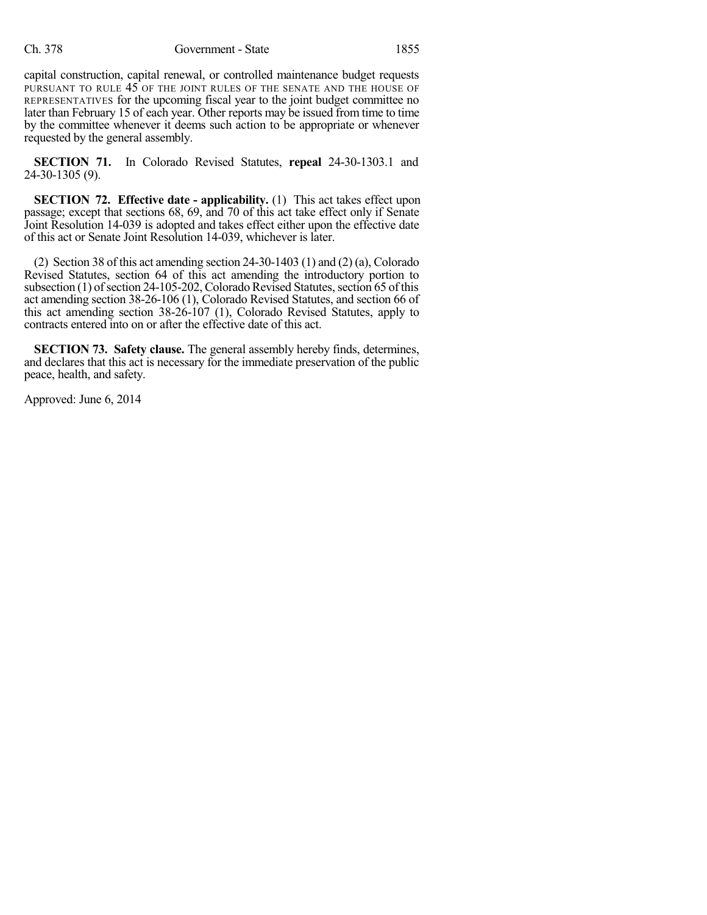capital construction, capital renewal, or controlled maintenance budget requests PURSUANT TO RULE 45 OF THE JOINT RULES OF THE SENATE AND THE HOUSE OF REPRESENTATIVES for the upcoming fiscal year to the joint budget committee no later than February 15 of each year. Other reports may be issued from time to time by the committee whenever it deems such action to be appropriate or whenever requested by the general assembly.

**SECTION 71.** In Colorado Revised Statutes, **repeal** 24-30-1303.1 and 24-30-1305 (9).

**SECTION 72. Effective date - applicability.** (1) This act takes effect upon passage; except that sections 68, 69, and 70 of this act take effect only if Senate Joint Resolution 14-039 is adopted and takes effect either upon the effective date of this act or Senate Joint Resolution 14-039, whichever is later.

(2) Section 38 of this act amending section 24-30-1403 (1) and (2) (a), Colorado Revised Statutes, section 64 of this act amending the introductory portion to subsection (1) of section 24-105-202, Colorado Revised Statutes, section 65 of this act amending section 38-26-106 (1), Colorado Revised Statutes, and section 66 of this act amending section 38-26-107 (1), Colorado Revised Statutes, apply to contracts entered into on or after the effective date of this act.

**SECTION 73. Safety clause.** The general assembly hereby finds, determines, and declares that this act is necessary for the immediate preservation of the public peace, health, and safety.

Approved: June 6, 2014